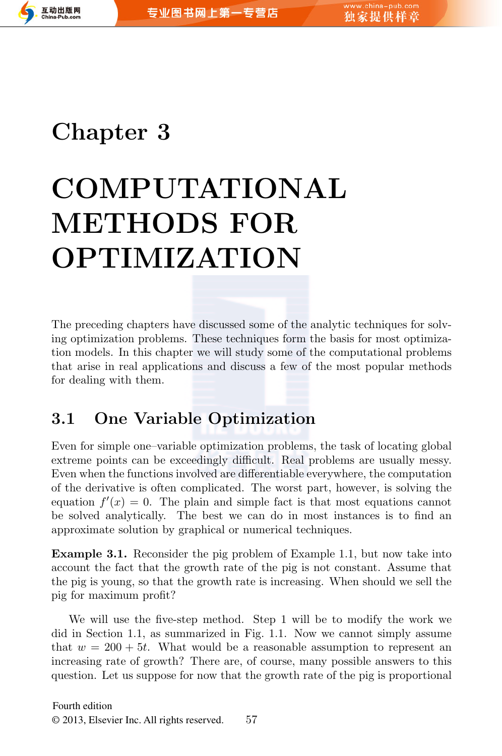# Chapter 3

# COMPUTATIONAL METHODS FOR OPTIMIZATION

The preceding chapters have discussed some of the analytic techniques for solving optimization problems. These techniques form the basis for most optimization models. In this chapter we will study some of the computational problems that arise in real applications and discuss a few of the most popular methods for dealing with them.

## 3.1 One Variable Optimization

Even for simple one–variable optimization problems, the task of locating global extreme points can be exceedingly difficult. Real problems are usually messy. Even when the functions involved are differentiable everywhere, the computation of the derivative is often complicated. The worst part, however, is solving the equation $f'(x) = 0$. The plain and simple fact is that most equations cannot be solved analytically. The best we can do in most instances is to find an approximate solution by graphical or numerical techniques.

**Example 3.1.** Reconsider the pig problem of Example 1.1, but now take into account the fact that the growth rate of the pig is not constant. Assume that the pig is young, so that the growth rate is increasing. When should we sell the pig for maximum profit?

We will use the five-step method. Step 1 will be to modify the work we did in Section 1.1, as summarized in Fig. 1.1. Now we cannot simply assume that $w = 200 + 5t$. What would be a reasonable assumption to represent an increasing rate of growth? There are, of course, many possible answers to this question. Let us suppose for now that the growth rate of the pig is proportional

Fourth edition
© 2013, Elsevier Inc. All rights reserved.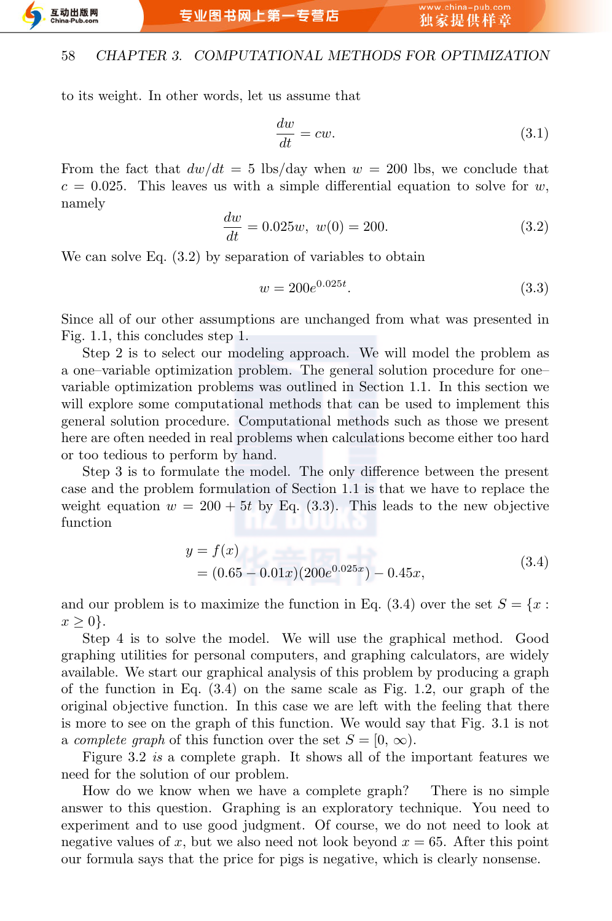to its weight. In other words, let us assume that

$$\frac{dw}{dt} = cw. \tag{3.1}$$

From the fact that $dw/dt = 5$ lbs/day when $w = 200$ lbs, we conclude that $c = 0.025$. This leaves us with a simple differential equation to solve for $w$, namely

$$\frac{dw}{dt} = 0.025w, \;\; w(0) = 200. \tag{3.2}$$

We can solve Eq. (3.2) by separation of variables to obtain

$$w = 200e^{0.025t}. \tag{3.3}$$

Since all of our other assumptions are unchanged from what was presented in Fig. 1.1, this concludes step 1.

Step 2 is to select our modeling approach. We will model the problem as a one–variable optimization problem. The general solution procedure for one–variable optimization problems was outlined in Section 1.1. In this section we will explore some computational methods that can be used to implement this general solution procedure. Computational methods such as those we present here are often needed in real problems when calculations become either too hard or too tedious to perform by hand.

Step 3 is to formulate the model. The only difference between the present case and the problem formulation of Section 1.1 is that we have to replace the weight equation $w = 200 + 5t$ by Eq. (3.3). This leads to the new objective function

$$\begin{aligned} y &= f(x) \\ &= (0.65 - 0.01x)(200e^{0.025x}) - 0.45x, \end{aligned} \tag{3.4}$$

and our problem is to maximize the function in Eq. (3.4) over the set $S = \{x : x \geq 0\}$.

Step 4 is to solve the model. We will use the graphical method. Good graphing utilities for personal computers, and graphing calculators, are widely available. We start our graphical analysis of this problem by producing a graph of the function in Eq. (3.4) on the same scale as Fig. 1.2, our graph of the original objective function. In this case we are left with the feeling that there is more to see on the graph of this function. We would say that Fig. 3.1 is not a *complete graph* of this function over the set $S = [0, \infty)$.

Figure 3.2 *is* a complete graph. It shows all of the important features we need for the solution of our problem.

How do we know when we have a complete graph? There is no simple answer to this question. Graphing is an exploratory technique. You need to experiment and to use good judgment. Of course, we do not need to look at negative values of $x$, but we also need not look beyond $x = 65$. After this point our formula says that the price for pigs is negative, which is clearly nonsense.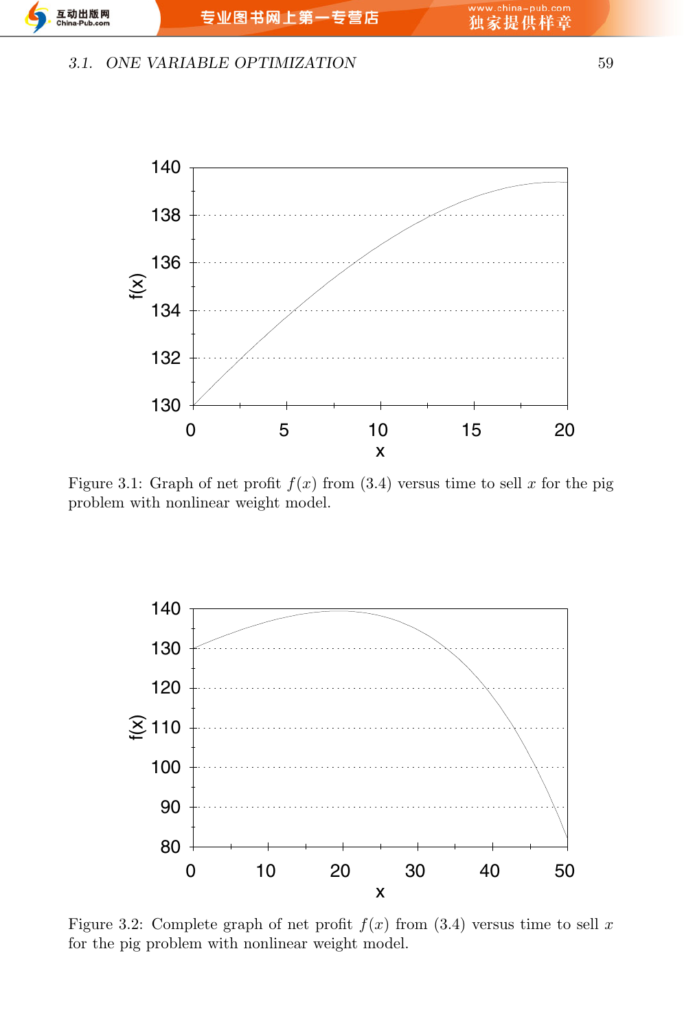Figure 3.1: Graph of net profit $f(x)$ from (3.4) versus time to sell $x$ for the pig problem with nonlinear weight model.

Figure 3.2: Complete graph of net profit $f(x)$ from (3.4) versus time to sell $x$ for the pig problem with nonlinear weight model.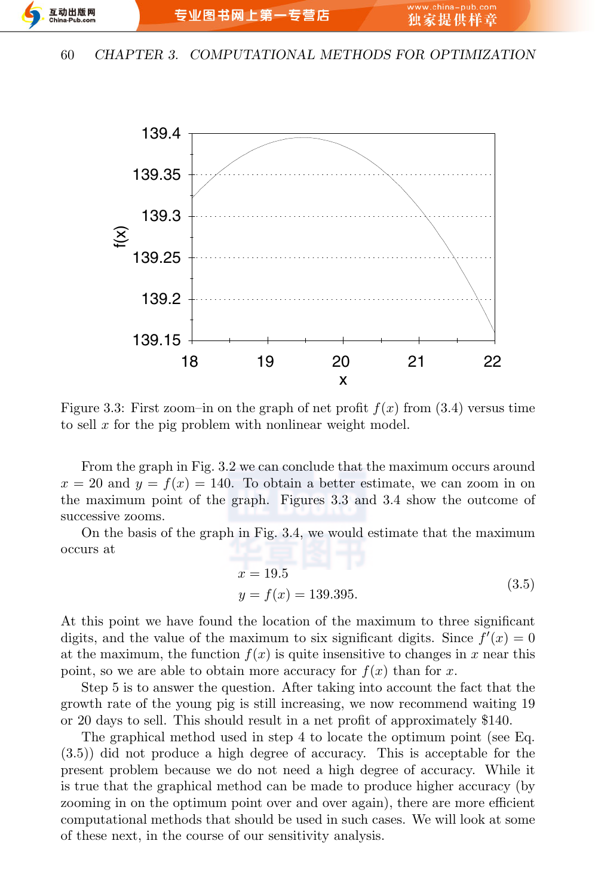Figure 3.3: First zoom–in on the graph of net profit $f(x)$ from (3.4) versus time to sell $x$ for the pig problem with nonlinear weight model.

From the graph in Fig. 3.2 we can conclude that the maximum occurs around $x = 20$ and $y = f(x) = 140$. To obtain a better estimate, we can zoom in on the maximum point of the graph. Figures 3.3 and 3.4 show the outcome of successive zooms.

On the basis of the graph in Fig. 3.4, we would estimate that the maximum occurs at

$$
\begin{aligned}
x &= 19.5 \\
y &= f(x) = 139.395.
\end{aligned}
\tag{3.5}
$$

At this point we have found the location of the maximum to three significant digits, and the value of the maximum to six significant digits. Since $f'(x) = 0$ at the maximum, the function $f(x)$ is quite insensitive to changes in $x$ near this point, so we are able to obtain more accuracy for $f(x)$ than for $x$.

Step 5 is to answer the question. After taking into account the fact that the growth rate of the young pig is still increasing, we now recommend waiting 19 or 20 days to sell. This should result in a net profit of approximately $140.

The graphical method used in step 4 to locate the optimum point (see Eq. (3.5)) did not produce a high degree of accuracy. This is acceptable for the present problem because we do not need a high degree of accuracy. While it is true that the graphical method can be made to produce higher accuracy (by zooming in on the optimum point over and over again), there are more efficient computational methods that should be used in such cases. We will look at some of these next, in the course of our sensitivity analysis.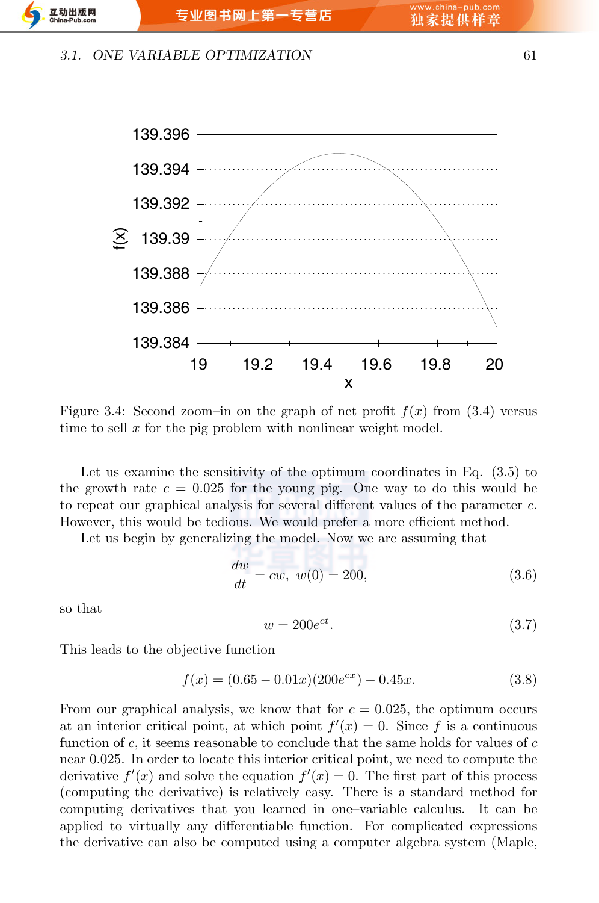Figure 3.4: Second zoom–in on the graph of net profit $f(x)$ from (3.4) versus time to sell $x$ for the pig problem with nonlinear weight model.

Let us examine the sensitivity of the optimum coordinates in Eq. (3.5) to the growth rate $c = 0.025$ for the young pig. One way to do this would be to repeat our graphical analysis for several different values of the parameter $c$. However, this would be tedious. We would prefer a more efficient method.

Let us begin by generalizing the model. Now we are assuming that

$$\frac{dw}{dt} = cw, \;\; w(0) = 200, \tag{3.6}$$

so that

$$w = 200e^{ct}. \tag{3.7}$$

This leads to the objective function

$$f(x) = (0.65 - 0.01x)(200e^{cx}) - 0.45x. \tag{3.8}$$

From our graphical analysis, we know that for $c = 0.025$, the optimum occurs at an interior critical point, at which point $f'(x) = 0$. Since $f$ is a continuous function of $c$, it seems reasonable to conclude that the same holds for values of $c$ near 0.025. In order to locate this interior critical point, we need to compute the derivative $f'(x)$ and solve the equation $f'(x) = 0$. The first part of this process (computing the derivative) is relatively easy. There is a standard method for computing derivatives that you learned in one–variable calculus. It can be applied to virtually any differentiable function. For complicated expressions the derivative can also be computed using a computer algebra system (Maple,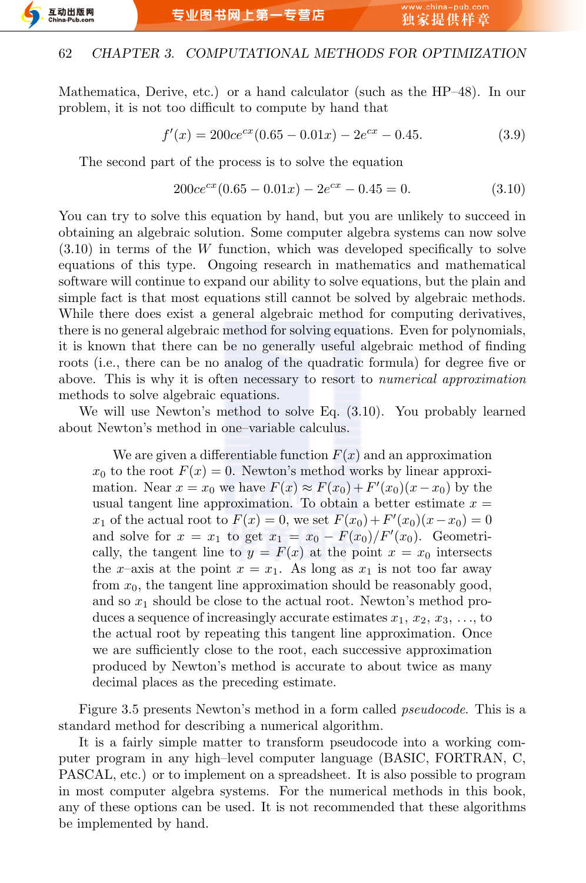Mathematica, Derive, etc.) or a hand calculator (such as the HP–48). In our problem, it is not too difficult to compute by hand that

$$f'(x) = 200ce^{cx}(0.65 - 0.01x) - 2e^{cx} - 0.45. \tag{3.9}$$

The second part of the process is to solve the equation

$$200ce^{cx}(0.65 - 0.01x) - 2e^{cx} - 0.45 = 0. \tag{3.10}$$

You can try to solve this equation by hand, but you are unlikely to succeed in obtaining an algebraic solution. Some computer algebra systems can now solve (3.10) in terms of the $W$ function, which was developed specifically to solve equations of this type. Ongoing research in mathematics and mathematical software will continue to expand our ability to solve equations, but the plain and simple fact is that most equations still cannot be solved by algebraic methods. While there does exist a general algebraic method for computing derivatives, there is no general algebraic method for solving equations. Even for polynomials, it is known that there can be no generally useful algebraic method of finding roots (i.e., there can be no analog of the quadratic formula) for degree five or above. This is why it is often necessary to resort to *numerical approximation* methods to solve algebraic equations.

We will use Newton's method to solve Eq. (3.10). You probably learned about Newton's method in one–variable calculus.

> We are given a differentiable function $F(x)$ and an approximation $x_0$ to the root $F(x) = 0$. Newton's method works by linear approximation. Near $x = x_0$ we have $F(x) \approx F(x_0) + F'(x_0)(x - x_0)$ by the usual tangent line approximation. To obtain a better estimate $x = x_1$ of the actual root to $F(x) = 0$, we set $F(x_0) + F'(x_0)(x - x_0) = 0$ and solve for $x = x_1$ to get $x_1 = x_0 - F(x_0)/F'(x_0)$. Geometrically, the tangent line to $y = F(x)$ at the point $x = x_0$ intersects the $x$–axis at the point $x = x_1$. As long as $x_1$ is not too far away from $x_0$, the tangent line approximation should be reasonably good, and so $x_1$ should be close to the actual root. Newton's method produces a sequence of increasingly accurate estimates $x_1, x_2, x_3, \ldots$, to the actual root by repeating this tangent line approximation. Once we are sufficiently close to the root, each successive approximation produced by Newton's method is accurate to about twice as many decimal places as the preceding estimate.

Figure 3.5 presents Newton's method in a form called *pseudocode*. This is a standard method for describing a numerical algorithm.

It is a fairly simple matter to transform pseudocode into a working computer program in any high–level computer language (BASIC, FORTRAN, C, PASCAL, etc.) or to implement on a spreadsheet. It is also possible to program in most computer algebra systems. For the numerical methods in this book, any of these options can be used. It is not recommended that these algorithms be implemented by hand.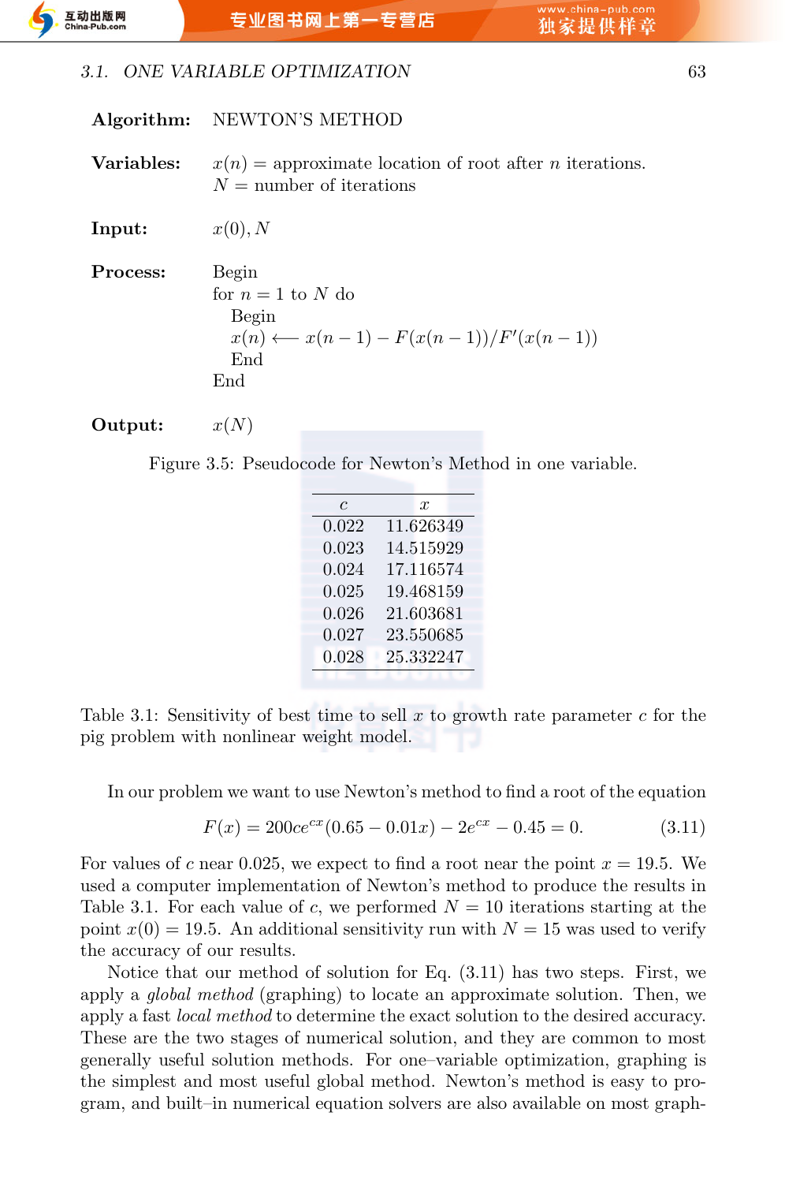**Algorithm:** NEWTON'S METHOD

**Variables:** $x(n)$ = approximate location of root after $n$ iterations.
$N$ = number of iterations

**Input:** $x(0), N$

**Process:**

```
Begin
for n = 1 to N do
   Begin
   x(n) ⟵ x(n − 1) − F(x(n − 1))/F′(x(n − 1))
   End
End
```

**Output:** $x(N)$

Figure 3.5: Pseudocode for Newton's Method in one variable.

| $c$ | $x$ |
|---|---|
| 0.022 | 11.626349 |
| 0.023 | 14.515929 |
| 0.024 | 17.116574 |
| 0.025 | 19.468159 |
| 0.026 | 21.603681 |
| 0.027 | 23.550685 |
| 0.028 | 25.332247 |

Table 3.1: Sensitivity of best time to sell $x$ to growth rate parameter $c$ for the pig problem with nonlinear weight model.

In our problem we want to use Newton's method to find a root of the equation

$$F(x) = 200ce^{cx}(0.65 - 0.01x) - 2e^{cx} - 0.45 = 0. \tag{3.11}$$

For values of $c$ near 0.025, we expect to find a root near the point $x = 19.5$. We used a computer implementation of Newton's method to produce the results in Table 3.1. For each value of $c$, we performed $N = 10$ iterations starting at the point $x(0) = 19.5$. An additional sensitivity run with $N = 15$ was used to verify the accuracy of our results.

Notice that our method of solution for Eq. (3.11) has two steps. First, we apply a *global method* (graphing) to locate an approximate solution. Then, we apply a fast *local method* to determine the exact solution to the desired accuracy. These are the two stages of numerical solution, and they are common to most generally useful solution methods. For one–variable optimization, graphing is the simplest and most useful global method. Newton's method is easy to program, and built–in numerical equation solvers are also available on most graph-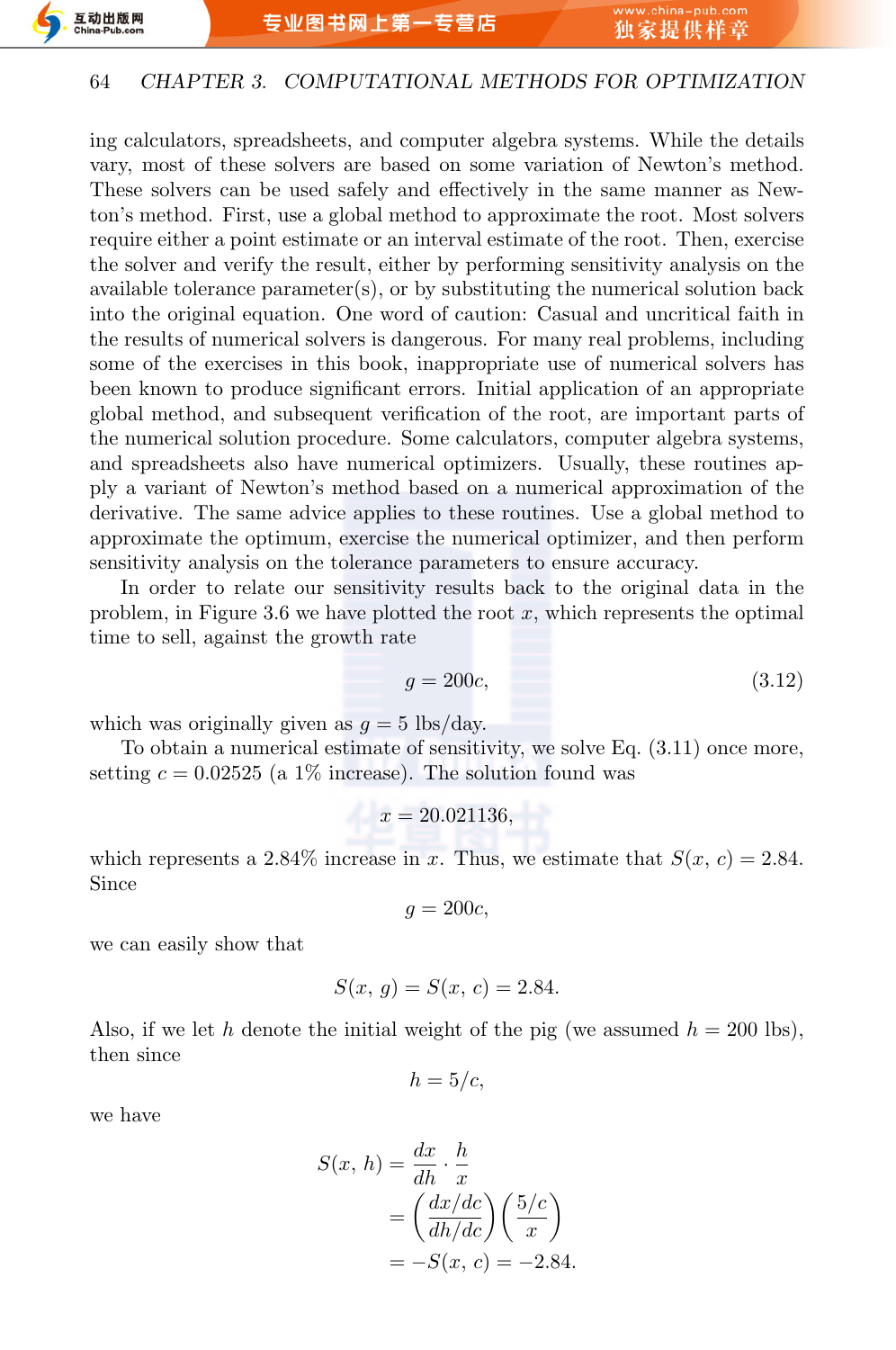ing calculators, spreadsheets, and computer algebra systems. While the details vary, most of these solvers are based on some variation of Newton's method. These solvers can be used safely and effectively in the same manner as Newton's method. First, use a global method to approximate the root. Most solvers require either a point estimate or an interval estimate of the root. Then, exercise the solver and verify the result, either by performing sensitivity analysis on the available tolerance parameter(s), or by substituting the numerical solution back into the original equation. One word of caution: Casual and uncritical faith in the results of numerical solvers is dangerous. For many real problems, including some of the exercises in this book, inappropriate use of numerical solvers has been known to produce significant errors. Initial application of an appropriate global method, and subsequent verification of the root, are important parts of the numerical solution procedure. Some calculators, computer algebra systems, and spreadsheets also have numerical optimizers. Usually, these routines apply a variant of Newton's method based on a numerical approximation of the derivative. The same advice applies to these routines. Use a global method to approximate the optimum, exercise the numerical optimizer, and then perform sensitivity analysis on the tolerance parameters to ensure accuracy.

In order to relate our sensitivity results back to the original data in the problem, in Figure 3.6 we have plotted the root $x$, which represents the optimal time to sell, against the growth rate

$$g = 200c, \tag{3.12}$$

which was originally given as $g = 5$ lbs/day.

To obtain a numerical estimate of sensitivity, we solve Eq. (3.11) once more, setting $c = 0.02525$ (a 1% increase). The solution found was

$$x = 20.021136,$$

which represents a 2.84% increase in $x$. Thus, we estimate that $S(x,\, c) = 2.84$. Since

$$g = 200c,$$

we can easily show that

$$S(x,\, g) = S(x,\, c) = 2.84.$$

Also, if we let $h$ denote the initial weight of the pig (we assumed $h = 200$ lbs), then since

$$h = 5/c,$$

we have

$$\begin{aligned} S(x,\, h) &= \frac{dx}{dh} \cdot \frac{h}{x} \\ &= \left(\frac{dx/dc}{dh/dc}\right)\left(\frac{5/c}{x}\right) \\ &= -S(x,\, c) = -2.84. \end{aligned}$$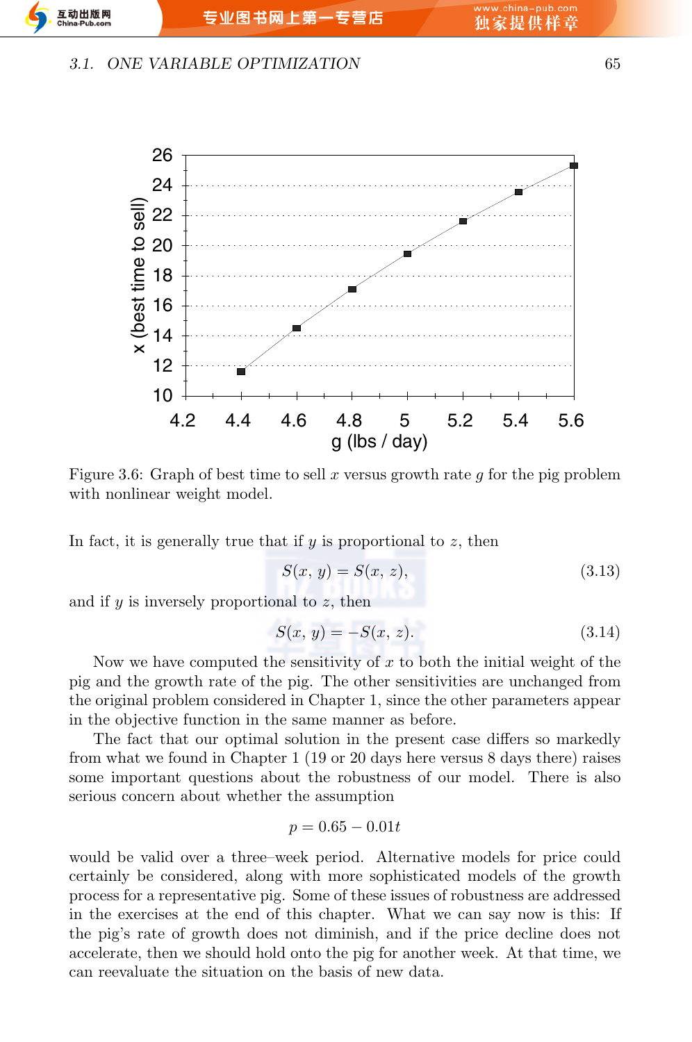Figure 3.6: Graph of best time to sell $x$ versus growth rate $g$ for the pig problem with nonlinear weight model.

In fact, it is generally true that if $y$ is proportional to $z$, then

$$S(x, y) = S(x, z), \tag{3.13}$$

and if $y$ is inversely proportional to $z$, then

$$S(x, y) = -S(x, z). \tag{3.14}$$

Now we have computed the sensitivity of $x$ to both the initial weight of the pig and the growth rate of the pig. The other sensitivities are unchanged from the original problem considered in Chapter 1, since the other parameters appear in the objective function in the same manner as before.

The fact that our optimal solution in the present case differs so markedly from what we found in Chapter 1 (19 or 20 days here versus 8 days there) raises some important questions about the robustness of our model. There is also serious concern about whether the assumption

$$p = 0.65 - 0.01t$$

would be valid over a three–week period. Alternative models for price could certainly be considered, along with more sophisticated models of the growth process for a representative pig. Some of these issues of robustness are addressed in the exercises at the end of this chapter. What we can say now is this: If the pig's rate of growth does not diminish, and if the price decline does not accelerate, then we should hold onto the pig for another week. At that time, we can reevaluate the situation on the basis of new data.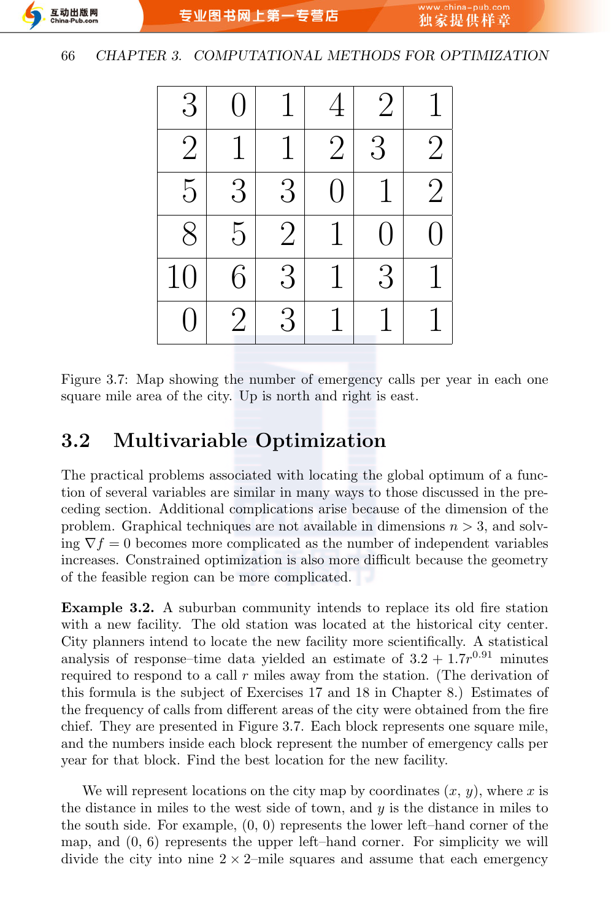| | | | | | |
|---|---|---|---|---|---|
| 3 | 0 | 1 | 4 | 2 | 1 |
| 2 | 1 | 1 | 2 | 3 | 2 |
| 5 | 3 | 3 | 0 | 1 | 2 |
| 8 | 5 | 2 | 1 | 0 | 0 |
| 10 | 6 | 3 | 1 | 3 | 1 |
| 0 | 2 | 3 | 1 | 1 | 1 |

Figure 3.7: Map showing the number of emergency calls per year in each one square mile area of the city. Up is north and right is east.

## 3.2 Multivariable Optimization

The practical problems associated with locating the global optimum of a function of several variables are similar in many ways to those discussed in the preceding section. Additional complications arise because of the dimension of the problem. Graphical techniques are not available in dimensions $n > 3$, and solving $\nabla f = 0$ becomes more complicated as the number of independent variables increases. Constrained optimization is also more difficult because the geometry of the feasible region can be more complicated.

**Example 3.2.** A suburban community intends to replace its old fire station with a new facility. The old station was located at the historical city center. City planners intend to locate the new facility more scientifically. A statistical analysis of response–time data yielded an estimate of $3.2 + 1.7r^{0.91}$ minutes required to respond to a call $r$ miles away from the station. (The derivation of this formula is the subject of Exercises 17 and 18 in Chapter 8.) Estimates of the frequency of calls from different areas of the city were obtained from the fire chief. They are presented in Figure 3.7. Each block represents one square mile, and the numbers inside each block represent the number of emergency calls per year for that block. Find the best location for the new facility.

We will represent locations on the city map by coordinates $(x, y)$, where $x$ is the distance in miles to the west side of town, and $y$ is the distance in miles to the south side. For example, (0, 0) represents the lower left–hand corner of the map, and (0, 6) represents the upper left–hand corner. For simplicity we will divide the city into nine $2 \times 2$–mile squares and assume that each emergency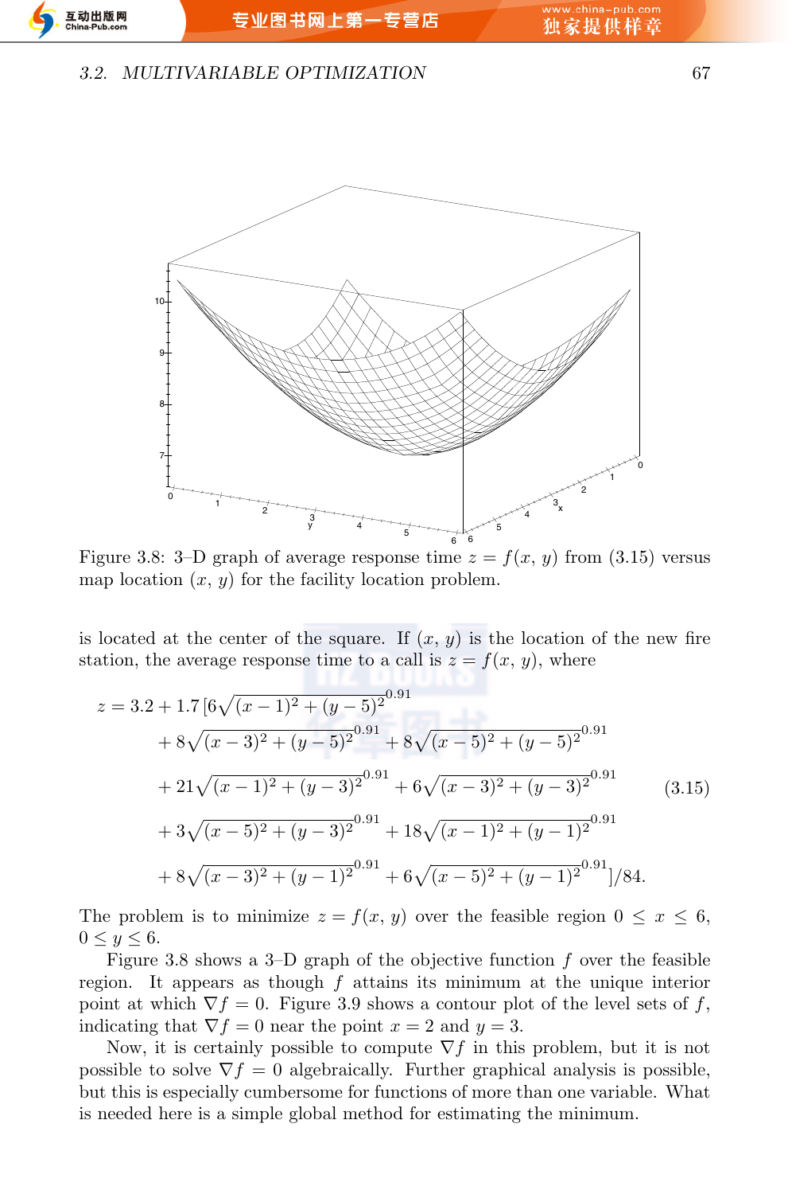Figure 3.8: 3–D graph of average response time $z = f(x, y)$ from (3.15) versus map location $(x, y)$ for the facility location problem.

is located at the center of the square. If $(x, y)$ is the location of the new fire station, the average response time to a call is $z = f(x, y)$, where

$$
\begin{aligned}
z = 3.2 + 1.7\,[6&\sqrt{(x-1)^2+(y-5)^2}^{\,0.91} \\
&+ 8\sqrt{(x-3)^2+(y-5)^2}^{\,0.91} + 8\sqrt{(x-5)^2+(y-5)^2}^{\,0.91} \\
&+ 21\sqrt{(x-1)^2+(y-3)^2}^{\,0.91} + 6\sqrt{(x-3)^2+(y-3)^2}^{\,0.91} \\
&+ 3\sqrt{(x-5)^2+(y-3)^2}^{\,0.91} + 18\sqrt{(x-1)^2+(y-1)^2}^{\,0.91} \\
&+ 8\sqrt{(x-3)^2+(y-1)^2}^{\,0.91} + 6\sqrt{(x-5)^2+(y-1)^2}^{\,0.91}]/84.
\end{aligned}
\tag{3.15}
$$

The problem is to minimize $z = f(x, y)$ over the feasible region $0 \le x \le 6$, $0 \le y \le 6$.

Figure 3.8 shows a 3–D graph of the objective function $f$ over the feasible region. It appears as though $f$ attains its minimum at the unique interior point at which $\nabla f = 0$. Figure 3.9 shows a contour plot of the level sets of $f$, indicating that $\nabla f = 0$ near the point $x = 2$ and $y = 3$.

Now, it is certainly possible to compute $\nabla f$ in this problem, but it is not possible to solve $\nabla f = 0$ algebraically. Further graphical analysis is possible, but this is especially cumbersome for functions of more than one variable. What is needed here is a simple global method for estimating the minimum.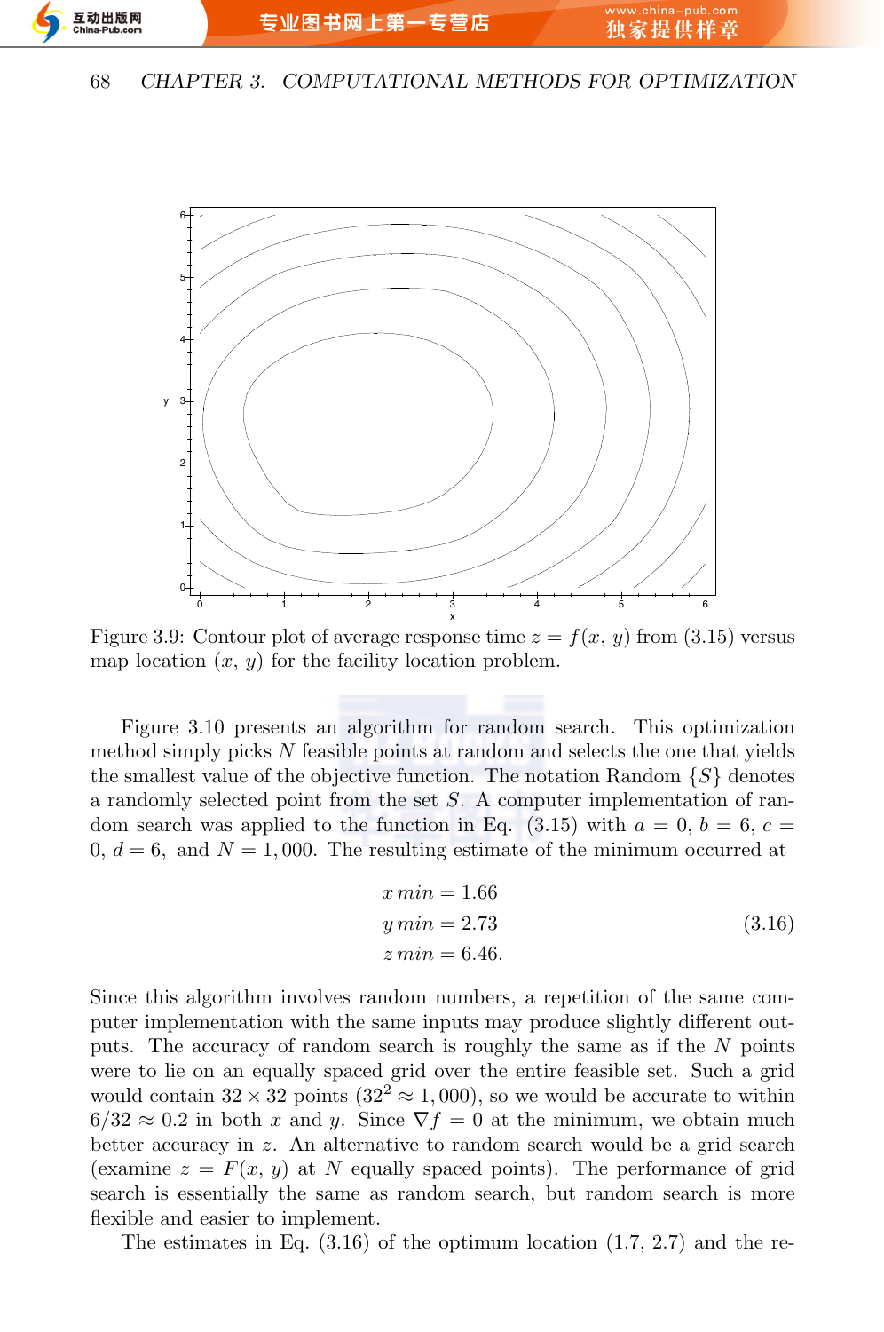Figure 3.9: Contour plot of average response time $z = f(x, y)$ from (3.15) versus map location $(x, y)$ for the facility location problem.

Figure 3.10 presents an algorithm for random search. This optimization method simply picks $N$ feasible points at random and selects the one that yields the smallest value of the objective function. The notation Random $\{S\}$ denotes a randomly selected point from the set $S$. A computer implementation of random search was applied to the function in Eq. (3.15) with $a = 0$, $b = 6$, $c = 0$, $d = 6$, and $N = 1,000$. The resulting estimate of the minimum occurred at

$$
\begin{aligned}
x\,min &= 1.66 \\
y\,min &= 2.73 \\
z\,min &= 6.46.
\end{aligned}
\tag{3.16}
$$

Since this algorithm involves random numbers, a repetition of the same computer implementation with the same inputs may produce slightly different outputs. The accuracy of random search is roughly the same as if the $N$ points were to lie on an equally spaced grid over the entire feasible set. Such a grid would contain $32 \times 32$ points ($32^2 \approx 1,000$), so we would be accurate to within $6/32 \approx 0.2$ in both $x$ and $y$. Since $\nabla f = 0$ at the minimum, we obtain much better accuracy in $z$. An alternative to random search would be a grid search (examine $z = F(x, y)$ at $N$ equally spaced points). The performance of grid search is essentially the same as random search, but random search is more flexible and easier to implement.

The estimates in Eq. (3.16) of the optimum location $(1.7, 2.7)$ and the re-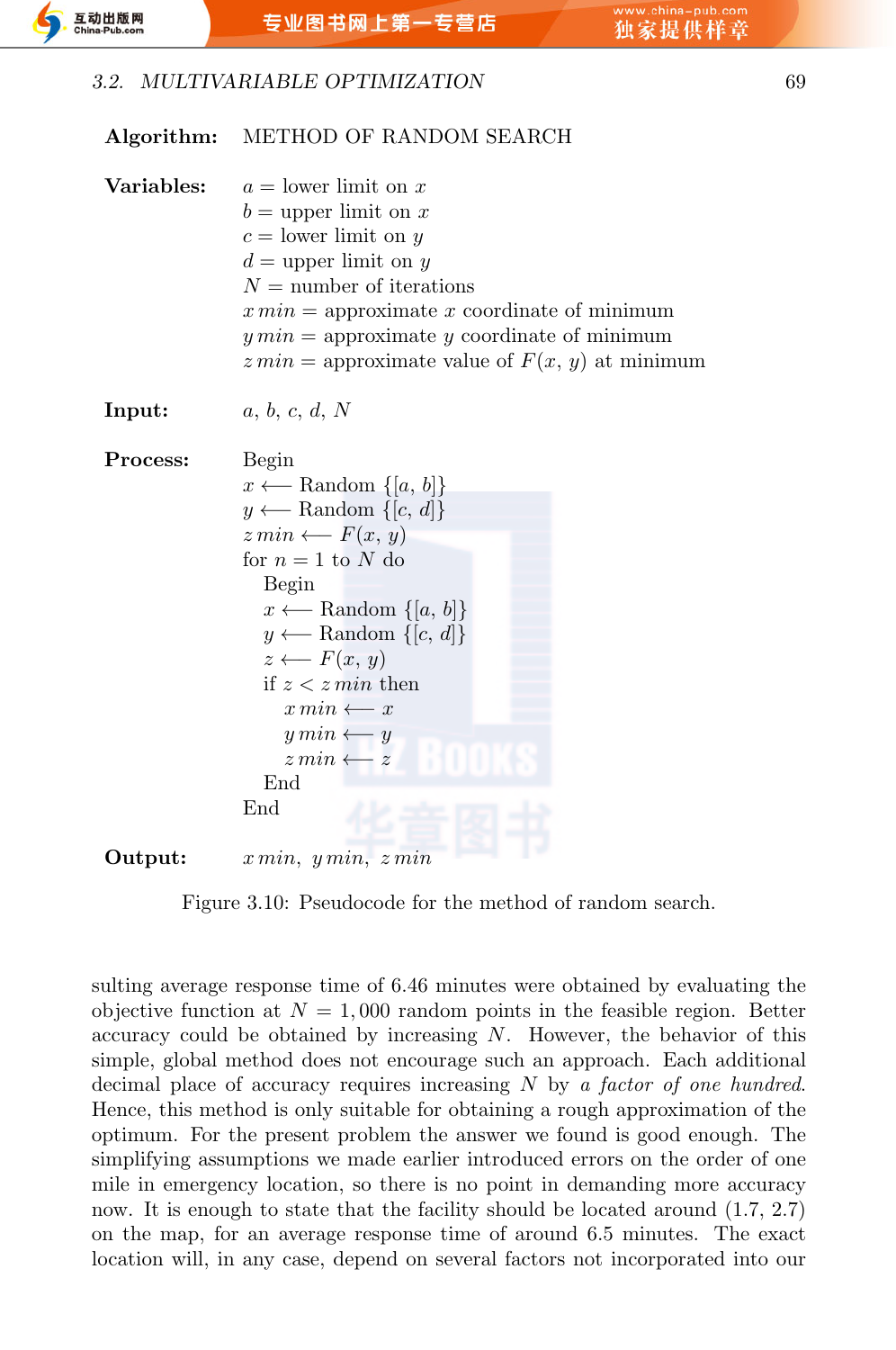**Algorithm:** METHOD OF RANDOM SEARCH

**Variables:**
$a$ = lower limit on $x$
$b$ = upper limit on $x$
$c$ = lower limit on $y$
$d$ = upper limit on $y$
$N$ = number of iterations
$x\,min$ = approximate $x$ coordinate of minimum
$y\,min$ = approximate $y$ coordinate of minimum
$z\,min$ = approximate value of $F(x, y)$ at minimum

**Input:** $a, b, c, d, N$

**Process:**

```
Begin
x ⟵ Random {[a, b]}
y ⟵ Random {[c, d]}
z min ⟵ F(x, y)
for n = 1 to N do
   Begin
   x ⟵ Random {[a, b]}
   y ⟵ Random {[c, d]}
   z ⟵ F(x, y)
   if z < z min then
      x min ⟵ x
      y min ⟵ y
      z min ⟵ z
   End
End
```

**Output:** $x\,min,\ y\,min,\ z\,min$

Figure 3.10: Pseudocode for the method of random search.

sulting average response time of 6.46 minutes were obtained by evaluating the objective function at $N = 1{,}000$ random points in the feasible region. Better accuracy could be obtained by increasing $N$. However, the behavior of this simple, global method does not encourage such an approach. Each additional decimal place of accuracy requires increasing $N$ by *a factor of one hundred*. Hence, this method is only suitable for obtaining a rough approximation of the optimum. For the present problem the answer we found is good enough. The simplifying assumptions we made earlier introduced errors on the order of one mile in emergency location, so there is no point in demanding more accuracy now. It is enough to state that the facility should be located around (1.7, 2.7) on the map, for an average response time of around 6.5 minutes. The exact location will, in any case, depend on several factors not incorporated into our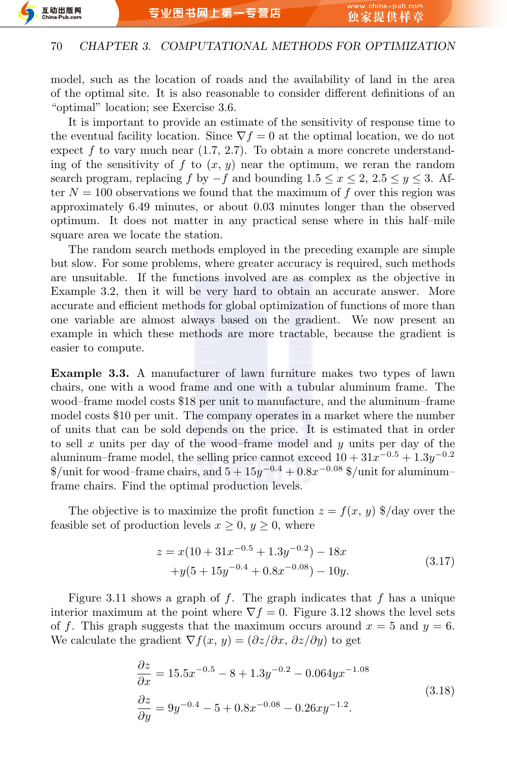model, such as the location of roads and the availability of land in the area of the optimal site. It is also reasonable to consider different definitions of an "optimal" location; see Exercise 3.6.

It is important to provide an estimate of the sensitivity of response time to the eventual facility location. Since $\nabla f = 0$ at the optimal location, we do not expect $f$ to vary much near $(1.7, 2.7)$. To obtain a more concrete understanding of the sensitivity of $f$ to $(x, y)$ near the optimum, we reran the random search program, replacing $f$ by $-f$ and bounding $1.5 \le x \le 2$, $2.5 \le y \le 3$. After $N = 100$ observations we found that the maximum of $f$ over this region was approximately 6.49 minutes, or about 0.03 minutes longer than the observed optimum. It does not matter in any practical sense where in this half–mile square area we locate the station.

The random search methods employed in the preceding example are simple but slow. For some problems, where greater accuracy is required, such methods are unsuitable. If the functions involved are as complex as the objective in Example 3.2, then it will be very hard to obtain an accurate answer. More accurate and efficient methods for global optimization of functions of more than one variable are almost always based on the gradient. We now present an example in which these methods are more tractable, because the gradient is easier to compute.

**Example 3.3.** A manufacturer of lawn furniture makes two types of lawn chairs, one with a wood frame and one with a tubular aluminum frame. The wood–frame model costs \$18 per unit to manufacture, and the aluminum–frame model costs \$10 per unit. The company operates in a market where the number of units that can be sold depends on the price. It is estimated that in order to sell $x$ units per day of the wood–frame model and $y$ units per day of the aluminum–frame model, the selling price cannot exceed $10 + 31x^{-0.5} + 1.3y^{-0.2}$ \$/unit for wood–frame chairs, and $5 + 15y^{-0.4} + 0.8x^{-0.08}$ \$/unit for aluminum–frame chairs. Find the optimal production levels.

The objective is to maximize the profit function $z = f(x, y)$ \$/day over the feasible set of production levels $x \ge 0$, $y \ge 0$, where

$$
\begin{aligned}
z = {} & x(10 + 31x^{-0.5} + 1.3y^{-0.2}) - 18x \\
& + y(5 + 15y^{-0.4} + 0.8x^{-0.08}) - 10y.
\end{aligned}
\tag{3.17}
$$

Figure 3.11 shows a graph of $f$. The graph indicates that $f$ has a unique interior maximum at the point where $\nabla f = 0$. Figure 3.12 shows the level sets of $f$. This graph suggests that the maximum occurs around $x = 5$ and $y = 6$. We calculate the gradient $\nabla f(x, y) = (\partial z/\partial x, \partial z/\partial y)$ to get

$$
\begin{aligned}
\frac{\partial z}{\partial x} &= 15.5x^{-0.5} - 8 + 1.3y^{-0.2} - 0.064yx^{-1.08} \\
\frac{\partial z}{\partial y} &= 9y^{-0.4} - 5 + 0.8x^{-0.08} - 0.26xy^{-1.2}.
\end{aligned}
\tag{3.18}
$$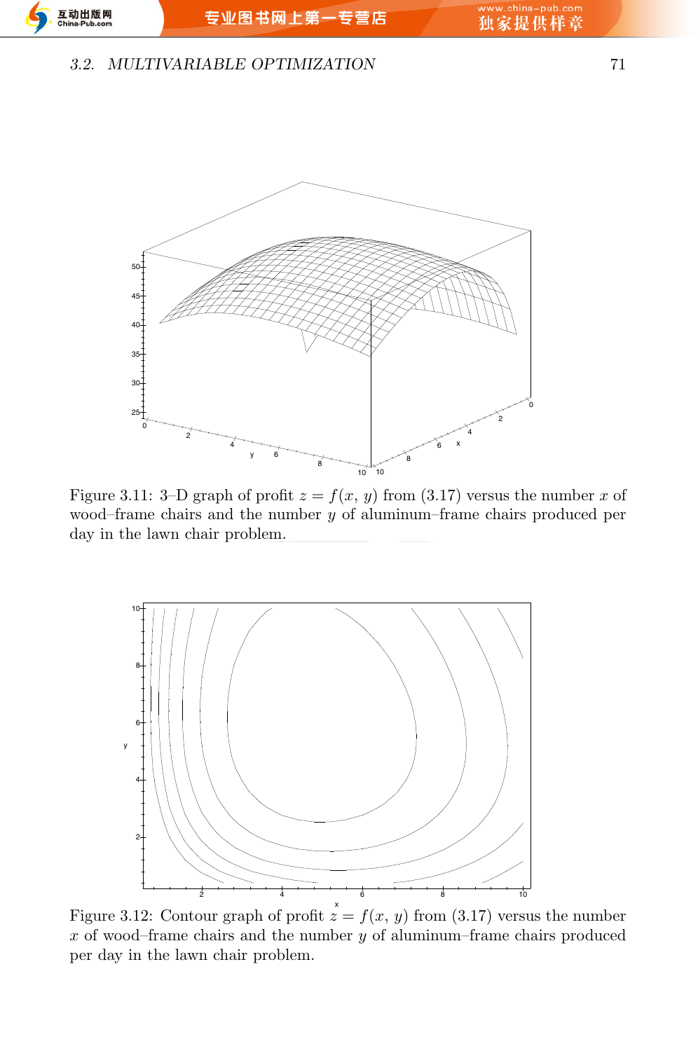Figure 3.11: 3–D graph of profit $z = f(x, y)$ from (3.17) versus the number $x$ of wood–frame chairs and the number $y$ of aluminum–frame chairs produced per day in the lawn chair problem.

Figure 3.12: Contour graph of profit $z = f(x, y)$ from (3.17) versus the number $x$ of wood–frame chairs and the number $y$ of aluminum–frame chairs produced per day in the lawn chair problem.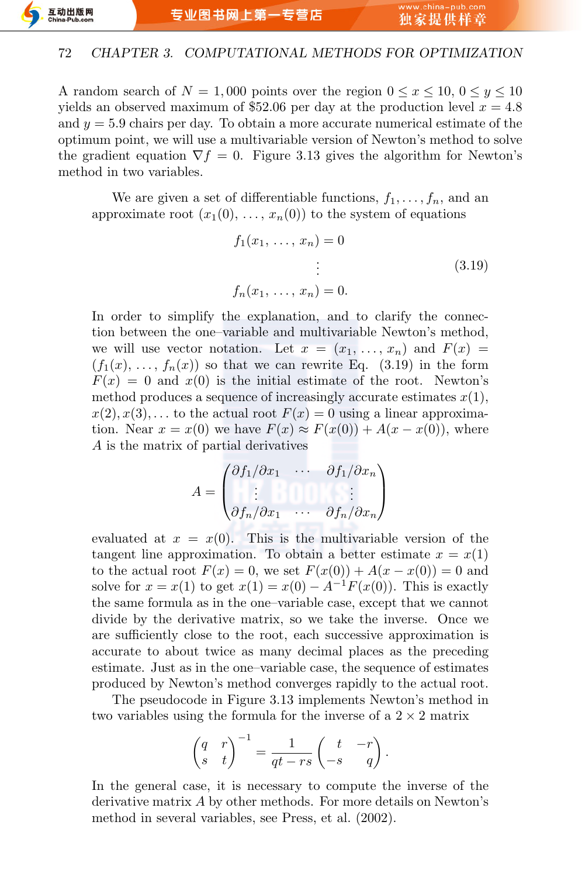A random search of $N = 1{,}000$ points over the region $0 \le x \le 10$, $0 \le y \le 10$ yields an observed maximum of \$52.06 per day at the production level $x = 4.8$ and $y = 5.9$ chairs per day. To obtain a more accurate numerical estimate of the optimum point, we will use a multivariable version of Newton's method to solve the gradient equation $\nabla f = 0$. Figure 3.13 gives the algorithm for Newton's method in two variables.

We are given a set of differentiable functions, $f_1, \ldots, f_n$, and an approximate root $(x_1(0), \ldots, x_n(0))$ to the system of equations

$$
\begin{aligned}
f_1(x_1, \ldots, x_n) &= 0 \\
&\vdots \\
f_n(x_1, \ldots, x_n) &= 0.
\end{aligned}
\tag{3.19}
$$

In order to simplify the explanation, and to clarify the connection between the one–variable and multivariable Newton's method, we will use vector notation. Let $x = (x_1, \ldots, x_n)$ and $F(x) = (f_1(x), \ldots, f_n(x))$ so that we can rewrite Eq. (3.19) in the form $F(x) = 0$ and $x(0)$ is the initial estimate of the root. Newton's method produces a sequence of increasingly accurate estimates $x(1)$, $x(2), x(3), \ldots$ to the actual root $F(x) = 0$ using a linear approximation. Near $x = x(0)$ we have $F(x) \approx F(x(0)) + A(x - x(0))$, where $A$ is the matrix of partial derivatives

$$
A = \begin{pmatrix} \partial f_1/\partial x_1 & \cdots & \partial f_1/\partial x_n \\ \vdots & & \vdots \\ \partial f_n/\partial x_1 & \cdots & \partial f_n/\partial x_n \end{pmatrix}
$$

evaluated at $x = x(0)$. This is the multivariable version of the tangent line approximation. To obtain a better estimate $x = x(1)$ to the actual root $F(x) = 0$, we set $F(x(0)) + A(x - x(0)) = 0$ and solve for $x = x(1)$ to get $x(1) = x(0) - A^{-1}F(x(0))$. This is exactly the same formula as in the one–variable case, except that we cannot divide by the derivative matrix, so we take the inverse. Once we are sufficiently close to the root, each successive approximation is accurate to about twice as many decimal places as the preceding estimate. Just as in the one–variable case, the sequence of estimates produced by Newton's method converges rapidly to the actual root.

The pseudocode in Figure 3.13 implements Newton's method in two variables using the formula for the inverse of a $2 \times 2$ matrix

$$
\begin{pmatrix} q & r \\ s & t \end{pmatrix}^{-1} = \frac{1}{qt - rs} \begin{pmatrix} t & -r \\ -s & q \end{pmatrix}.
$$

In the general case, it is necessary to compute the inverse of the derivative matrix $A$ by other methods. For more details on Newton's method in several variables, see Press, et al. (2002).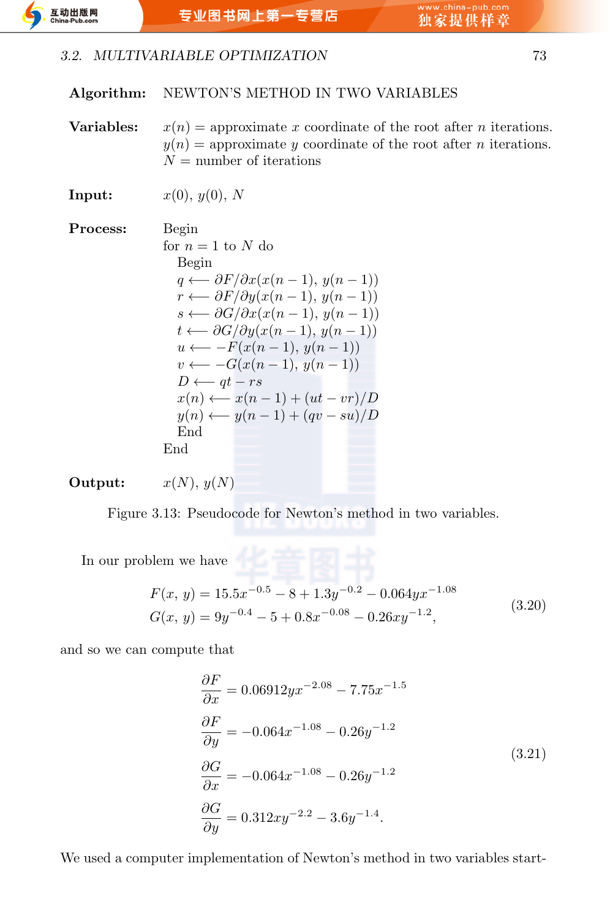**Algorithm:** NEWTON'S METHOD IN TWO VARIABLES

**Variables:** $x(n)$ = approximate $x$ coordinate of the root after $n$ iterations.
$y(n)$ = approximate $y$ coordinate of the root after $n$ iterations.
$N$ = number of iterations

**Input:** $x(0)$, $y(0)$, $N$

**Process:**

Begin
for $n = 1$ to $N$ do
  Begin
  $q \longleftarrow \partial F/\partial x(x(n-1),\, y(n-1))$
  $r \longleftarrow \partial F/\partial y(x(n-1),\, y(n-1))$
  $s \longleftarrow \partial G/\partial x(x(n-1),\, y(n-1))$
  $t \longleftarrow \partial G/\partial y(x(n-1),\, y(n-1))$
  $u \longleftarrow -F(x(n-1),\, y(n-1))$
  $v \longleftarrow -G(x(n-1),\, y(n-1))$
  $D \longleftarrow qt - rs$
  $x(n) \longleftarrow x(n-1) + (ut - vr)/D$
  $y(n) \longleftarrow y(n-1) + (qv - su)/D$
  End
End

**Output:** $x(N)$, $y(N)$

Figure 3.13: Pseudocode for Newton's method in two variables.

In our problem we have

$$
\begin{aligned}
F(x,\, y) &= 15.5x^{-0.5} - 8 + 1.3y^{-0.2} - 0.064yx^{-1.08} \\
G(x,\, y) &= 9y^{-0.4} - 5 + 0.8x^{-0.08} - 0.26xy^{-1.2},
\end{aligned}
\tag{3.20}
$$

and so we can compute that

$$
\begin{aligned}
\frac{\partial F}{\partial x} &= 0.06912yx^{-2.08} - 7.75x^{-1.5} \\
\frac{\partial F}{\partial y} &= -0.064x^{-1.08} - 0.26y^{-1.2} \\
\frac{\partial G}{\partial x} &= -0.064x^{-1.08} - 0.26y^{-1.2} \\
\frac{\partial G}{\partial y} &= 0.312xy^{-2.2} - 3.6y^{-1.4}.
\end{aligned}
\tag{3.21}
$$

We used a computer implementation of Newton's method in two variables start-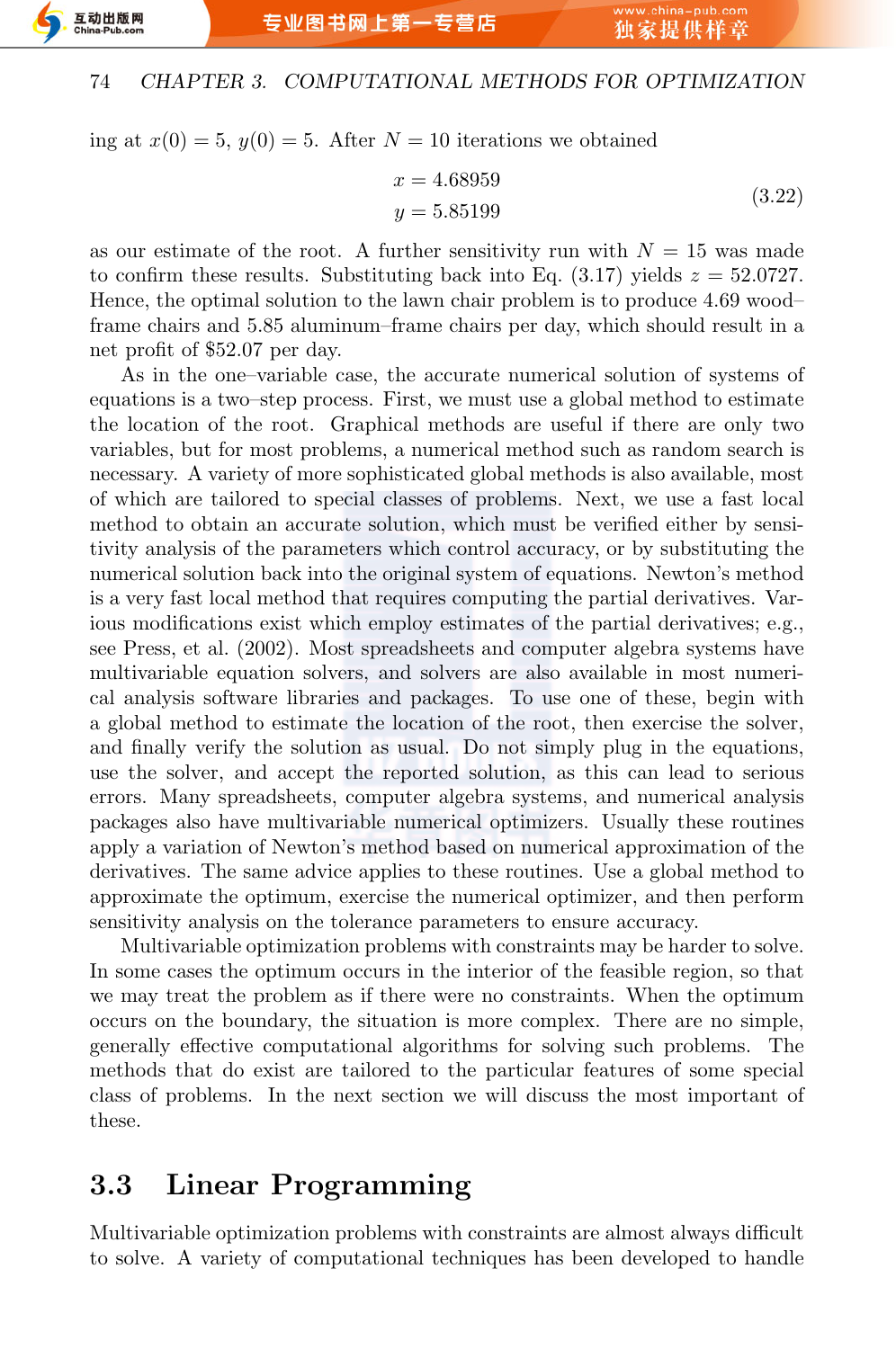ing at $x(0) = 5$, $y(0) = 5$. After $N = 10$ iterations we obtained

$$
\begin{aligned}
x &= 4.68959 \\
y &= 5.85199
\end{aligned}
\tag{3.22}
$$

as our estimate of the root. A further sensitivity run with $N = 15$ was made to confirm these results. Substituting back into Eq. (3.17) yields $z = 52.0727$. Hence, the optimal solution to the lawn chair problem is to produce 4.69 wood–frame chairs and 5.85 aluminum–frame chairs per day, which should result in a net profit of \$52.07 per day.

As in the one–variable case, the accurate numerical solution of systems of equations is a two–step process. First, we must use a global method to estimate the location of the root. Graphical methods are useful if there are only two variables, but for most problems, a numerical method such as random search is necessary. A variety of more sophisticated global methods is also available, most of which are tailored to special classes of problems. Next, we use a fast local method to obtain an accurate solution, which must be verified either by sensitivity analysis of the parameters which control accuracy, or by substituting the numerical solution back into the original system of equations. Newton's method is a very fast local method that requires computing the partial derivatives. Various modifications exist which employ estimates of the partial derivatives; e.g., see Press, et al. (2002). Most spreadsheets and computer algebra systems have multivariable equation solvers, and solvers are also available in most numerical analysis software libraries and packages. To use one of these, begin with a global method to estimate the location of the root, then exercise the solver, and finally verify the solution as usual. Do not simply plug in the equations, use the solver, and accept the reported solution, as this can lead to serious errors. Many spreadsheets, computer algebra systems, and numerical analysis packages also have multivariable numerical optimizers. Usually these routines apply a variation of Newton's method based on numerical approximation of the derivatives. The same advice applies to these routines. Use a global method to approximate the optimum, exercise the numerical optimizer, and then perform sensitivity analysis on the tolerance parameters to ensure accuracy.

Multivariable optimization problems with constraints may be harder to solve. In some cases the optimum occurs in the interior of the feasible region, so that we may treat the problem as if there were no constraints. When the optimum occurs on the boundary, the situation is more complex. There are no simple, generally effective computational algorithms for solving such problems. The methods that do exist are tailored to the particular features of some special class of problems. In the next section we will discuss the most important of these.

## 3.3 Linear Programming

Multivariable optimization problems with constraints are almost always difficult to solve. A variety of computational techniques has been developed to handle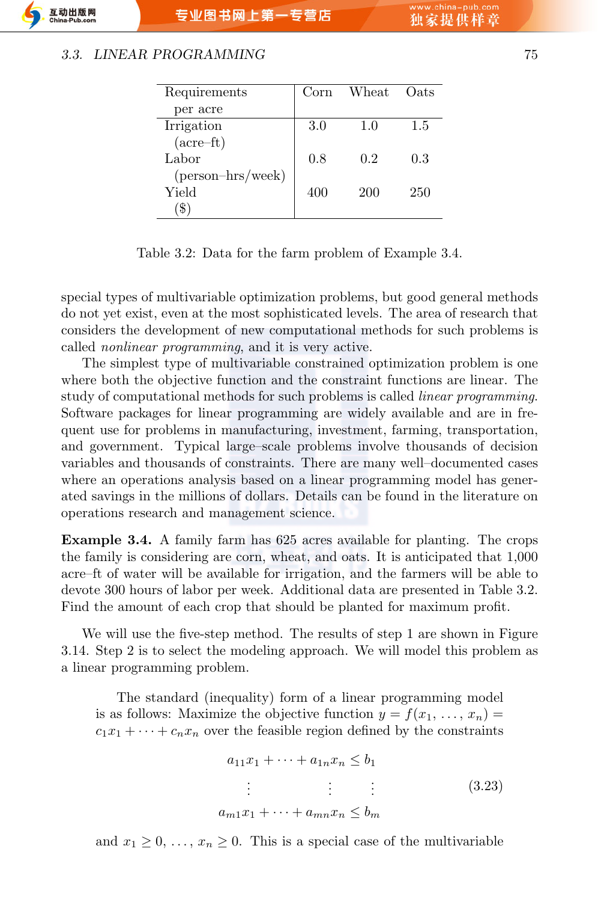| Requirements per acre | Corn | Wheat | Oats |
|---|---|---|---|
| Irrigation (acre–ft) | 3.0 | 1.0 | 1.5 |
| Labor (person–hrs/week) | 0.8 | 0.2 | 0.3 |
| Yield ($) | 400 | 200 | 250 |

Table 3.2: Data for the farm problem of Example 3.4.

special types of multivariable optimization problems, but good general methods do not yet exist, even at the most sophisticated levels. The area of research that considers the development of new computational methods for such problems is called *nonlinear programming*, and it is very active.

The simplest type of multivariable constrained optimization problem is one where both the objective function and the constraint functions are linear. The study of computational methods for such problems is called *linear programming*. Software packages for linear programming are widely available and are in frequent use for problems in manufacturing, investment, farming, transportation, and government. Typical large–scale problems involve thousands of decision variables and thousands of constraints. There are many well–documented cases where an operations analysis based on a linear programming model has generated savings in the millions of dollars. Details can be found in the literature on operations research and management science.

**Example 3.4.** A family farm has 625 acres available for planting. The crops the family is considering are corn, wheat, and oats. It is anticipated that 1,000 acre–ft of water will be available for irrigation, and the farmers will be able to devote 300 hours of labor per week. Additional data are presented in Table 3.2. Find the amount of each crop that should be planted for maximum profit.

We will use the five-step method. The results of step 1 are shown in Figure 3.14. Step 2 is to select the modeling approach. We will model this problem as a linear programming problem.

The standard (inequality) form of a linear programming model is as follows: Maximize the objective function $y = f(x_1, \ldots, x_n) = c_1x_1 + \cdots + c_nx_n$ over the feasible region defined by the constraints

$$
\begin{array}{ccc}
a_{11}x_1 + \cdots + a_{1n}x_n \leq b_1 \\
\vdots \qquad\quad \vdots \qquad \vdots \\
a_{m1}x_1 + \cdots + a_{mn}x_n \leq b_m
\end{array}
\tag{3.23}
$$

and $x_1 \geq 0, \ldots, x_n \geq 0$. This is a special case of the multivariable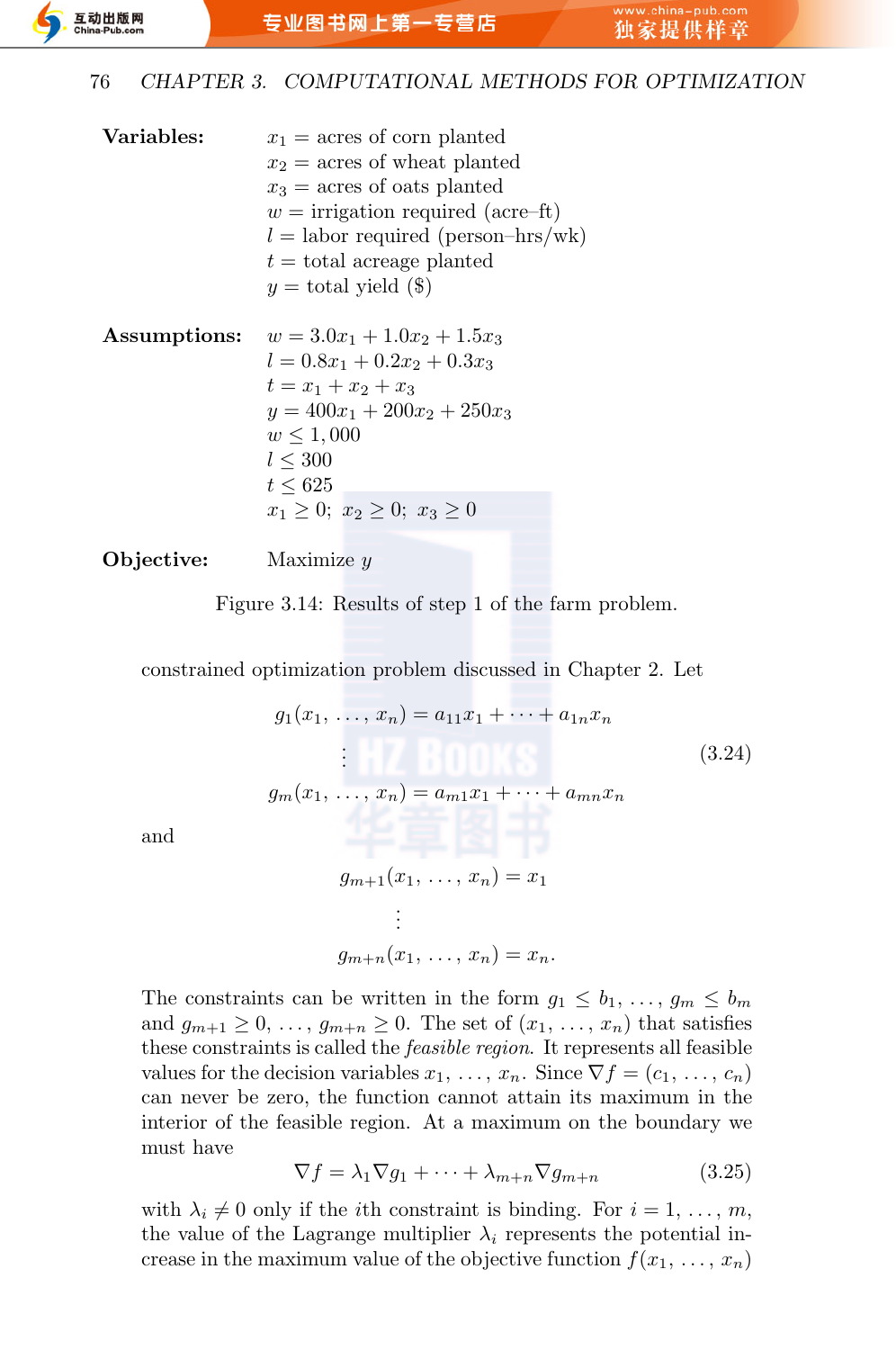**Variables:**

$x_1$ = acres of corn planted
$x_2$ = acres of wheat planted
$x_3$ = acres of oats planted
$w$ = irrigation required (acre–ft)
$l$ = labor required (person–hrs/wk)
$t$ = total acreage planted
$y$ = total yield ($)

**Assumptions:**

$w = 3.0x_1 + 1.0x_2 + 1.5x_3$
$l = 0.8x_1 + 0.2x_2 + 0.3x_3$
$t = x_1 + x_2 + x_3$
$y = 400x_1 + 200x_2 + 250x_3$
$w \leq 1,000$
$l \leq 300$
$t \leq 625$
$x_1 \geq 0;\ x_2 \geq 0;\ x_3 \geq 0$

**Objective:** Maximize $y$

Figure 3.14: Results of step 1 of the farm problem.

constrained optimization problem discussed in Chapter 2. Let

$$
\begin{aligned}
g_1(x_1, \ldots, x_n) &= a_{11}x_1 + \cdots + a_{1n}x_n \\
&\vdots \\
g_m(x_1, \ldots, x_n) &= a_{m1}x_1 + \cdots + a_{mn}x_n
\end{aligned}
\tag{3.24}
$$

and

$$
\begin{aligned}
g_{m+1}(x_1, \ldots, x_n) &= x_1 \\
&\vdots \\
g_{m+n}(x_1, \ldots, x_n) &= x_n.
\end{aligned}
$$

The constraints can be written in the form $g_1 \leq b_1, \ldots, g_m \leq b_m$ and $g_{m+1} \geq 0, \ldots, g_{m+n} \geq 0$. The set of $(x_1, \ldots, x_n)$ that satisfies these constraints is called the *feasible region*. It represents all feasible values for the decision variables $x_1, \ldots, x_n$. Since $\nabla f = (c_1, \ldots, c_n)$ can never be zero, the function cannot attain its maximum in the interior of the feasible region. At a maximum on the boundary we must have

$$
\nabla f = \lambda_1 \nabla g_1 + \cdots + \lambda_{m+n} \nabla g_{m+n} \tag{3.25}
$$

with $\lambda_i \neq 0$ only if the $i$th constraint is binding. For $i = 1, \ldots, m$, the value of the Lagrange multiplier $\lambda_i$ represents the potential increase in the maximum value of the objective function $f(x_1, \ldots, x_n)$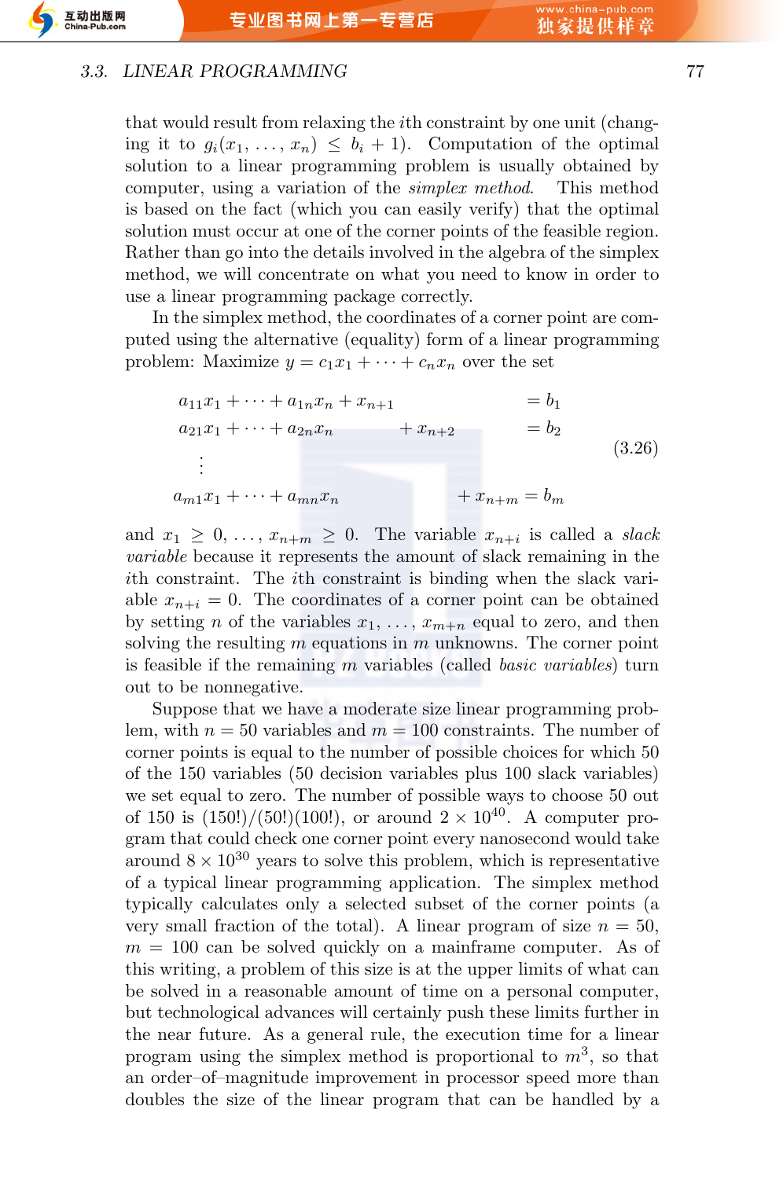that would result from relaxing the $i$th constraint by one unit (changing it to $g_i(x_1, \ldots, x_n) \leq b_i + 1$). Computation of the optimal solution to a linear programming problem is usually obtained by computer, using a variation of the *simplex method*. This method is based on the fact (which you can easily verify) that the optimal solution must occur at one of the corner points of the feasible region. Rather than go into the details involved in the algebra of the simplex method, we will concentrate on what you need to know in order to use a linear programming package correctly.

In the simplex method, the coordinates of a corner point are computed using the alternative (equality) form of a linear programming problem: Maximize $y = c_1 x_1 + \cdots + c_n x_n$ over the set

$$
\begin{aligned}
a_{11}x_1 + \cdots + a_{1n}x_n + x_{n+1} \qquad\qquad\qquad &= b_1 \\
a_{21}x_1 + \cdots + a_{2n}x_n \qquad + x_{n+2} \qquad\quad &= b_2 \\
\vdots \qquad\qquad\qquad\qquad\qquad & \\
a_{m1}x_1 + \cdots + a_{mn}x_n \qquad\qquad\qquad + x_{n+m} &= b_m
\end{aligned}
\tag{3.26}
$$

and $x_1 \geq 0, \ldots, x_{n+m} \geq 0$. The variable $x_{n+i}$ is called a *slack variable* because it represents the amount of slack remaining in the $i$th constraint. The $i$th constraint is binding when the slack variable $x_{n+i} = 0$. The coordinates of a corner point can be obtained by setting $n$ of the variables $x_1, \ldots, x_{m+n}$ equal to zero, and then solving the resulting $m$ equations in $m$ unknowns. The corner point is feasible if the remaining $m$ variables (called *basic variables*) turn out to be nonnegative.

Suppose that we have a moderate size linear programming problem, with $n = 50$ variables and $m = 100$ constraints. The number of corner points is equal to the number of possible choices for which 50 of the 150 variables (50 decision variables plus 100 slack variables) we set equal to zero. The number of possible ways to choose 50 out of 150 is $(150!)/(50!)(100!)$, or around $2 \times 10^{40}$. A computer program that could check one corner point every nanosecond would take around $8 \times 10^{30}$ years to solve this problem, which is representative of a typical linear programming application. The simplex method typically calculates only a selected subset of the corner points (a very small fraction of the total). A linear program of size $n = 50$, $m = 100$ can be solved quickly on a mainframe computer. As of this writing, a problem of this size is at the upper limits of what can be solved in a reasonable amount of time on a personal computer, but technological advances will certainly push these limits further in the near future. As a general rule, the execution time for a linear program using the simplex method is proportional to $m^3$, so that an order–of–magnitude improvement in processor speed more than doubles the size of the linear program that can be handled by a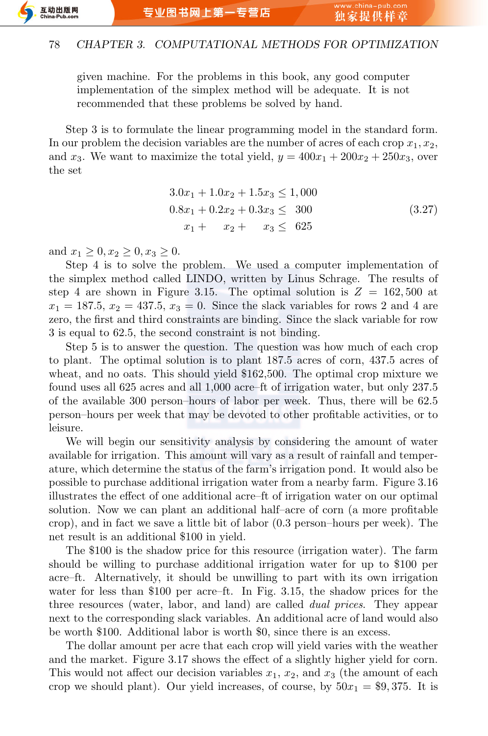given machine. For the problems in this book, any good computer implementation of the simplex method will be adequate. It is not recommended that these problems be solved by hand.

Step 3 is to formulate the linear programming model in the standard form. In our problem the decision variables are the number of acres of each crop $x_1, x_2$, and $x_3$. We want to maximize the total yield, $y = 400x_1 + 200x_2 + 250x_3$, over the set

$$
\begin{aligned}
3.0x_1 + 1.0x_2 + 1.5x_3 &\leq 1{,}000 \\
0.8x_1 + 0.2x_2 + 0.3x_3 &\leq \ \ 300 \\
x_1 + \quad x_2 + \quad x_3 &\leq \ \ 625
\end{aligned}
\tag{3.27}
$$

and $x_1 \geq 0, x_2 \geq 0, x_3 \geq 0$.

Step 4 is to solve the problem. We used a computer implementation of the simplex method called LINDO, written by Linus Schrage. The results of step 4 are shown in Figure 3.15. The optimal solution is $Z = 162{,}500$ at $x_1 = 187.5$, $x_2 = 437.5$, $x_3 = 0$. Since the slack variables for rows 2 and 4 are zero, the first and third constraints are binding. Since the slack variable for row 3 is equal to 62.5, the second constraint is not binding.

Step 5 is to answer the question. The question was how much of each crop to plant. The optimal solution is to plant 187.5 acres of corn, 437.5 acres of wheat, and no oats. This should yield \$162,500. The optimal crop mixture we found uses all 625 acres and all 1,000 acre–ft of irrigation water, but only 237.5 of the available 300 person–hours of labor per week. Thus, there will be 62.5 person–hours per week that may be devoted to other profitable activities, or to leisure.

We will begin our sensitivity analysis by considering the amount of water available for irrigation. This amount will vary as a result of rainfall and temperature, which determine the status of the farm's irrigation pond. It would also be possible to purchase additional irrigation water from a nearby farm. Figure 3.16 illustrates the effect of one additional acre–ft of irrigation water on our optimal solution. Now we can plant an additional half–acre of corn (a more profitable crop), and in fact we save a little bit of labor (0.3 person–hours per week). The net result is an additional \$100 in yield.

The \$100 is the shadow price for this resource (irrigation water). The farm should be willing to purchase additional irrigation water for up to \$100 per acre–ft. Alternatively, it should be unwilling to part with its own irrigation water for less than \$100 per acre–ft. In Fig. 3.15, the shadow prices for the three resources (water, labor, and land) are called *dual prices*. They appear next to the corresponding slack variables. An additional acre of land would also be worth \$100. Additional labor is worth \$0, since there is an excess.

The dollar amount per acre that each crop will yield varies with the weather and the market. Figure 3.17 shows the effect of a slightly higher yield for corn. This would not affect our decision variables $x_1$, $x_2$, and $x_3$ (the amount of each crop we should plant). Our yield increases, of course, by $50x_1 = \$9{,}375$. It is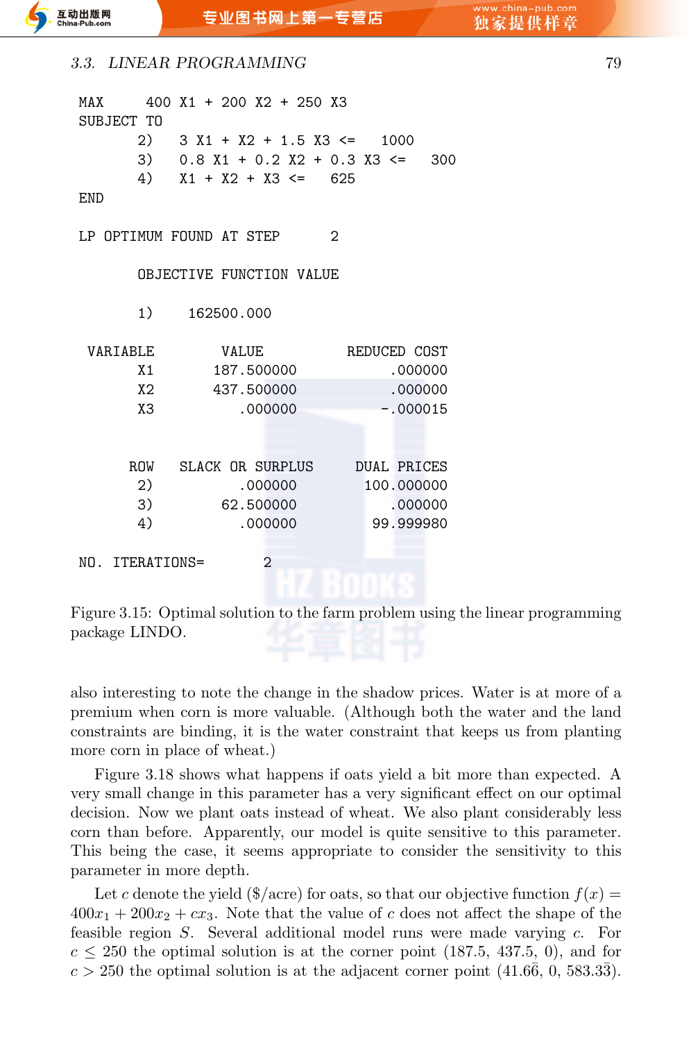```
MAX      400 X1 + 200 X2 + 250 X3
SUBJECT TO
       2)    3 X1 + X2 + 1.5 X3 <=    1000
       3)    0.8 X1 + 0.2 X2 + 0.3 X3 <=    300
       4)    X1 + X2 + X3 <=    625
END

LP OPTIMUM FOUND AT STEP      2

       OBJECTIVE FUNCTION VALUE

       1)     162500.000

 VARIABLE        VALUE          REDUCED COST
       X1       187.500000           .000000
       X2       437.500000           .000000
       X3          .000000          -.000015


      ROW   SLACK OR SURPLUS     DUAL PRICES
       2)          .000000       100.000000
       3)        62.500000          .000000
       4)          .000000        99.999980

NO. ITERATIONS=       2
```

Figure 3.15: Optimal solution to the farm problem using the linear programming package LINDO.

also interesting to note the change in the shadow prices. Water is at more of a premium when corn is more valuable. (Although both the water and the land constraints are binding, it is the water constraint that keeps us from planting more corn in place of wheat.)

Figure 3.18 shows what happens if oats yield a bit more than expected. A very small change in this parameter has a very significant effect on our optimal decision. Now we plant oats instead of wheat. We also plant considerably less corn than before. Apparently, our model is quite sensitive to this parameter. This being the case, it seems appropriate to consider the sensitivity to this parameter in more depth.

Let $c$ denote the yield (\$/acre) for oats, so that our objective function $f(x) = 400x_1 + 200x_2 + cx_3$. Note that the value of $c$ does not affect the shape of the feasible region $S$. Several additional model runs were made varying $c$. For $c \leq 250$ the optimal solution is at the corner point (187.5, 437.5, 0), and for $c > 250$ the optimal solution is at the adjacent corner point $(41.6\bar{6}, 0, 583.3\bar{3})$.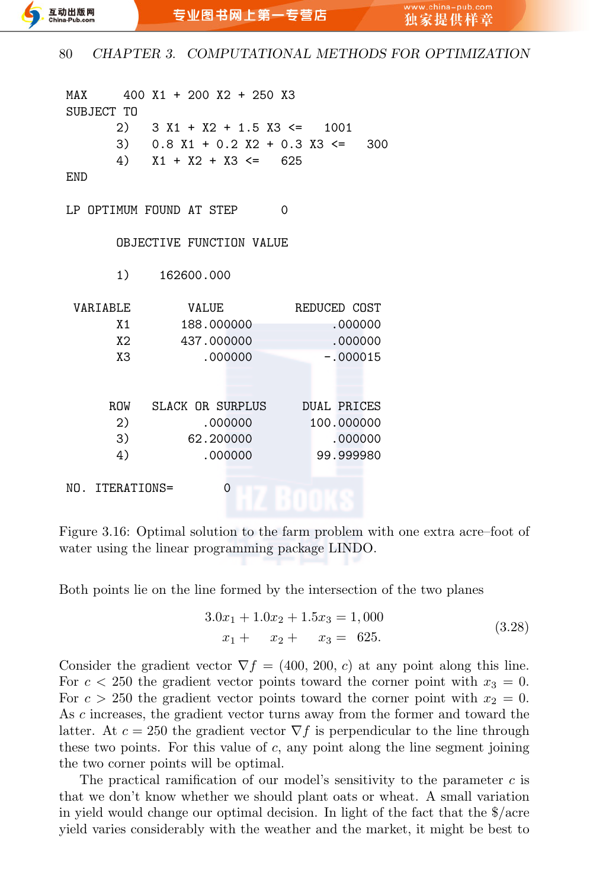```
MAX      400 X1 + 200 X2 + 250 X3
SUBJECT TO
        2)    3 X1 + X2 + 1.5 X3 <=    1001
        3)    0.8 X1 + 0.2 X2 + 0.3 X3 <=    300
        4)    X1 + X2 + X3 <=    625
END

LP OPTIMUM FOUND AT STEP       0

        OBJECTIVE FUNCTION VALUE

        1)     162600.000

 VARIABLE        VALUE          REDUCED COST
        X1       188.000000          .000000
        X2       437.000000          .000000
        X3          .000000        -.000015


       ROW   SLACK OR SURPLUS     DUAL PRICES
        2)          .000000       100.000000
        3)        62.200000          .000000
        4)          .000000        99.999980

NO. ITERATIONS=        0
```

Figure 3.16: Optimal solution to the farm problem with one extra acre–foot of water using the linear programming package LINDO.

Both points lie on the line formed by the intersection of the two planes

$$
\begin{aligned}
3.0x_1 + 1.0x_2 + 1.5x_3 &= 1,000 \\
x_1 + \quad x_2 + \quad x_3 &= \quad 625.
\end{aligned}
\tag{3.28}
$$

Consider the gradient vector $\nabla f = (400, 200, c)$ at any point along this line. For $c < 250$ the gradient vector points toward the corner point with $x_3 = 0$. For $c > 250$ the gradient vector points toward the corner point with $x_2 = 0$. As $c$ increases, the gradient vector turns away from the former and toward the latter. At $c = 250$ the gradient vector $\nabla f$ is perpendicular to the line through these two points. For this value of $c$, any point along the line segment joining the two corner points will be optimal.

The practical ramification of our model's sensitivity to the parameter $c$ is that we don't know whether we should plant oats or wheat. A small variation in yield would change our optimal decision. In light of the fact that the \$/acre yield varies considerably with the weather and the market, it might be best to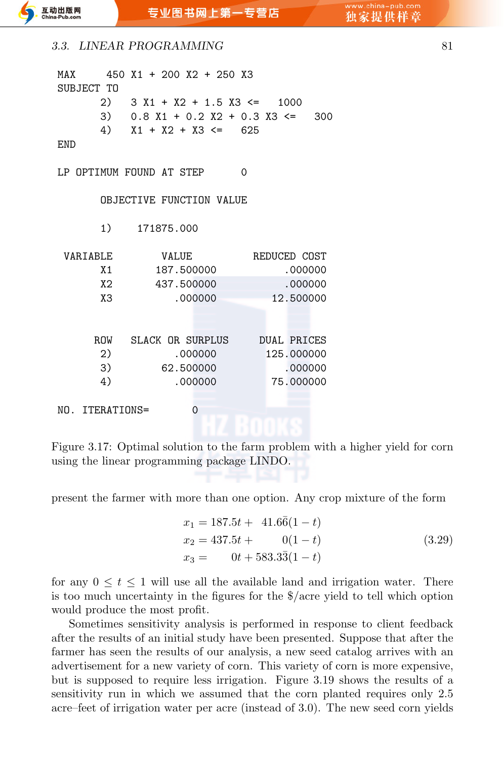```
MAX      450 X1 + 200 X2 + 250 X3
SUBJECT TO
        2)    3 X1 + X2 + 1.5 X3 <=    1000
        3)    0.8 X1 + 0.2 X2 + 0.3 X3 <=   300
        4)    X1 + X2 + X3 <=   625
END

LP OPTIMUM FOUND AT STEP      0

        OBJECTIVE FUNCTION VALUE

        1)     171875.000

 VARIABLE        VALUE          REDUCED COST
       X1       187.500000          .000000
       X2       437.500000          .000000
       X3          .000000        12.500000


      ROW   SLACK OR SURPLUS     DUAL PRICES
       2)          .000000       125.000000
       3)        62.500000          .000000
       4)          .000000        75.000000

NO. ITERATIONS=       0
```

Figure 3.17: Optimal solution to the farm problem with a higher yield for corn using the linear programming package LINDO.

present the farmer with more than one option. Any crop mixture of the form

$$
\begin{aligned}
x_1 &= 187.5t + 41.6\bar{6}(1-t) \\
x_2 &= 437.5t + 0(1-t) \\
x_3 &= 0t + 583.3\bar{3}(1-t)
\end{aligned}
\tag{3.29}
$$

for any $0 \le t \le 1$ will use all the available land and irrigation water. There is too much uncertainty in the figures for the $/acre yield to tell which option would produce the most profit.

Sometimes sensitivity analysis is performed in response to client feedback after the results of an initial study have been presented. Suppose that after the farmer has seen the results of our analysis, a new seed catalog arrives with an advertisement for a new variety of corn. This variety of corn is more expensive, but is supposed to require less irrigation. Figure 3.19 shows the results of a sensitivity run in which we assumed that the corn planted requires only 2.5 acre–feet of irrigation water per acre (instead of 3.0). The new seed corn yields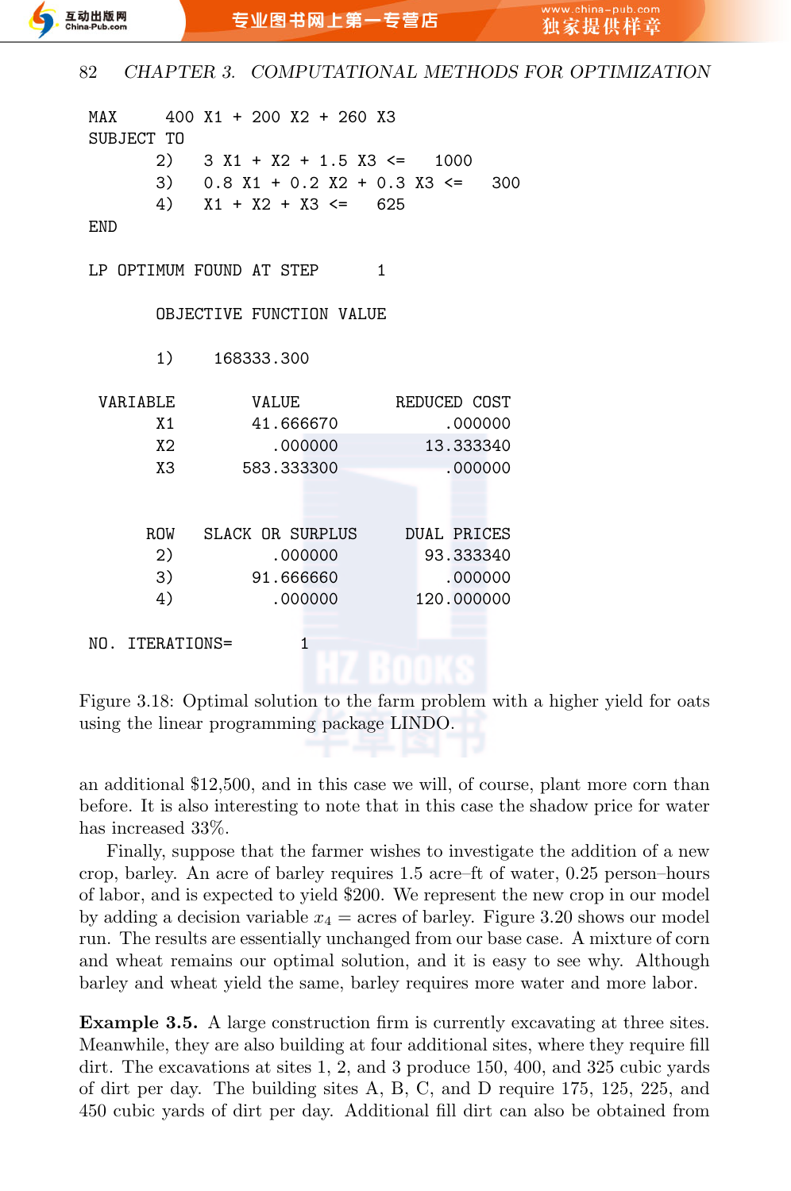```
MAX      400 X1 + 200 X2 + 260 X3
SUBJECT TO
        2)    3 X1 + X2 + 1.5 X3 <=    1000
        3)    0.8 X1 + 0.2 X2 + 0.3 X3 <=    300
        4)    X1 + X2 + X3 <=    625
END

LP OPTIMUM FOUND AT STEP      1

        OBJECTIVE FUNCTION VALUE

        1)     168333.300

 VARIABLE        VALUE          REDUCED COST
       X1        41.666670           .000000
       X2          .000000         13.333340
       X3       583.333300           .000000


      ROW   SLACK OR SURPLUS     DUAL PRICES
       2)          .000000         93.333340
       3)        91.666660           .000000
       4)          .000000        120.000000

 NO. ITERATIONS=        1
```

Figure 3.18: Optimal solution to the farm problem with a higher yield for oats using the linear programming package LINDO.

an additional $12,500, and in this case we will, of course, plant more corn than before. It is also interesting to note that in this case the shadow price for water has increased 33%.

Finally, suppose that the farmer wishes to investigate the addition of a new crop, barley. An acre of barley requires 1.5 acre–ft of water, 0.25 person–hours of labor, and is expected to yield $200. We represent the new crop in our model by adding a decision variable $x_4$ = acres of barley. Figure 3.20 shows our model run. The results are essentially unchanged from our base case. A mixture of corn and wheat remains our optimal solution, and it is easy to see why. Although barley and wheat yield the same, barley requires more water and more labor.

**Example 3.5.** A large construction firm is currently excavating at three sites. Meanwhile, they are also building at four additional sites, where they require fill dirt. The excavations at sites 1, 2, and 3 produce 150, 400, and 325 cubic yards of dirt per day. The building sites A, B, C, and D require 175, 125, 225, and 450 cubic yards of dirt per day. Additional fill dirt can also be obtained from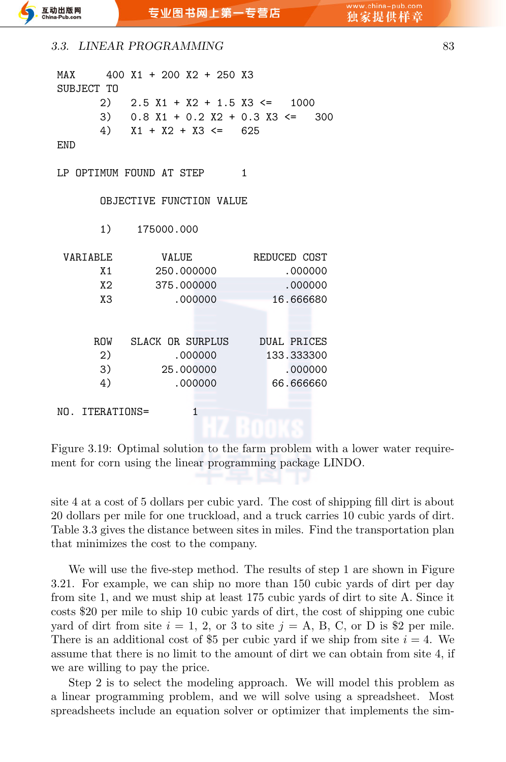```
MAX      400 X1 + 200 X2 + 250 X3
SUBJECT TO
        2)    2.5 X1 + X2 + 1.5 X3 <=    1000
        3)    0.8 X1 + 0.2 X2 + 0.3 X3 <=    300
        4)    X1 + X2 + X3 <=    625
END

LP OPTIMUM FOUND AT STEP      1

        OBJECTIVE FUNCTION VALUE

        1)     175000.000

 VARIABLE        VALUE          REDUCED COST
       X1        250.000000          .000000
       X2        375.000000          .000000
       X3           .000000        16.666680


      ROW   SLACK OR SURPLUS     DUAL PRICES
       2)           .000000       133.333300
       3)         25.000000          .000000
       4)           .000000        66.666660

NO. ITERATIONS=        1
```

Figure 3.19: Optimal solution to the farm problem with a lower water requirement for corn using the linear programming package LINDO.

site 4 at a cost of 5 dollars per cubic yard. The cost of shipping fill dirt is about 20 dollars per mile for one truckload, and a truck carries 10 cubic yards of dirt. Table 3.3 gives the distance between sites in miles. Find the transportation plan that minimizes the cost to the company.

We will use the five-step method. The results of step 1 are shown in Figure 3.21. For example, we can ship no more than 150 cubic yards of dirt per day from site 1, and we must ship at least 175 cubic yards of dirt to site A. Since it costs \$20 per mile to ship 10 cubic yards of dirt, the cost of shipping one cubic yard of dirt from site $i = 1$, 2, or 3 to site $j =$ A, B, C, or D is \$2 per mile. There is an additional cost of \$5 per cubic yard if we ship from site $i = 4$. We assume that there is no limit to the amount of dirt we can obtain from site 4, if we are willing to pay the price.

Step 2 is to select the modeling approach. We will model this problem as a linear programming problem, and we will solve using a spreadsheet. Most spreadsheets include an equation solver or optimizer that implements the sim-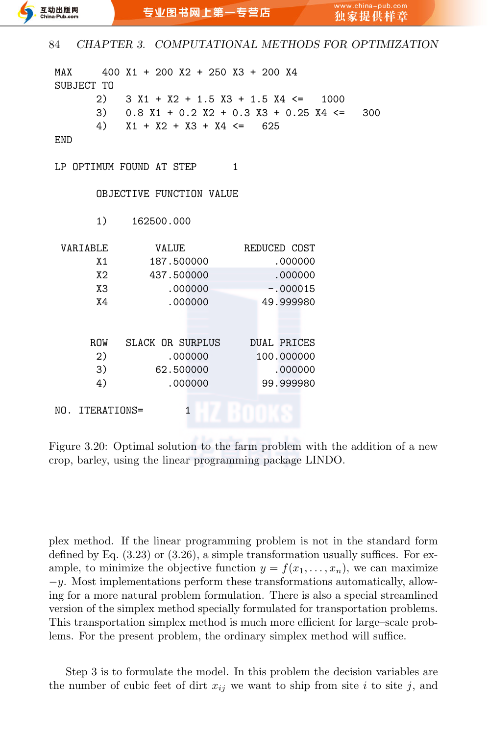```
MAX      400 X1 + 200 X2 + 250 X3 + 200 X4
SUBJECT TO
        2)    3 X1 + X2 + 1.5 X3 + 1.5 X4 <=    1000
        3)    0.8 X1 + 0.2 X2 + 0.3 X3 + 0.25 X4 <=   300
        4)    X1 + X2 + X3 + X4 <=    625
END

LP OPTIMUM FOUND AT STEP       1

        OBJECTIVE FUNCTION VALUE

        1)     162500.000

 VARIABLE        VALUE          REDUCED COST
       X1        187.500000         .000000
       X2        437.500000         .000000
       X3           .000000        -.000015
       X4           .000000       49.999980


      ROW   SLACK OR SURPLUS     DUAL PRICES
       2)           .000000      100.000000
       3)         62.500000         .000000
       4)           .000000       99.999980

NO. ITERATIONS=       1
```

Figure 3.20: Optimal solution to the farm problem with the addition of a new crop, barley, using the linear programming package LINDO.

plex method. If the linear programming problem is not in the standard form defined by Eq. (3.23) or (3.26), a simple transformation usually suffices. For example, to minimize the objective function $y = f(x_1, \ldots, x_n)$, we can maximize $-y$. Most implementations perform these transformations automatically, allowing for a more natural problem formulation. There is also a special streamlined version of the simplex method specially formulated for transportation problems. This transportation simplex method is much more efficient for large–scale problems. For the present problem, the ordinary simplex method will suffice.

Step 3 is to formulate the model. In this problem the decision variables are the number of cubic feet of dirt $x_{ij}$ we want to ship from site $i$ to site $j$, and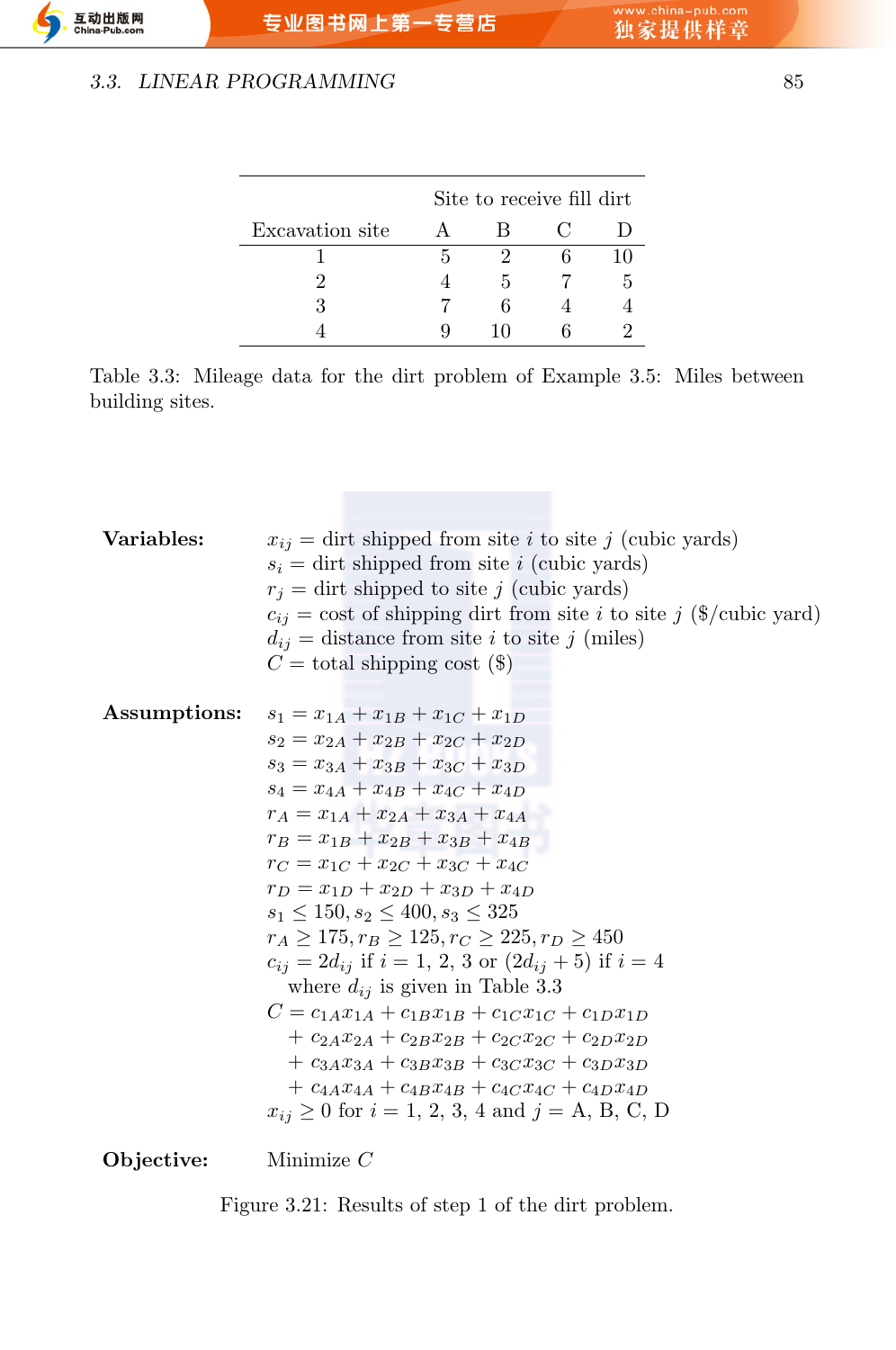| Excavation site | Site to receive fill dirt A | B | C | D |
|---|---|---|---|---|
| 1 | 5 | 2 | 6 | 10 |
| 2 | 4 | 5 | 7 | 5 |
| 3 | 7 | 6 | 4 | 4 |
| 4 | 9 | 10 | 6 | 2 |

Table 3.3: Mileage data for the dirt problem of Example 3.5: Miles between building sites.

**Variables:**

$x_{ij}$ = dirt shipped from site $i$ to site $j$ (cubic yards)
$s_i$ = dirt shipped from site $i$ (cubic yards)
$r_j$ = dirt shipped to site $j$ (cubic yards)
$c_{ij}$ = cost of shipping dirt from site $i$ to site $j$ (\$/cubic yard)
$d_{ij}$ = distance from site $i$ to site $j$ (miles)
$C$ = total shipping cost (\$)

**Assumptions:**

$s_1 = x_{1A} + x_{1B} + x_{1C} + x_{1D}$
$s_2 = x_{2A} + x_{2B} + x_{2C} + x_{2D}$
$s_3 = x_{3A} + x_{3B} + x_{3C} + x_{3D}$
$s_4 = x_{4A} + x_{4B} + x_{4C} + x_{4D}$
$r_A = x_{1A} + x_{2A} + x_{3A} + x_{4A}$
$r_B = x_{1B} + x_{2B} + x_{3B} + x_{4B}$
$r_C = x_{1C} + x_{2C} + x_{3C} + x_{4C}$
$r_D = x_{1D} + x_{2D} + x_{3D} + x_{4D}$
$s_1 \le 150, s_2 \le 400, s_3 \le 325$
$r_A \ge 175, r_B \ge 125, r_C \ge 225, r_D \ge 450$
$c_{ij} = 2d_{ij}$ if $i$ = 1, 2, 3 or $(2d_{ij} + 5)$ if $i = 4$
where $d_{ij}$ is given in Table 3.3
$C = c_{1A}x_{1A} + c_{1B}x_{1B} + c_{1C}x_{1C} + c_{1D}x_{1D}$
$+ c_{2A}x_{2A} + c_{2B}x_{2B} + c_{2C}x_{2C} + c_{2D}x_{2D}$
$+ c_{3A}x_{3A} + c_{3B}x_{3B} + c_{3C}x_{3C} + c_{3D}x_{3D}$
$+ c_{4A}x_{4A} + c_{4B}x_{4B} + c_{4C}x_{4C} + c_{4D}x_{4D}$
$x_{ij} \ge 0$ for $i$ = 1, 2, 3, 4 and $j$ = A, B, C, D

**Objective:** Minimize $C$

Figure 3.21: Results of step 1 of the dirt problem.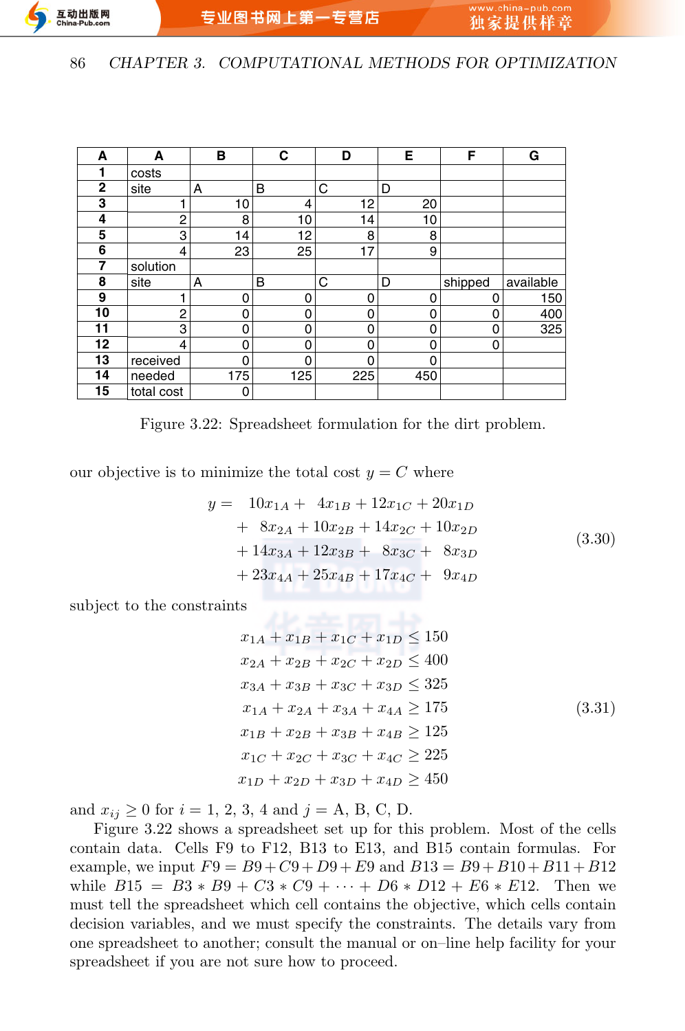| A | A | B | C | D | E | F | G |
|---|---|---|---|---|---|---|---|
| 1 | costs | | | | | | |
| 2 | site | A | B | C | D | | |
| 3 | 1 | 10 | 4 | 12 | 20 | | |
| 4 | 2 | 8 | 10 | 14 | 10 | | |
| 5 | 3 | 14 | 12 | 8 | 8 | | |
| 6 | 4 | 23 | 25 | 17 | 9 | | |
| 7 | solution | | | | | | |
| 8 | site | A | B | C | D | shipped | available |
| 9 | 1 | 0 | 0 | 0 | 0 | 0 | 150 |
| 10 | 2 | 0 | 0 | 0 | 0 | 0 | 400 |
| 11 | 3 | 0 | 0 | 0 | 0 | 0 | 325 |
| 12 | 4 | 0 | 0 | 0 | 0 | 0 | |
| 13 | received | 0 | 0 | 0 | 0 | | |
| 14 | needed | 175 | 125 | 225 | 450 | | |
| 15 | total cost | 0 | | | | | |

Figure 3.22: Spreadsheet formulation for the dirt problem.

our objective is to minimize the total cost $y = C$ where

$$
\begin{aligned}
y = \; & 10x_{1A} + 4x_{1B} + 12x_{1C} + 20x_{1D} \\
& + 8x_{2A} + 10x_{2B} + 14x_{2C} + 10x_{2D} \\
& + 14x_{3A} + 12x_{3B} + 8x_{3C} + 8x_{3D} \\
& + 23x_{4A} + 25x_{4B} + 17x_{4C} + 9x_{4D}
\end{aligned}
\tag{3.30}
$$

subject to the constraints

$$
\begin{aligned}
x_{1A} + x_{1B} + x_{1C} + x_{1D} &\leq 150 \\
x_{2A} + x_{2B} + x_{2C} + x_{2D} &\leq 400 \\
x_{3A} + x_{3B} + x_{3C} + x_{3D} &\leq 325 \\
x_{1A} + x_{2A} + x_{3A} + x_{4A} &\geq 175 \\
x_{1B} + x_{2B} + x_{3B} + x_{4B} &\geq 125 \\
x_{1C} + x_{2C} + x_{3C} + x_{4C} &\geq 225 \\
x_{1D} + x_{2D} + x_{3D} + x_{4D} &\geq 450
\end{aligned}
\tag{3.31}
$$

and $x_{ij} \geq 0$ for $i = 1, 2, 3, 4$ and $j =$ A, B, C, D.

Figure 3.22 shows a spreadsheet set up for this problem. Most of the cells contain data. Cells F9 to F12, B13 to E13, and B15 contain formulas. For example, we input $F9 = B9 + C9 + D9 + E9$ and $B13 = B9 + B10 + B11 + B12$ while $B15 = B3 * B9 + C3 * C9 + \cdots + D6 * D12 + E6 * E12$. Then we must tell the spreadsheet which cell contains the objective, which cells contain decision variables, and we must specify the constraints. The details vary from one spreadsheet to another; consult the manual or on–line help facility for your spreadsheet if you are not sure how to proceed.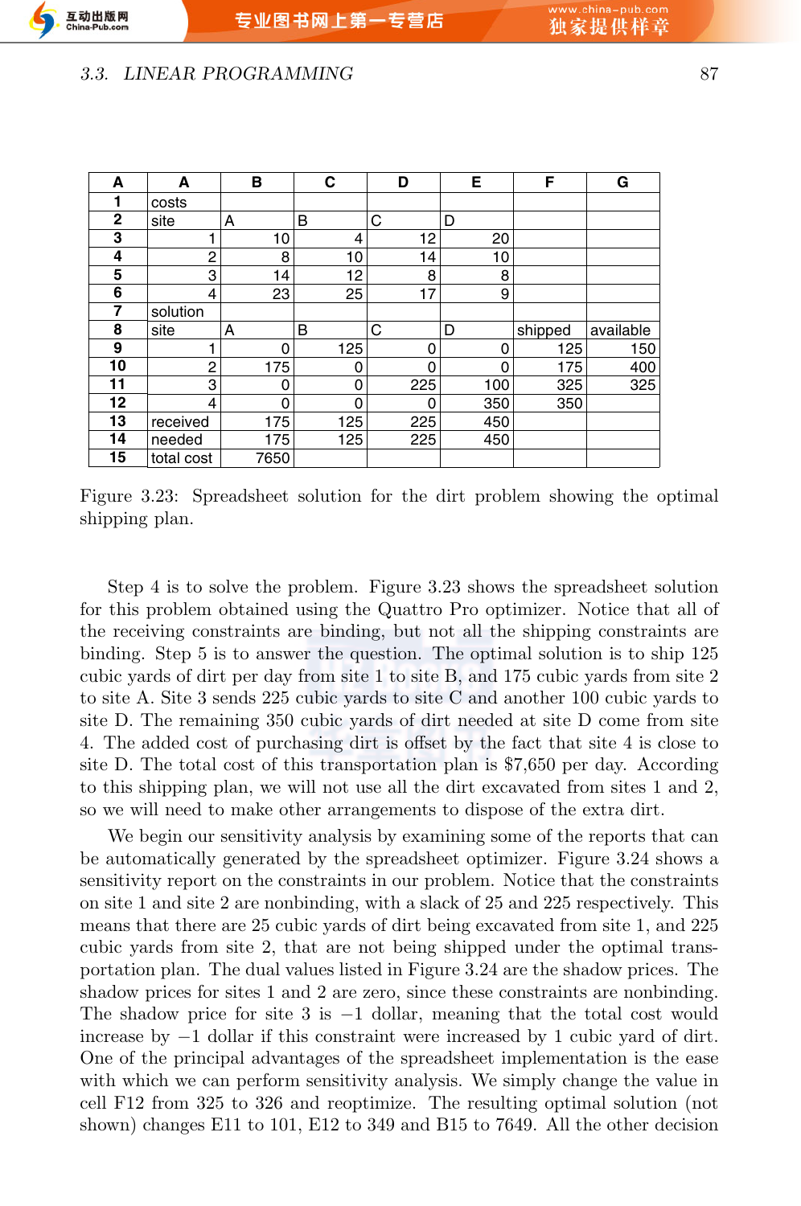| A | A | B | C | D | E | F | G |
|---|---|---|---|---|---|---|---|
| 1 | costs | | | | | | |
| 2 | site | A | B | C | D | | |
| 3 | 1 | 10 | 4 | 12 | 20 | | |
| 4 | 2 | 8 | 10 | 14 | 10 | | |
| 5 | 3 | 14 | 12 | 8 | 8 | | |
| 6 | 4 | 23 | 25 | 17 | 9 | | |
| 7 | solution | | | | | | |
| 8 | site | A | B | C | D | shipped | available |
| 9 | 1 | 0 | 125 | 0 | 0 | 125 | 150 |
| 10 | 2 | 175 | 0 | 0 | 0 | 175 | 400 |
| 11 | 3 | 0 | 0 | 225 | 100 | 325 | 325 |
| 12 | 4 | 0 | 0 | 0 | 350 | 350 | |
| 13 | received | 175 | 125 | 225 | 450 | | |
| 14 | needed | 175 | 125 | 225 | 450 | | |
| 15 | total cost | 7650 | | | | | |

Figure 3.23: Spreadsheet solution for the dirt problem showing the optimal shipping plan.

Step 4 is to solve the problem. Figure 3.23 shows the spreadsheet solution for this problem obtained using the Quattro Pro optimizer. Notice that all of the receiving constraints are binding, but not all the shipping constraints are binding. Step 5 is to answer the question. The optimal solution is to ship 125 cubic yards of dirt per day from site 1 to site B, and 175 cubic yards from site 2 to site A. Site 3 sends 225 cubic yards to site C and another 100 cubic yards to site D. The remaining 350 cubic yards of dirt needed at site D come from site 4. The added cost of purchasing dirt is offset by the fact that site 4 is close to site D. The total cost of this transportation plan is $7,650 per day. According to this shipping plan, we will not use all the dirt excavated from sites 1 and 2, so we will need to make other arrangements to dispose of the extra dirt.

We begin our sensitivity analysis by examining some of the reports that can be automatically generated by the spreadsheet optimizer. Figure 3.24 shows a sensitivity report on the constraints in our problem. Notice that the constraints on site 1 and site 2 are nonbinding, with a slack of 25 and 225 respectively. This means that there are 25 cubic yards of dirt being excavated from site 1, and 225 cubic yards from site 2, that are not being shipped under the optimal transportation plan. The dual values listed in Figure 3.24 are the shadow prices. The shadow prices for sites 1 and 2 are zero, since these constraints are nonbinding. The shadow price for site 3 is $-1$ dollar, meaning that the total cost would increase by $-1$ dollar if this constraint were increased by 1 cubic yard of dirt. One of the principal advantages of the spreadsheet implementation is the ease with which we can perform sensitivity analysis. We simply change the value in cell F12 from 325 to 326 and reoptimize. The resulting optimal solution (not shown) changes E11 to 101, E12 to 349 and B15 to 7649. All the other decision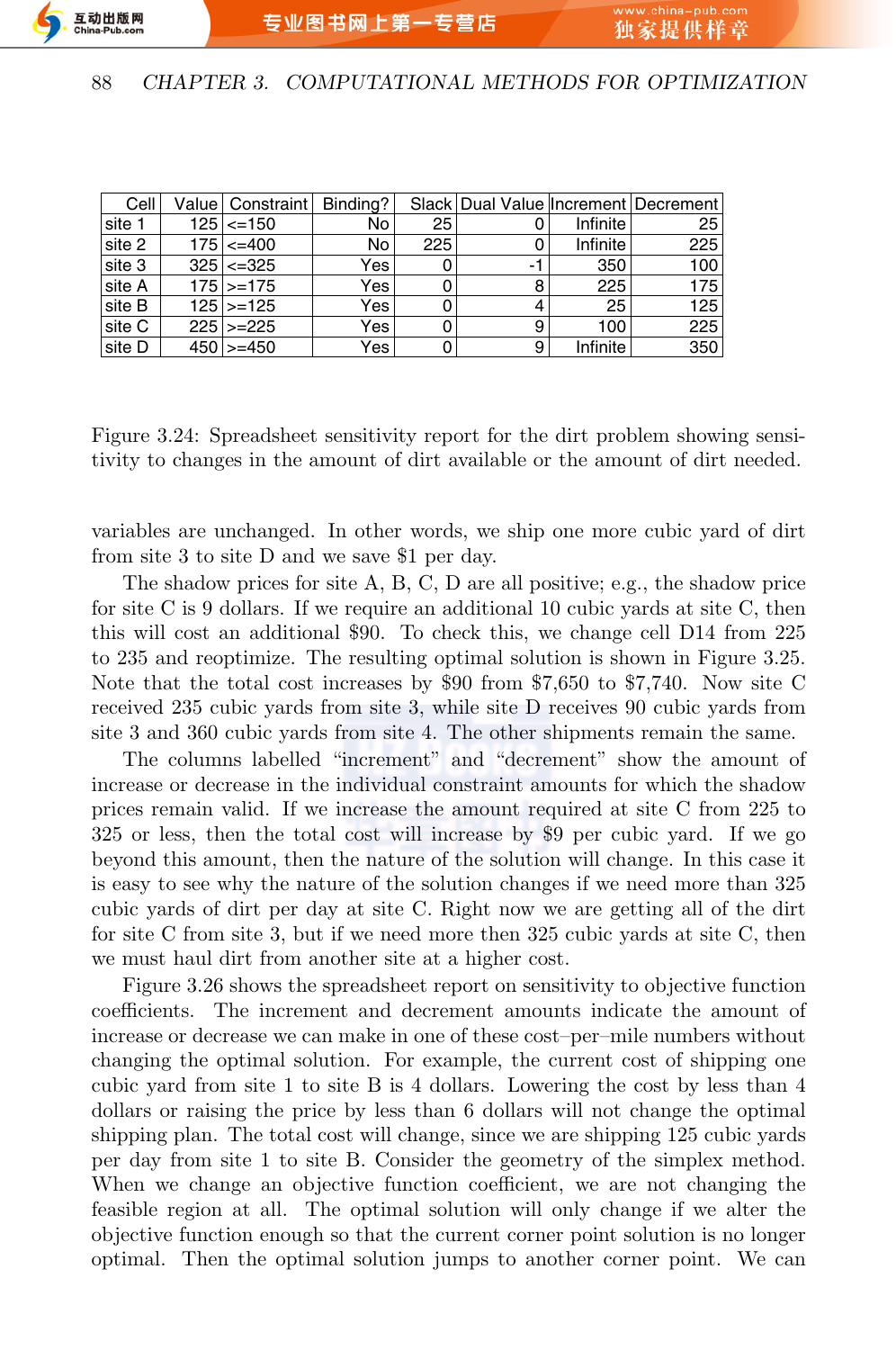| Cell | Value | Constraint | Binding? | Slack | Dual Value | Increment | Decrement |
|---|---|---|---|---|---|---|---|
| site 1 | 125 | <=150 | No | 25 | 0 | Infinite | 25 |
| site 2 | 175 | <=400 | No | 225 | 0 | Infinite | 225 |
| site 3 | 325 | <=325 | Yes | 0 | -1 | 350 | 100 |
| site A | 175 | >=175 | Yes | 0 | 8 | 225 | 175 |
| site B | 125 | >=125 | Yes | 0 | 4 | 25 | 125 |
| site C | 225 | >=225 | Yes | 0 | 9 | 100 | 225 |
| site D | 450 | >=450 | Yes | 0 | 9 | Infinite | 350 |

Figure 3.24: Spreadsheet sensitivity report for the dirt problem showing sensitivity to changes in the amount of dirt available or the amount of dirt needed.

variables are unchanged. In other words, we ship one more cubic yard of dirt from site 3 to site D and we save $1 per day.

The shadow prices for site A, B, C, D are all positive; e.g., the shadow price for site C is 9 dollars. If we require an additional 10 cubic yards at site C, then this will cost an additional $90. To check this, we change cell D14 from 225 to 235 and reoptimize. The resulting optimal solution is shown in Figure 3.25. Note that the total cost increases by $90 from $7,650 to $7,740. Now site C received 235 cubic yards from site 3, while site D receives 90 cubic yards from site 3 and 360 cubic yards from site 4. The other shipments remain the same.

The columns labelled "increment" and "decrement" show the amount of increase or decrease in the individual constraint amounts for which the shadow prices remain valid. If we increase the amount required at site C from 225 to 325 or less, then the total cost will increase by $9 per cubic yard. If we go beyond this amount, then the nature of the solution will change. In this case it is easy to see why the nature of the solution changes if we need more than 325 cubic yards of dirt per day at site C. Right now we are getting all of the dirt for site C from site 3, but if we need more then 325 cubic yards at site C, then we must haul dirt from another site at a higher cost.

Figure 3.26 shows the spreadsheet report on sensitivity to objective function coefficients. The increment and decrement amounts indicate the amount of increase or decrease we can make in one of these cost–per–mile numbers without changing the optimal solution. For example, the current cost of shipping one cubic yard from site 1 to site B is 4 dollars. Lowering the cost by less than 4 dollars or raising the price by less than 6 dollars will not change the optimal shipping plan. The total cost will change, since we are shipping 125 cubic yards per day from site 1 to site B. Consider the geometry of the simplex method. When we change an objective function coefficient, we are not changing the feasible region at all. The optimal solution will only change if we alter the objective function enough so that the current corner point solution is no longer optimal. Then the optimal solution jumps to another corner point. We can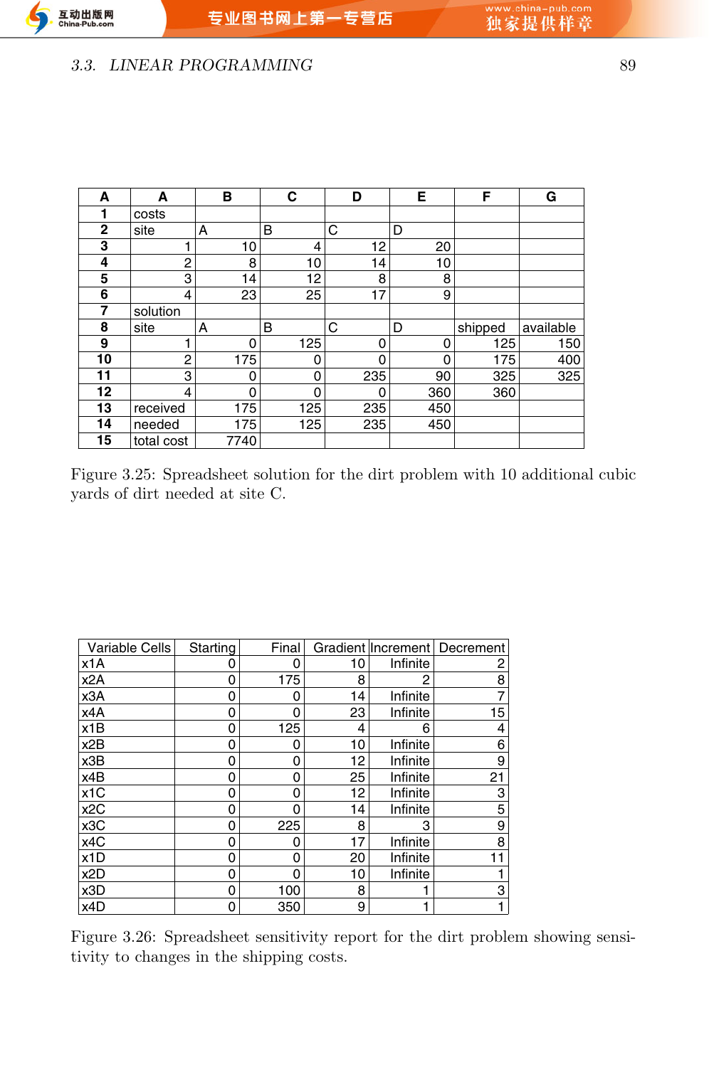| A | A | B | C | D | E | F | G |
|---|---|---|---|---|---|---|---|
| 1 | costs | | | | | | |
| 2 | site | A | B | C | D | | |
| 3 | 1 | 10 | 4 | 12 | 20 | | |
| 4 | 2 | 8 | 10 | 14 | 10 | | |
| 5 | 3 | 14 | 12 | 8 | 8 | | |
| 6 | 4 | 23 | 25 | 17 | 9 | | |
| 7 | solution | | | | | | |
| 8 | site | A | B | C | D | shipped | available |
| 9 | 1 | 0 | 125 | 0 | 0 | 125 | 150 |
| 10 | 2 | 175 | 0 | 0 | 0 | 175 | 400 |
| 11 | 3 | 0 | 0 | 235 | 90 | 325 | 325 |
| 12 | 4 | 0 | 0 | 0 | 360 | 360 | |
| 13 | received | 175 | 125 | 235 | 450 | | |
| 14 | needed | 175 | 125 | 235 | 450 | | |
| 15 | total cost | 7740 | | | | | |

Figure 3.25: Spreadsheet solution for the dirt problem with 10 additional cubic yards of dirt needed at site C.

| Variable Cells | Starting | Final | Gradient | Increment | Decrement |
|---|---|---|---|---|---|
| x1A | 0 | 0 | 10 | Infinite | 2 |
| x2A | 0 | 175 | 8 | 2 | 8 |
| x3A | 0 | 0 | 14 | Infinite | 7 |
| x4A | 0 | 0 | 23 | Infinite | 15 |
| x1B | 0 | 125 | 4 | 6 | 4 |
| x2B | 0 | 0 | 10 | Infinite | 6 |
| x3B | 0 | 0 | 12 | Infinite | 9 |
| x4B | 0 | 0 | 25 | Infinite | 21 |
| x1C | 0 | 0 | 12 | Infinite | 3 |
| x2C | 0 | 0 | 14 | Infinite | 5 |
| x3C | 0 | 225 | 8 | 3 | 9 |
| x4C | 0 | 0 | 17 | Infinite | 8 |
| x1D | 0 | 0 | 20 | Infinite | 11 |
| x2D | 0 | 0 | 10 | Infinite | 1 |
| x3D | 0 | 100 | 8 | 1 | 3 |
| x4D | 0 | 350 | 9 | 1 | 1 |

Figure 3.26: Spreadsheet sensitivity report for the dirt problem showing sensitivity to changes in the shipping costs.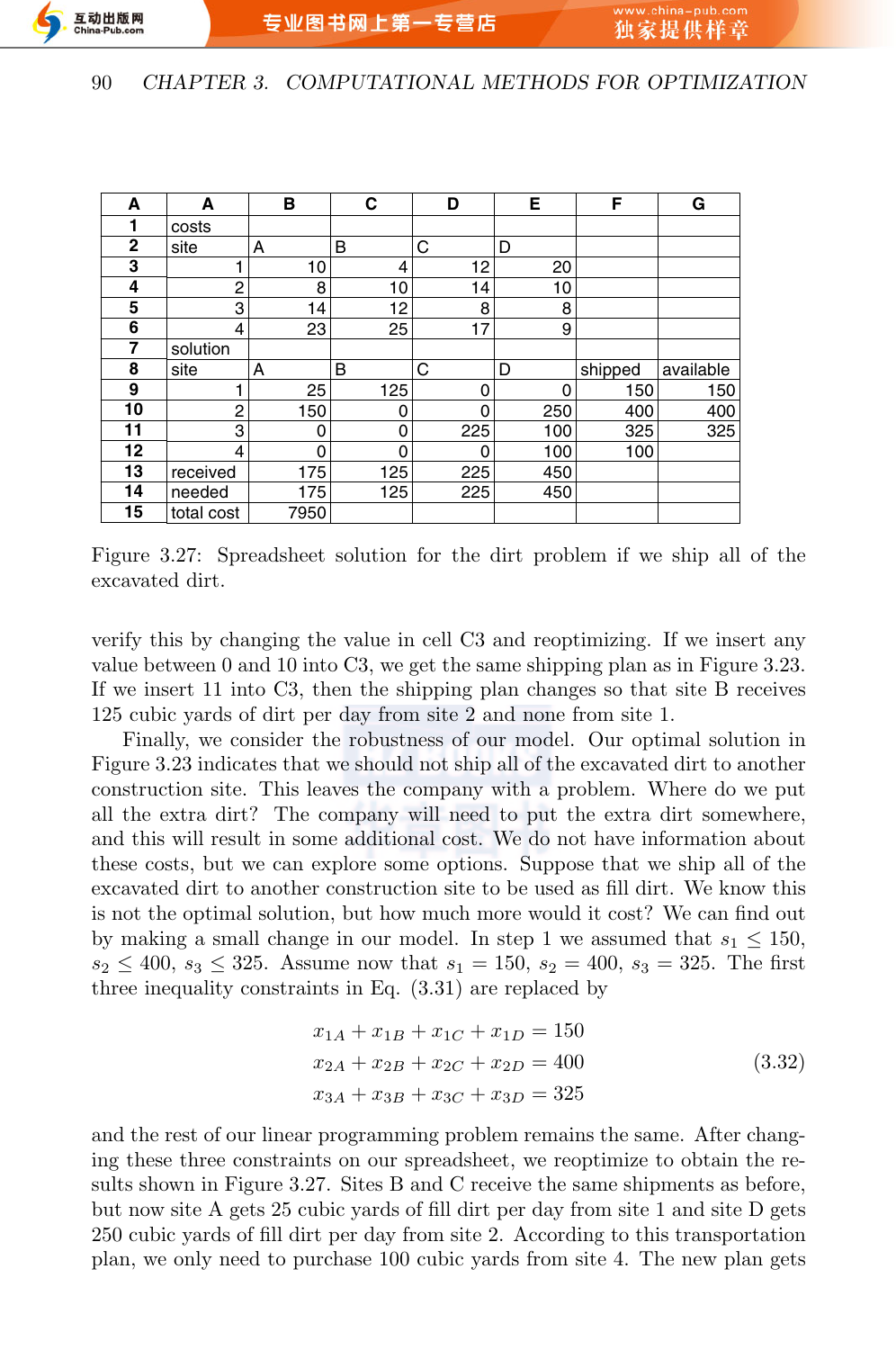| A | A | B | C | D | E | F | G |
|---|---|---|---|---|---|---|---|
| 1 | costs | | | | | | |
| 2 | site | A | B | C | D | | |
| 3 | 1 | 10 | 4 | 12 | 20 | | |
| 4 | 2 | 8 | 10 | 14 | 10 | | |
| 5 | 3 | 14 | 12 | 8 | 8 | | |
| 6 | 4 | 23 | 25 | 17 | 9 | | |
| 7 | solution | | | | | | |
| 8 | site | A | B | C | D | shipped | available |
| 9 | 1 | 25 | 125 | 0 | 0 | 150 | 150 |
| 10 | 2 | 150 | 0 | 0 | 250 | 400 | 400 |
| 11 | 3 | 0 | 0 | 225 | 100 | 325 | 325 |
| 12 | 4 | 0 | 0 | 0 | 100 | 100 | |
| 13 | received | 175 | 125 | 225 | 450 | | |
| 14 | needed | 175 | 125 | 225 | 450 | | |
| 15 | total cost | 7950 | | | | | |

Figure 3.27: Spreadsheet solution for the dirt problem if we ship all of the excavated dirt.

verify this by changing the value in cell C3 and reoptimizing. If we insert any value between 0 and 10 into C3, we get the same shipping plan as in Figure 3.23. If we insert 11 into C3, then the shipping plan changes so that site B receives 125 cubic yards of dirt per day from site 2 and none from site 1.

Finally, we consider the robustness of our model. Our optimal solution in Figure 3.23 indicates that we should not ship all of the excavated dirt to another construction site. This leaves the company with a problem. Where do we put all the extra dirt? The company will need to put the extra dirt somewhere, and this will result in some additional cost. We do not have information about these costs, but we can explore some options. Suppose that we ship all of the excavated dirt to another construction site to be used as fill dirt. We know this is not the optimal solution, but how much more would it cost? We can find out by making a small change in our model. In step 1 we assumed that $s_1 \leq 150$, $s_2 \leq 400$, $s_3 \leq 325$. Assume now that $s_1 = 150$, $s_2 = 400$, $s_3 = 325$. The first three inequality constraints in Eq. (3.31) are replaced by

$$
\begin{aligned}
x_{1A} + x_{1B} + x_{1C} + x_{1D} &= 150 \\
x_{2A} + x_{2B} + x_{2C} + x_{2D} &= 400 \\
x_{3A} + x_{3B} + x_{3C} + x_{3D} &= 325
\end{aligned}
\tag{3.32}
$$

and the rest of our linear programming problem remains the same. After changing these three constraints on our spreadsheet, we reoptimize to obtain the results shown in Figure 3.27. Sites B and C receive the same shipments as before, but now site A gets 25 cubic yards of fill dirt per day from site 1 and site D gets 250 cubic yards of fill dirt per day from site 2. According to this transportation plan, we only need to purchase 100 cubic yards from site 4. The new plan gets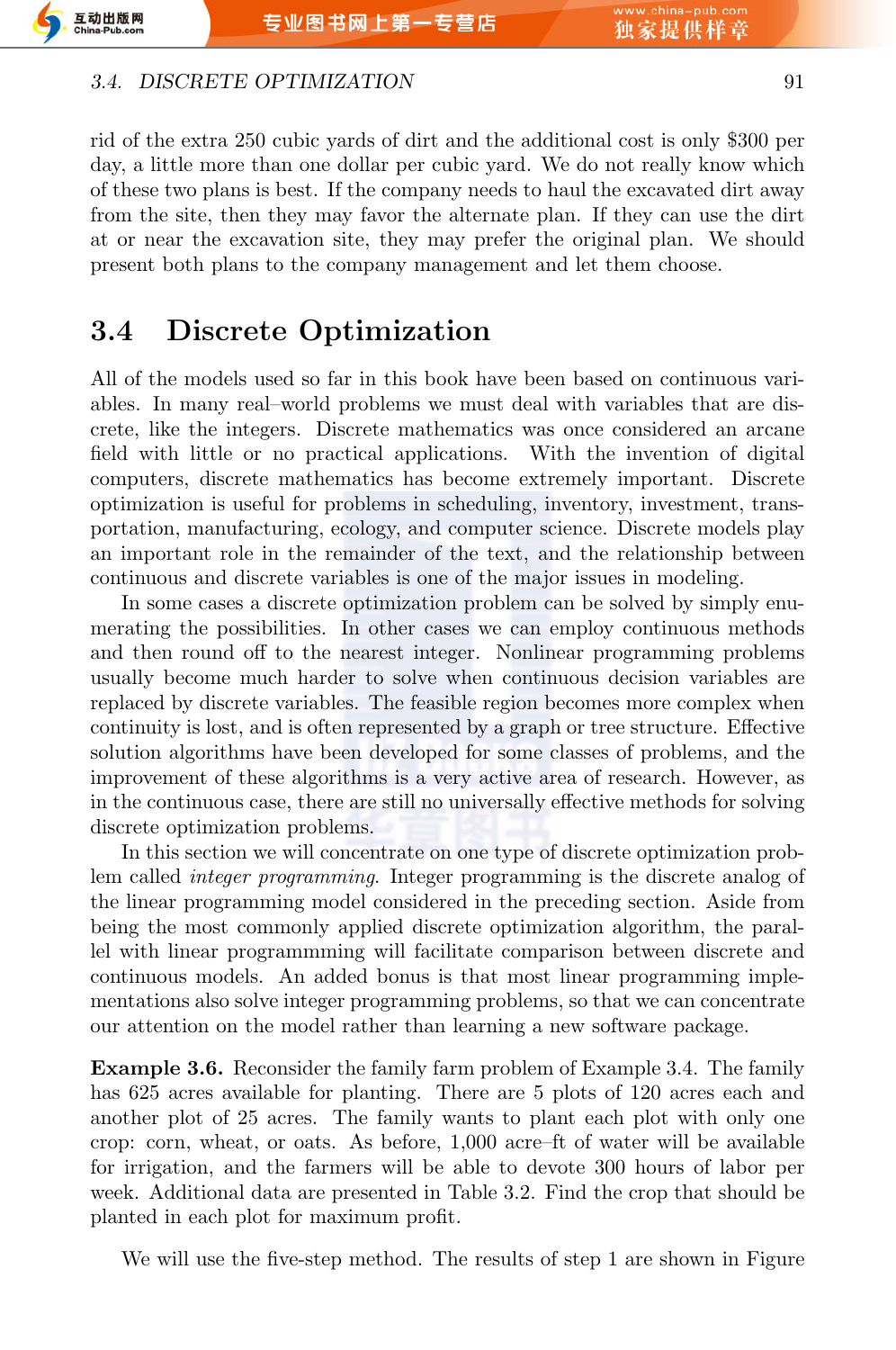rid of the extra 250 cubic yards of dirt and the additional cost is only $300 per day, a little more than one dollar per cubic yard. We do not really know which of these two plans is best. If the company needs to haul the excavated dirt away from the site, then they may favor the alternate plan. If they can use the dirt at or near the excavation site, they may prefer the original plan. We should present both plans to the company management and let them choose.

## 3.4 Discrete Optimization

All of the models used so far in this book have been based on continuous variables. In many real–world problems we must deal with variables that are discrete, like the integers. Discrete mathematics was once considered an arcane field with little or no practical applications. With the invention of digital computers, discrete mathematics has become extremely important. Discrete optimization is useful for problems in scheduling, inventory, investment, transportation, manufacturing, ecology, and computer science. Discrete models play an important role in the remainder of the text, and the relationship between continuous and discrete variables is one of the major issues in modeling.

In some cases a discrete optimization problem can be solved by simply enumerating the possibilities. In other cases we can employ continuous methods and then round off to the nearest integer. Nonlinear programming problems usually become much harder to solve when continuous decision variables are replaced by discrete variables. The feasible region becomes more complex when continuity is lost, and is often represented by a graph or tree structure. Effective solution algorithms have been developed for some classes of problems, and the improvement of these algorithms is a very active area of research. However, as in the continuous case, there are still no universally effective methods for solving discrete optimization problems.

In this section we will concentrate on one type of discrete optimization problem called *integer programming*. Integer programming is the discrete analog of the linear programming model considered in the preceding section. Aside from being the most commonly applied discrete optimization algorithm, the parallel with linear programmming will facilitate comparison between discrete and continuous models. An added bonus is that most linear programming implementations also solve integer programming problems, so that we can concentrate our attention on the model rather than learning a new software package.

**Example 3.6.** Reconsider the family farm problem of Example 3.4. The family has 625 acres available for planting. There are 5 plots of 120 acres each and another plot of 25 acres. The family wants to plant each plot with only one crop: corn, wheat, or oats. As before, 1,000 acre–ft of water will be available for irrigation, and the farmers will be able to devote 300 hours of labor per week. Additional data are presented in Table 3.2. Find the crop that should be planted in each plot for maximum profit.

We will use the five-step method. The results of step 1 are shown in Figure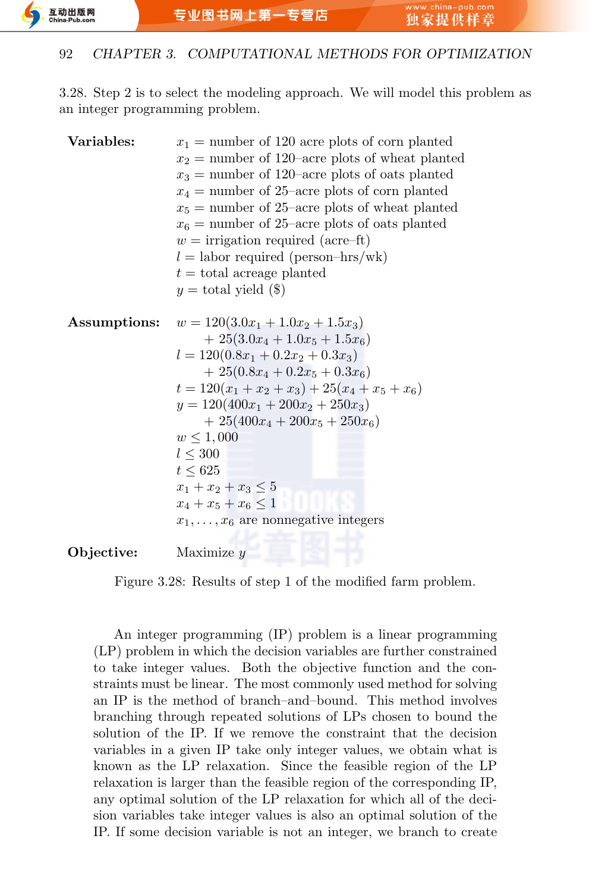3.28. Step 2 is to select the modeling approach. We will model this problem as an integer programming problem.

**Variables:**

$x_1$ = number of 120 acre plots of corn planted
$x_2$ = number of 120–acre plots of wheat planted
$x_3$ = number of 120–acre plots of oats planted
$x_4$ = number of 25–acre plots of corn planted
$x_5$ = number of 25–acre plots of wheat planted
$x_6$ = number of 25–acre plots of oats planted
$w$ = irrigation required (acre–ft)
$l$ = labor required (person–hrs/wk)
$t$ = total acreage planted
$y$ = total yield ($)

**Assumptions:**

$$w = 120(3.0x_1 + 1.0x_2 + 1.5x_3) + 25(3.0x_4 + 1.0x_5 + 1.5x_6)$$
$$l = 120(0.8x_1 + 0.2x_2 + 0.3x_3) + 25(0.8x_4 + 0.2x_5 + 0.3x_6)$$
$$t = 120(x_1 + x_2 + x_3) + 25(x_4 + x_5 + x_6)$$
$$y = 120(400x_1 + 200x_2 + 250x_3) + 25(400x_4 + 200x_5 + 250x_6)$$
$$w \leq 1,000$$
$$l \leq 300$$
$$t \leq 625$$
$$x_1 + x_2 + x_3 \leq 5$$
$$x_4 + x_5 + x_6 \leq 1$$
$x_1, \ldots, x_6$ are nonnegative integers

**Objective:** Maximize $y$

Figure 3.28: Results of step 1 of the modified farm problem.

An integer programming (IP) problem is a linear programming (LP) problem in which the decision variables are further constrained to take integer values. Both the objective function and the constraints must be linear. The most commonly used method for solving an IP is the method of branch–and–bound. This method involves branching through repeated solutions of LPs chosen to bound the solution of the IP. If we remove the constraint that the decision variables in a given IP take only integer values, we obtain what is known as the LP relaxation. Since the feasible region of the LP relaxation is larger than the feasible region of the corresponding IP, any optimal solution of the LP relaxation for which all of the decision variables take integer values is also an optimal solution of the IP. If some decision variable is not an integer, we branch to create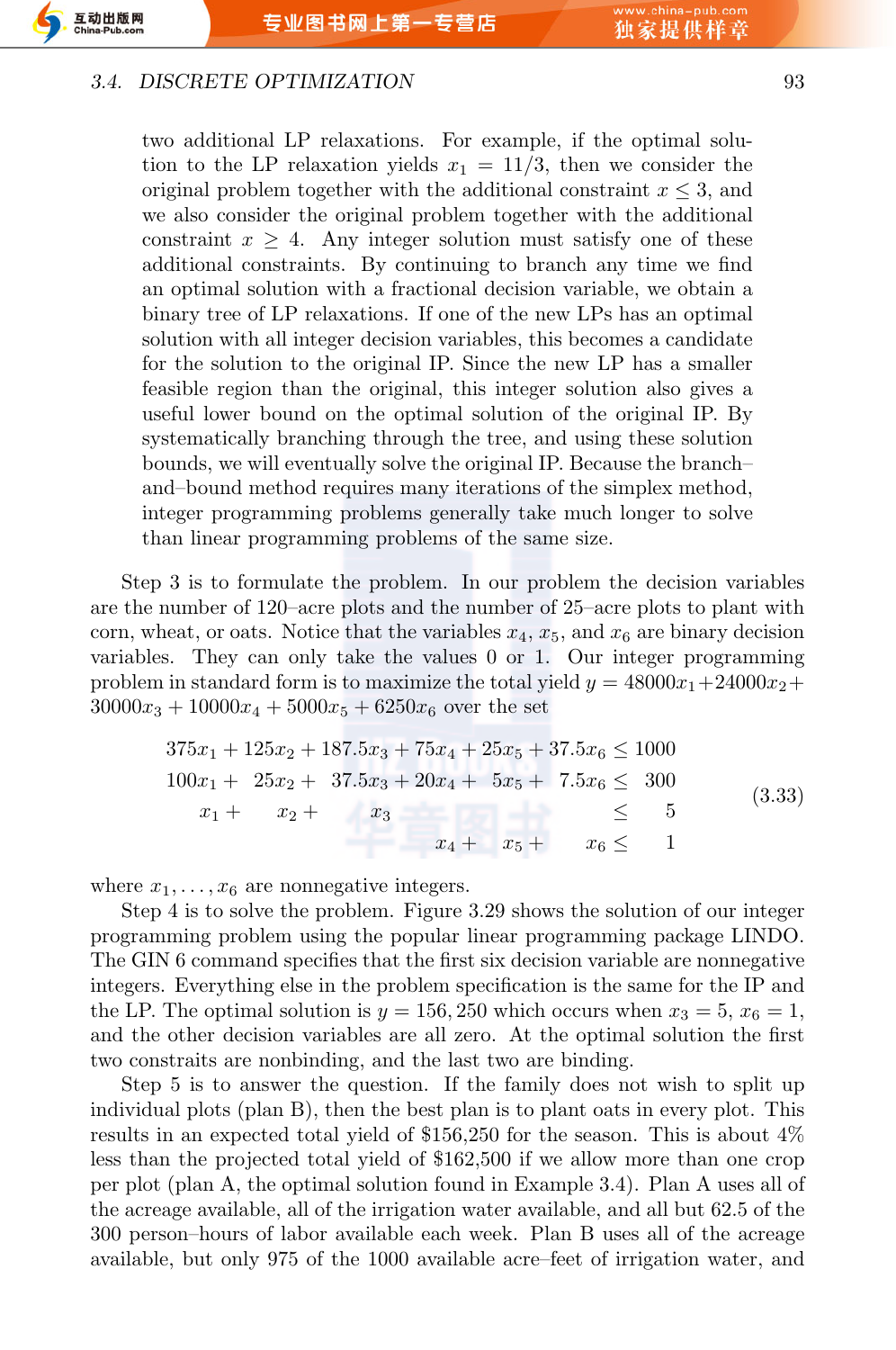two additional LP relaxations. For example, if the optimal solution to the LP relaxation yields $x_1 = 11/3$, then we consider the original problem together with the additional constraint $x \leq 3$, and we also consider the original problem together with the additional constraint $x \geq 4$. Any integer solution must satisfy one of these additional constraints. By continuing to branch any time we find an optimal solution with a fractional decision variable, we obtain a binary tree of LP relaxations. If one of the new LPs has an optimal solution with all integer decision variables, this becomes a candidate for the solution to the original IP. Since the new LP has a smaller feasible region than the original, this integer solution also gives a useful lower bound on the optimal solution of the original IP. By systematically branching through the tree, and using these solution bounds, we will eventually solve the original IP. Because the branch–and–bound method requires many iterations of the simplex method, integer programming problems generally take much longer to solve than linear programming problems of the same size.

Step 3 is to formulate the problem. In our problem the decision variables are the number of 120–acre plots and the number of 25–acre plots to plant with corn, wheat, or oats. Notice that the variables $x_4$, $x_5$, and $x_6$ are binary decision variables. They can only take the values 0 or 1. Our integer programming problem in standard form is to maximize the total yield $y = 48000x_1 + 24000x_2 + 30000x_3 + 10000x_4 + 5000x_5 + 6250x_6$ over the set

$$
\begin{array}{rcl}
375x_1 + 125x_2 + 187.5x_3 + 75x_4 + 25x_5 + 37.5x_6 & \leq & 1000 \\
100x_1 + 25x_2 + 37.5x_3 + 20x_4 + 5x_5 + 7.5x_6 & \leq & 300 \\
x_1 + x_2 + x_3 & \leq & 5 \\
x_4 + x_5 + x_6 & \leq & 1
\end{array}
\tag{3.33}
$$

where $x_1, \ldots, x_6$ are nonnegative integers.

Step 4 is to solve the problem. Figure 3.29 shows the solution of our integer programming problem using the popular linear programming package LINDO. The GIN 6 command specifies that the first six decision variable are nonnegative integers. Everything else in the problem specification is the same for the IP and the LP. The optimal solution is $y = 156,250$ which occurs when $x_3 = 5$, $x_6 = 1$, and the other decision variables are all zero. At the optimal solution the first two constraits are nonbinding, and the last two are binding.

Step 5 is to answer the question. If the family does not wish to split up individual plots (plan B), then the best plan is to plant oats in every plot. This results in an expected total yield of \$156,250 for the season. This is about 4% less than the projected total yield of \$162,500 if we allow more than one crop per plot (plan A, the optimal solution found in Example 3.4). Plan A uses all of the acreage available, all of the irrigation water available, and all but 62.5 of the 300 person–hours of labor available each week. Plan B uses all of the acreage available, but only 975 of the 1000 available acre–feet of irrigation water, and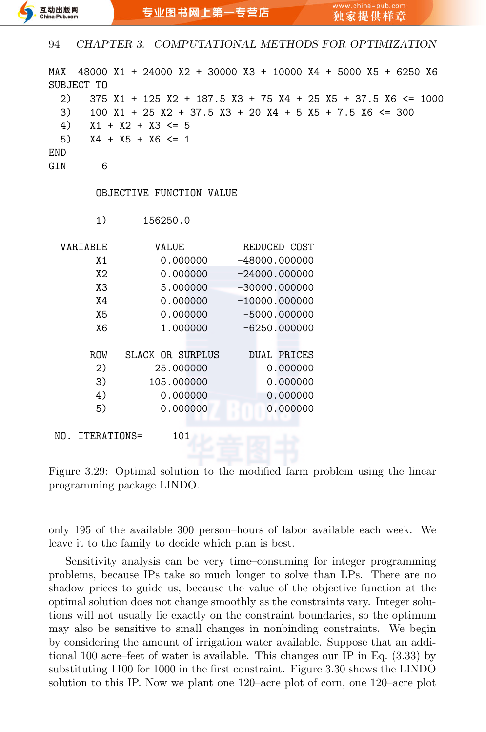```
MAX  48000 X1 + 24000 X2 + 30000 X3 + 10000 X4 + 5000 X5 + 6250 X6
SUBJECT TO
  2)   375 X1 + 125 X2 + 187.5 X3 + 75 X4 + 25 X5 + 37.5 X6 <= 1000
  3)   100 X1 + 25 X2 + 37.5 X3 + 20 X4 + 5 X5 + 7.5 X6 <= 300
  4)   X1 + X2 + X3 <= 5
  5)   X4 + X5 + X6 <= 1
END
GIN      6

        OBJECTIVE FUNCTION VALUE

        1)      156250.0

  VARIABLE        VALUE          REDUCED COST
        X1         0.000000      -48000.000000
        X2         0.000000      -24000.000000
        X3         5.000000      -30000.000000
        X4         0.000000      -10000.000000
        X5         0.000000       -5000.000000
        X6         1.000000       -6250.000000

       ROW   SLACK OR SURPLUS     DUAL PRICES
        2)        25.000000         0.000000
        3)       105.000000         0.000000
        4)         0.000000         0.000000
        5)         0.000000         0.000000

 NO. ITERATIONS=      101
```

Figure 3.29: Optimal solution to the modified farm problem using the linear programming package LINDO.

only 195 of the available 300 person–hours of labor available each week. We leave it to the family to decide which plan is best.

Sensitivity analysis can be very time–consuming for integer programming problems, because IPs take so much longer to solve than LPs. There are no shadow prices to guide us, because the value of the objective function at the optimal solution does not change smoothly as the constraints vary. Integer solutions will not usually lie exactly on the constraint boundaries, so the optimum may also be sensitive to small changes in nonbinding constraints. We begin by considering the amount of irrigation water available. Suppose that an additional 100 acre–feet of water is available. This changes our IP in Eq. (3.33) by substituting 1100 for 1000 in the first constraint. Figure 3.30 shows the LINDO solution to this IP. Now we plant one 120–acre plot of corn, one 120–acre plot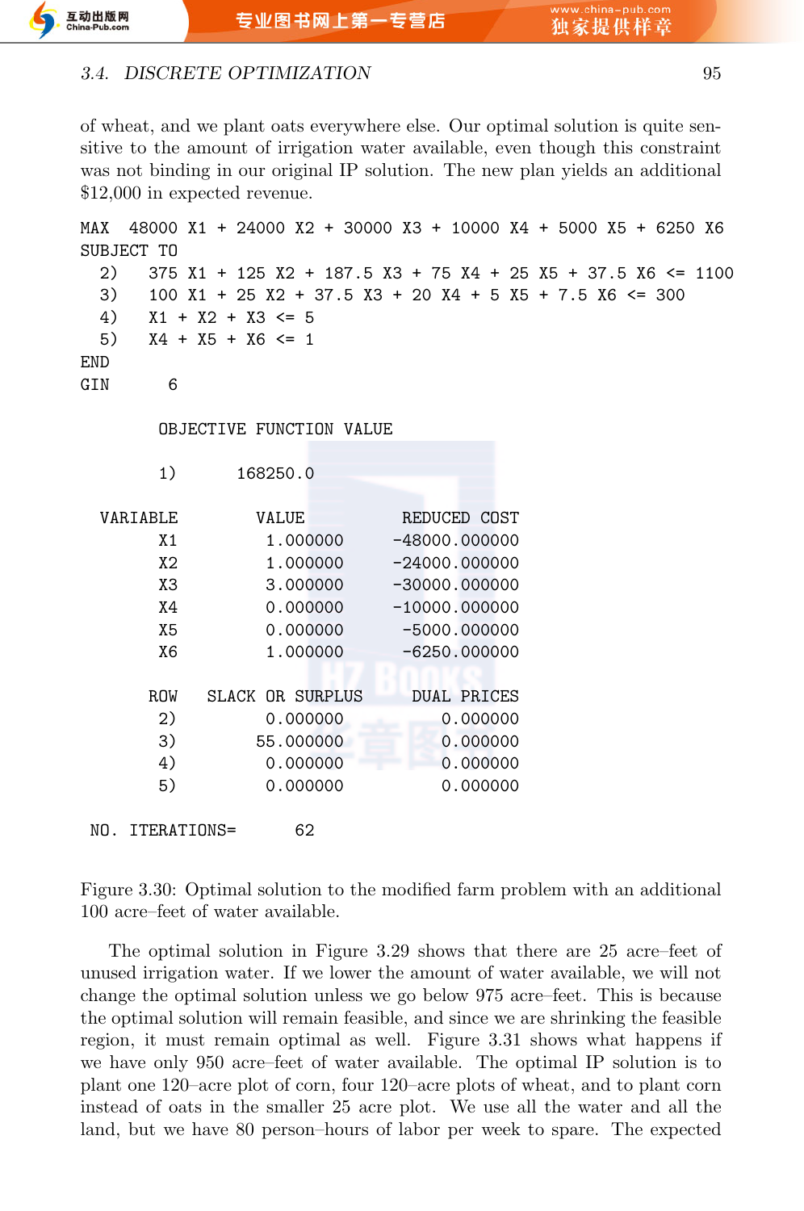of wheat, and we plant oats everywhere else. Our optimal solution is quite sensitive to the amount of irrigation water available, even though this constraint was not binding in our original IP solution. The new plan yields an additional $12,000 in expected revenue.

```
MAX   48000 X1 + 24000 X2 + 30000 X3 + 10000 X4 + 5000 X5 + 6250 X6
SUBJECT TO
   2)    375 X1 + 125 X2 + 187.5 X3 + 75 X4 + 25 X5 + 37.5 X6 <= 1100
   3)    100 X1 + 25 X2 + 37.5 X3 + 20 X4 + 5 X5 + 7.5 X6 <= 300
   4)    X1 + X2 + X3 <= 5
   5)    X4 + X5 + X6 <= 1
END
GIN       6

        OBJECTIVE FUNCTION VALUE

        1)       168250.0

  VARIABLE         VALUE          REDUCED COST
        X1          1.000000      -48000.000000
        X2          1.000000      -24000.000000
        X3          3.000000      -30000.000000
        X4          0.000000      -10000.000000
        X5          0.000000       -5000.000000
        X6          1.000000       -6250.000000

       ROW   SLACK OR SURPLUS     DUAL PRICES
        2)          0.000000          0.000000
        3)         55.000000          0.000000
        4)          0.000000          0.000000
        5)          0.000000          0.000000

 NO. ITERATIONS=      62
```

Figure 3.30: Optimal solution to the modified farm problem with an additional 100 acre–feet of water available.

The optimal solution in Figure 3.29 shows that there are 25 acre–feet of unused irrigation water. If we lower the amount of water available, we will not change the optimal solution unless we go below 975 acre–feet. This is because the optimal solution will remain feasible, and since we are shrinking the feasible region, it must remain optimal as well. Figure 3.31 shows what happens if we have only 950 acre–feet of water available. The optimal IP solution is to plant one 120–acre plot of corn, four 120–acre plots of wheat, and to plant corn instead of oats in the smaller 25 acre plot. We use all the water and all the land, but we have 80 person–hours of labor per week to spare. The expected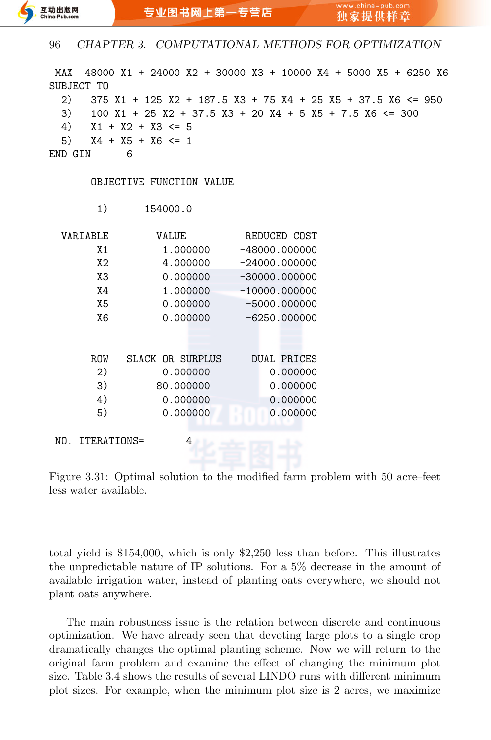```
 MAX  48000 X1 + 24000 X2 + 30000 X3 + 10000 X4 + 5000 X5 + 6250 X6
SUBJECT TO
  2)   375 X1 + 125 X2 + 187.5 X3 + 75 X4 + 25 X5 + 37.5 X6 <= 950
  3)   100 X1 + 25 X2 + 37.5 X3 + 20 X4 + 5 X5 + 7.5 X6 <= 300
  4)   X1 + X2 + X3 <= 5
  5)   X4 + X5 + X6 <= 1
END GIN       6

       OBJECTIVE FUNCTION VALUE

        1)       154000.0

  VARIABLE        VALUE          REDUCED COST
        X1         1.000000      -48000.000000
        X2         4.000000      -24000.000000
        X3         0.000000      -30000.000000
        X4         1.000000      -10000.000000
        X5         0.000000       -5000.000000
        X6         0.000000       -6250.000000


       ROW   SLACK OR SURPLUS     DUAL PRICES
        2)         0.000000         0.000000
        3)        80.000000         0.000000
        4)         0.000000         0.000000
        5)         0.000000         0.000000

 NO. ITERATIONS=        4
```

Figure 3.31: Optimal solution to the modified farm problem with 50 acre–feet less water available.

total yield is \$154,000, which is only \$2,250 less than before. This illustrates the unpredictable nature of IP solutions. For a 5% decrease in the amount of available irrigation water, instead of planting oats everywhere, we should not plant oats anywhere.

The main robustness issue is the relation between discrete and continuous optimization. We have already seen that devoting large plots to a single crop dramatically changes the optimal planting scheme. Now we will return to the original farm problem and examine the effect of changing the minimum plot size. Table 3.4 shows the results of several LINDO runs with different minimum plot sizes. For example, when the minimum plot size is 2 acres, we maximize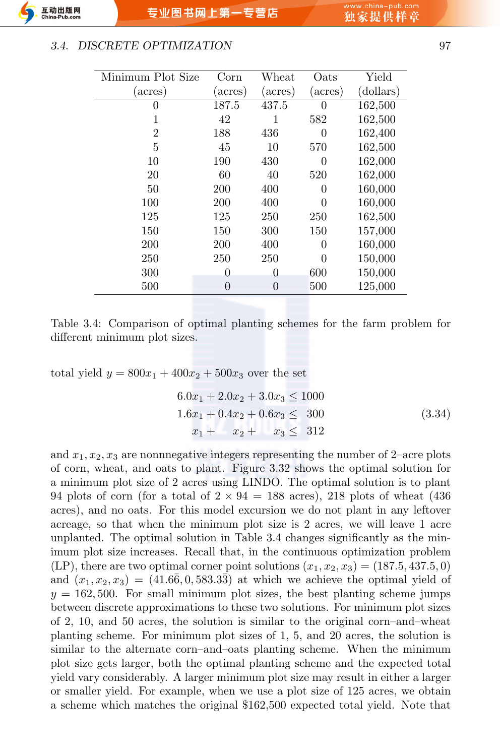| Minimum Plot Size (acres) | Corn (acres) | Wheat (acres) | Oats (acres) | Yield (dollars) |
|---|---|---|---|---|
| 0 | 187.5 | 437.5 | 0 | 162,500 |
| 1 | 42 | 1 | 582 | 162,500 |
| 2 | 188 | 436 | 0 | 162,400 |
| 5 | 45 | 10 | 570 | 162,500 |
| 10 | 190 | 430 | 0 | 162,000 |
| 20 | 60 | 40 | 520 | 162,000 |
| 50 | 200 | 400 | 0 | 160,000 |
| 100 | 200 | 400 | 0 | 160,000 |
| 125 | 125 | 250 | 250 | 162,500 |
| 150 | 150 | 300 | 150 | 157,000 |
| 200 | 200 | 400 | 0 | 160,000 |
| 250 | 250 | 250 | 0 | 150,000 |
| 300 | 0 | 0 | 600 | 150,000 |
| 500 | 0 | 0 | 500 | 125,000 |

Table 3.4: Comparison of optimal planting schemes for the farm problem for different minimum plot sizes.

total yield $y = 800x_1 + 400x_2 + 500x_3$ over the set

$$
\begin{aligned}
6.0x_1 + 2.0x_2 + 3.0x_3 &\le 1000 \\
1.6x_1 + 0.4x_2 + 0.6x_3 &\le \phantom{0}300 \\
x_1 + \phantom{0.4}x_2 + \phantom{0.6}x_3 &\le \phantom{0}312
\end{aligned}
\tag{3.34}
$$

and $x_1, x_2, x_3$ are nonnnegative integers representing the number of 2–acre plots of corn, wheat, and oats to plant. Figure 3.32 shows the optimal solution for a minimum plot size of 2 acres using LINDO. The optimal solution is to plant 94 plots of corn (for a total of $2 \times 94 = 188$ acres), 218 plots of wheat (436 acres), and no oats. For this model excursion we do not plant in any leftover acreage, so that when the minimum plot size is 2 acres, we will leave 1 acre unplanted. The optimal solution in Table 3.4 changes significantly as the minimum plot size increases. Recall that, in the continuous optimization problem (LP), there are two optimal corner point solutions $(x_1, x_2, x_3) = (187.5, 437.5, 0)$ and $(x_1, x_2, x_3) = (41.6\bar{6}, 0, 583.3\bar{3})$ at which we achieve the optimal yield of $y = 162,500$. For small minimum plot sizes, the best planting scheme jumps between discrete approximations to these two solutions. For minimum plot sizes of 2, 10, and 50 acres, the solution is similar to the original corn–and–wheat planting scheme. For minimum plot sizes of 1, 5, and 20 acres, the solution is similar to the alternate corn–and–oats planting scheme. When the minimum plot size gets larger, both the optimal planting scheme and the expected total yield vary considerably. A larger minimum plot size may result in either a larger or smaller yield. For example, when we use a plot size of 125 acres, we obtain a scheme which matches the original $162,500 expected total yield. Note that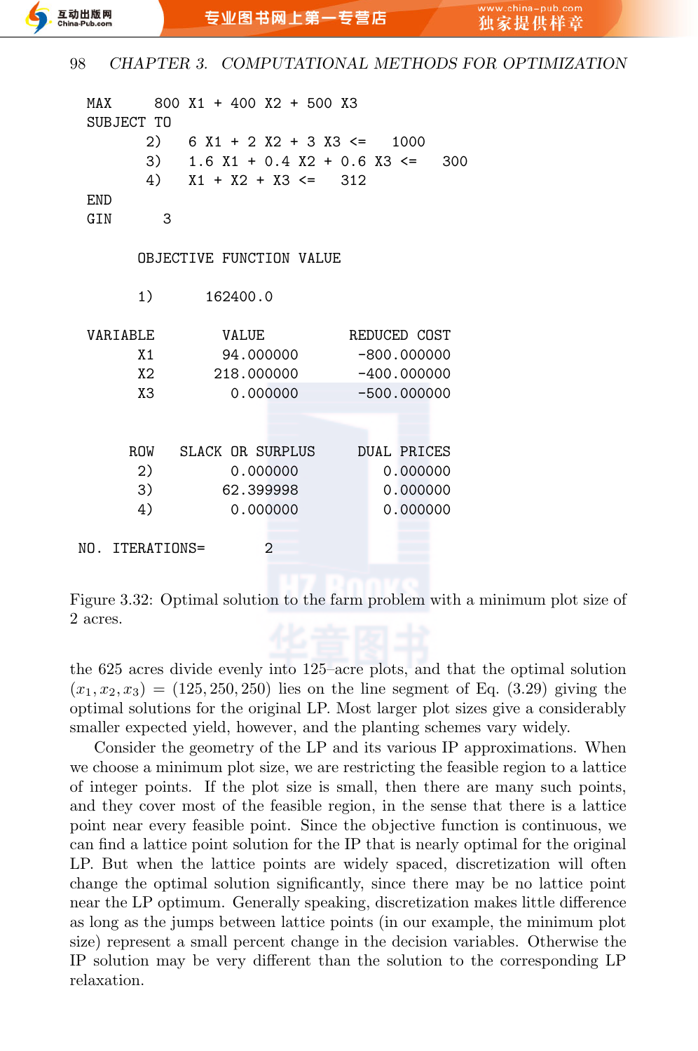```
MAX      800 X1 + 400 X2 + 500 X3
SUBJECT TO
        2)    6 X1 + 2 X2 + 3 X3 <=    1000
        3)    1.6 X1 + 0.4 X2 + 0.6 X3 <=    300
        4)    X1 + X2 + X3 <=   312
END
GIN       3

       OBJECTIVE FUNCTION VALUE

       1)       162400.0

VARIABLE         VALUE          REDUCED COST
      X1        94.000000        -800.000000
      X2       218.000000        -400.000000
      X3         0.000000        -500.000000


     ROW   SLACK OR SURPLUS     DUAL PRICES
      2)         0.000000        0.000000
      3)        62.399998        0.000000
      4)         0.000000        0.000000

 NO. ITERATIONS=        2
```

Figure 3.32: Optimal solution to the farm problem with a minimum plot size of 2 acres.

the 625 acres divide evenly into 125–acre plots, and that the optimal solution $(x_1, x_2, x_3) = (125, 250, 250)$ lies on the line segment of Eq. (3.29) giving the optimal solutions for the original LP. Most larger plot sizes give a considerably smaller expected yield, however, and the planting schemes vary widely.

Consider the geometry of the LP and its various IP approximations. When we choose a minimum plot size, we are restricting the feasible region to a lattice of integer points. If the plot size is small, then there are many such points, and they cover most of the feasible region, in the sense that there is a lattice point near every feasible point. Since the objective function is continuous, we can find a lattice point solution for the IP that is nearly optimal for the original LP. But when the lattice points are widely spaced, discretization will often change the optimal solution significantly, since there may be no lattice point near the LP optimum. Generally speaking, discretization makes little difference as long as the jumps between lattice points (in our example, the minimum plot size) represent a small percent change in the decision variables. Otherwise the IP solution may be very different than the solution to the corresponding LP relaxation.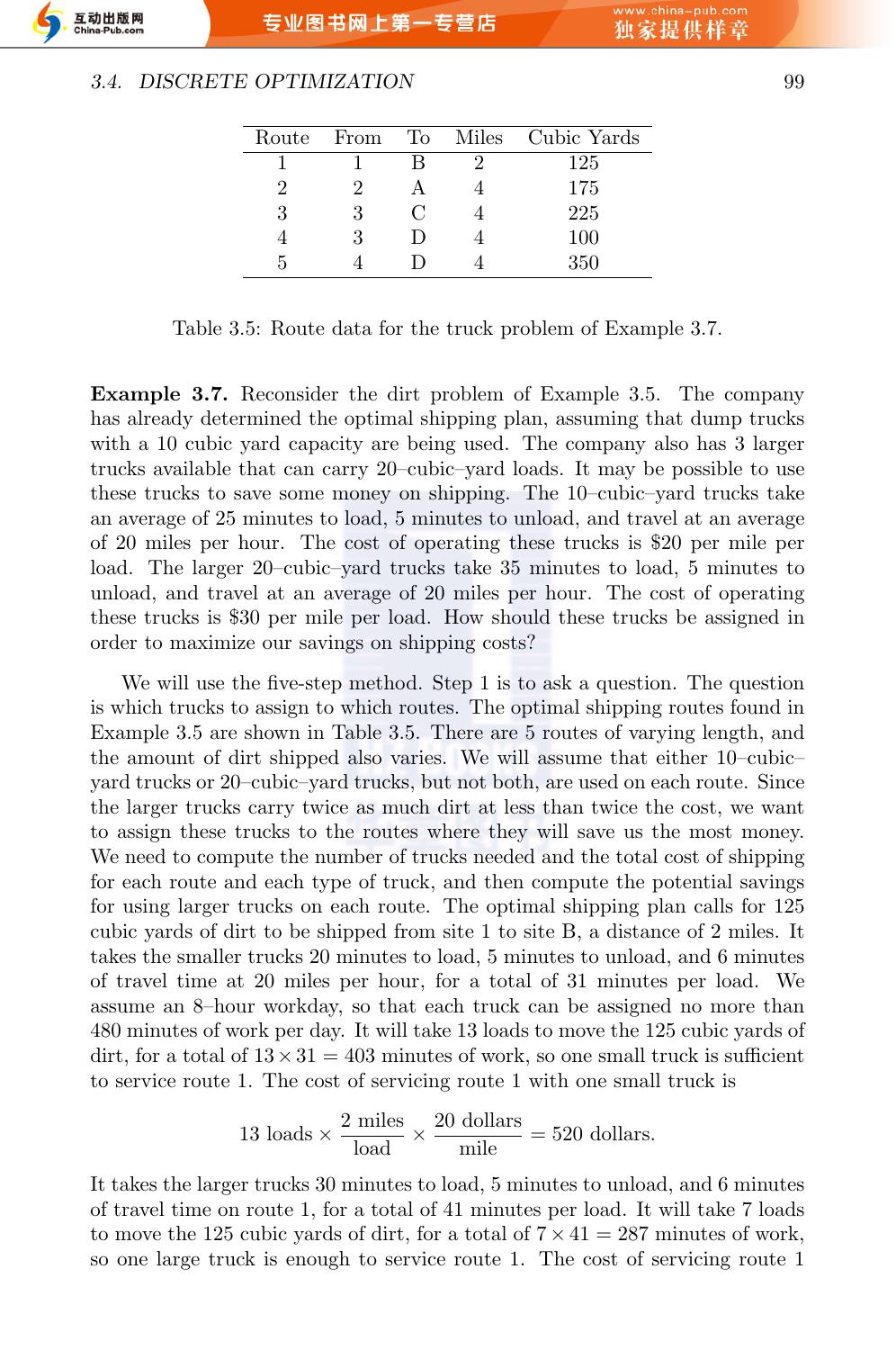| Route | From | To | Miles | Cubic Yards |
|---|---|---|---|---|
| 1 | 1 | B | 2 | 125 |
| 2 | 2 | A | 4 | 175 |
| 3 | 3 | C | 4 | 225 |
| 4 | 3 | D | 4 | 100 |
| 5 | 4 | D | 4 | 350 |

Table 3.5: Route data for the truck problem of Example 3.7.

**Example 3.7.** Reconsider the dirt problem of Example 3.5. The company has already determined the optimal shipping plan, assuming that dump trucks with a 10 cubic yard capacity are being used. The company also has 3 larger trucks available that can carry 20–cubic–yard loads. It may be possible to use these trucks to save some money on shipping. The 10–cubic–yard trucks take an average of 25 minutes to load, 5 minutes to unload, and travel at an average of 20 miles per hour. The cost of operating these trucks is \$20 per mile per load. The larger 20–cubic–yard trucks take 35 minutes to load, 5 minutes to unload, and travel at an average of 20 miles per hour. The cost of operating these trucks is \$30 per mile per load. How should these trucks be assigned in order to maximize our savings on shipping costs?

We will use the five-step method. Step 1 is to ask a question. The question is which trucks to assign to which routes. The optimal shipping routes found in Example 3.5 are shown in Table 3.5. There are 5 routes of varying length, and the amount of dirt shipped also varies. We will assume that either 10–cubic–yard trucks or 20–cubic–yard trucks, but not both, are used on each route. Since the larger trucks carry twice as much dirt at less than twice the cost, we want to assign these trucks to the routes where they will save us the most money. We need to compute the number of trucks needed and the total cost of shipping for each route and each type of truck, and then compute the potential savings for using larger trucks on each route. The optimal shipping plan calls for 125 cubic yards of dirt to be shipped from site 1 to site B, a distance of 2 miles. It takes the smaller trucks 20 minutes to load, 5 minutes to unload, and 6 minutes of travel time at 20 miles per hour, for a total of 31 minutes per load. We assume an 8–hour workday, so that each truck can be assigned no more than 480 minutes of work per day. It will take 13 loads to move the 125 cubic yards of dirt, for a total of $13 \times 31 = 403$ minutes of work, so one small truck is sufficient to service route 1. The cost of servicing route 1 with one small truck is

$$13 \text{ loads} \times \frac{2 \text{ miles}}{\text{load}} \times \frac{20 \text{ dollars}}{\text{mile}} = 520 \text{ dollars}.$$

It takes the larger trucks 30 minutes to load, 5 minutes to unload, and 6 minutes of travel time on route 1, for a total of 41 minutes per load. It will take 7 loads to move the 125 cubic yards of dirt, for a total of $7 \times 41 = 287$ minutes of work, so one large truck is enough to service route 1. The cost of servicing route 1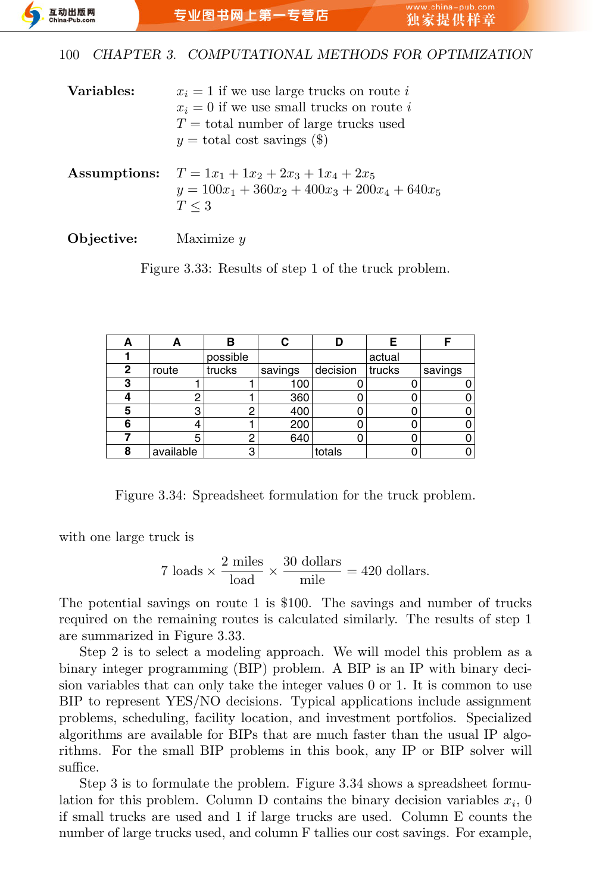**Variables:**

$x_i = 1$ if we use large trucks on route $i$
$x_i = 0$ if we use small trucks on route $i$
$T =$ total number of large trucks used
$y =$ total cost savings ($)

**Assumptions:**

$T = 1x_1 + 1x_2 + 2x_3 + 1x_4 + 2x_5$
$y = 100x_1 + 360x_2 + 400x_3 + 200x_4 + 640x_5$
$T \leq 3$

**Objective:** Maximize $y$

Figure 3.33: Results of step 1 of the truck problem.

| A | A | B | C | D | E | F |
|---|---|---|---|---|---|---|
| 1 | | possible | | | actual | |
| 2 | route | trucks | savings | decision | trucks | savings |
| 3 | 1 | 1 | 100 | 0 | 0 | 0 |
| 4 | 2 | 1 | 360 | 0 | 0 | 0 |
| 5 | 3 | 2 | 400 | 0 | 0 | 0 |
| 6 | 4 | 1 | 200 | 0 | 0 | 0 |
| 7 | 5 | 2 | 640 | 0 | 0 | 0 |
| 8 | available | 3 | | totals | 0 | 0 |

Figure 3.34: Spreadsheet formulation for the truck problem.

with one large truck is

$$7 \text{ loads} \times \frac{2 \text{ miles}}{\text{load}} \times \frac{30 \text{ dollars}}{\text{mile}} = 420 \text{ dollars}.$$

The potential savings on route 1 is $100. The savings and number of trucks required on the remaining routes is calculated similarly. The results of step 1 are summarized in Figure 3.33.

Step 2 is to select a modeling approach. We will model this problem as a binary integer programming (BIP) problem. A BIP is an IP with binary decision variables that can only take the integer values 0 or 1. It is common to use BIP to represent YES/NO decisions. Typical applications include assignment problems, scheduling, facility location, and investment portfolios. Specialized algorithms are available for BIPs that are much faster than the usual IP algorithms. For the small BIP problems in this book, any IP or BIP solver will suffice.

Step 3 is to formulate the problem. Figure 3.34 shows a spreadsheet formulation for this problem. Column D contains the binary decision variables $x_i$, 0 if small trucks are used and 1 if large trucks are used. Column E counts the number of large trucks used, and column F tallies our cost savings. For example,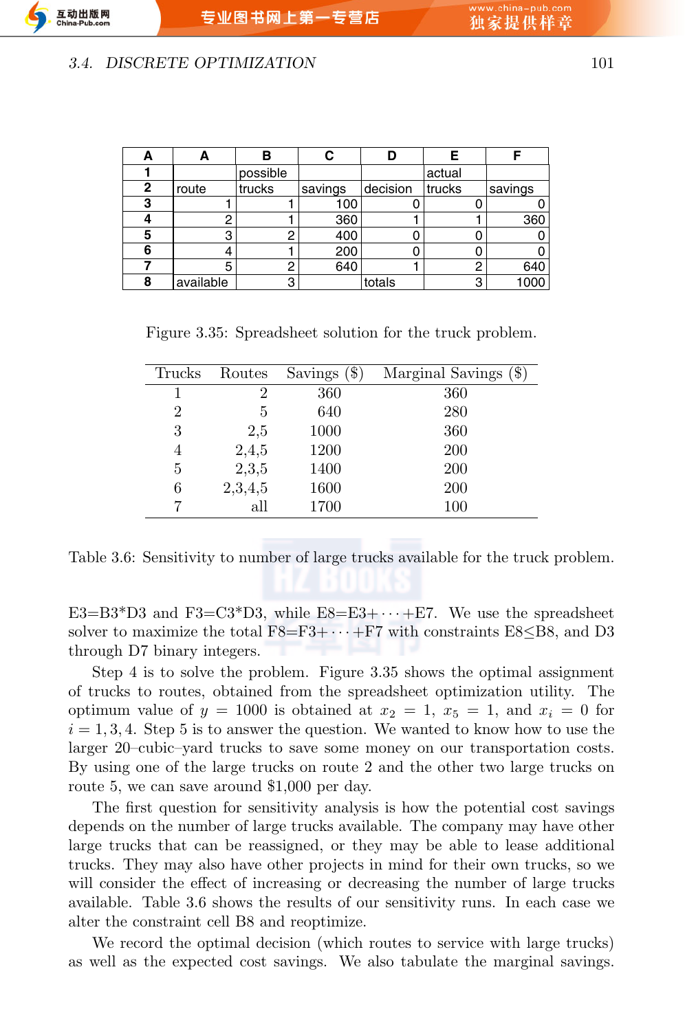| A | A | B | C | D | E | F |
|---|---|---|---|---|---|---|
| 1 | | possible | | | actual | |
| 2 | route | trucks | savings | decision | trucks | savings |
| 3 | 1 | 1 | 100 | 0 | 0 | 0 |
| 4 | 2 | 1 | 360 | 1 | 1 | 360 |
| 5 | 3 | 2 | 400 | 0 | 0 | 0 |
| 6 | 4 | 1 | 200 | 0 | 0 | 0 |
| 7 | 5 | 2 | 640 | 1 | 2 | 640 |
| 8 | available | 3 | | totals | 3 | 1000 |

Figure 3.35: Spreadsheet solution for the truck problem.

| Trucks | Routes | Savings ($) | Marginal Savings ($) |
|---|---|---|---|
| 1 | 2 | 360 | 360 |
| 2 | 5 | 640 | 280 |
| 3 | 2,5 | 1000 | 360 |
| 4 | 2,4,5 | 1200 | 200 |
| 5 | 2,3,5 | 1400 | 200 |
| 6 | 2,3,4,5 | 1600 | 200 |
| 7 | all | 1700 | 100 |

Table 3.6: Sensitivity to number of large trucks available for the truck problem.

E3=B3*D3 and F3=C3*D3, while E8=E3+···+E7. We use the spreadsheet solver to maximize the total F8=F3+···+F7 with constraints E8≤B8, and D3 through D7 binary integers.

Step 4 is to solve the problem. Figure 3.35 shows the optimal assignment of trucks to routes, obtained from the spreadsheet optimization utility. The optimum value of $y = 1000$ is obtained at $x_2 = 1$, $x_5 = 1$, and $x_i = 0$ for $i = 1, 3, 4$. Step 5 is to answer the question. We wanted to know how to use the larger 20–cubic–yard trucks to save some money on our transportation costs. By using one of the large trucks on route 2 and the other two large trucks on route 5, we can save around $1,000 per day.

The first question for sensitivity analysis is how the potential cost savings depends on the number of large trucks available. The company may have other large trucks that can be reassigned, or they may be able to lease additional trucks. They may also have other projects in mind for their own trucks, so we will consider the effect of increasing or decreasing the number of large trucks available. Table 3.6 shows the results of our sensitivity runs. In each case we alter the constraint cell B8 and reoptimize.

We record the optimal decision (which routes to service with large trucks) as well as the expected cost savings. We also tabulate the marginal savings.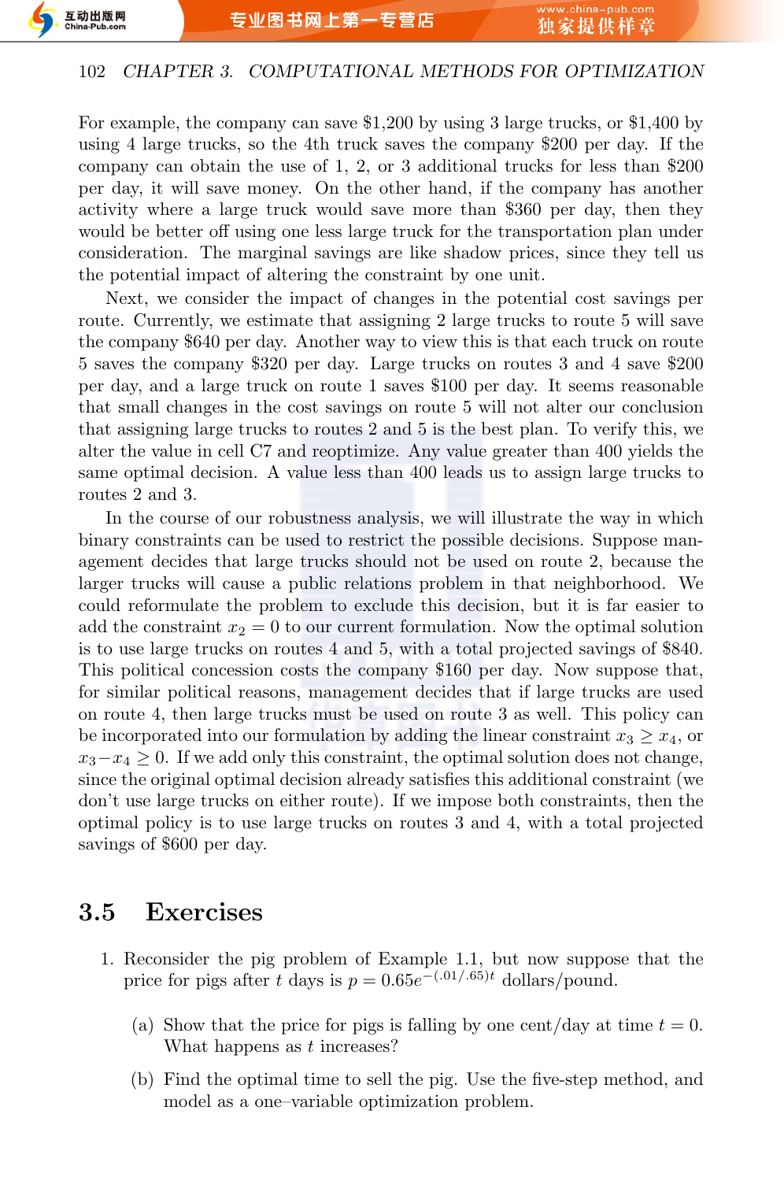For example, the company can save $1,200 by using 3 large trucks, or $1,400 by using 4 large trucks, so the 4th truck saves the company $200 per day. If the company can obtain the use of 1, 2, or 3 additional trucks for less than $200 per day, it will save money. On the other hand, if the company has another activity where a large truck would save more than $360 per day, then they would be better off using one less large truck for the transportation plan under consideration. The marginal savings are like shadow prices, since they tell us the potential impact of altering the constraint by one unit.

Next, we consider the impact of changes in the potential cost savings per route. Currently, we estimate that assigning 2 large trucks to route 5 will save the company $640 per day. Another way to view this is that each truck on route 5 saves the company $320 per day. Large trucks on routes 3 and 4 save $200 per day, and a large truck on route 1 saves $100 per day. It seems reasonable that small changes in the cost savings on route 5 will not alter our conclusion that assigning large trucks to routes 2 and 5 is the best plan. To verify this, we alter the value in cell C7 and reoptimize. Any value greater than 400 yields the same optimal decision. A value less than 400 leads us to assign large trucks to routes 2 and 3.

In the course of our robustness analysis, we will illustrate the way in which binary constraints can be used to restrict the possible decisions. Suppose management decides that large trucks should not be used on route 2, because the larger trucks will cause a public relations problem in that neighborhood. We could reformulate the problem to exclude this decision, but it is far easier to add the constraint $x_2 = 0$ to our current formulation. Now the optimal solution is to use large trucks on routes 4 and 5, with a total projected savings of $840. This political concession costs the company $160 per day. Now suppose that, for similar political reasons, management decides that if large trucks are used on route 4, then large trucks must be used on route 3 as well. This policy can be incorporated into our formulation by adding the linear constraint $x_3 \geq x_4$, or $x_3 - x_4 \geq 0$. If we add only this constraint, the optimal solution does not change, since the original optimal decision already satisfies this additional constraint (we don't use large trucks on either route). If we impose both constraints, then the optimal policy is to use large trucks on routes 3 and 4, with a total projected savings of $600 per day.

## 3.5 Exercises

1. Reconsider the pig problem of Example 1.1, but now suppose that the price for pigs after $t$ days is $p = 0.65e^{-(.01/.65)t}$ dollars/pound.

   (a) Show that the price for pigs is falling by one cent/day at time $t = 0$. What happens as $t$ increases?

   (b) Find the optimal time to sell the pig. Use the five-step method, and model as a one–variable optimization problem.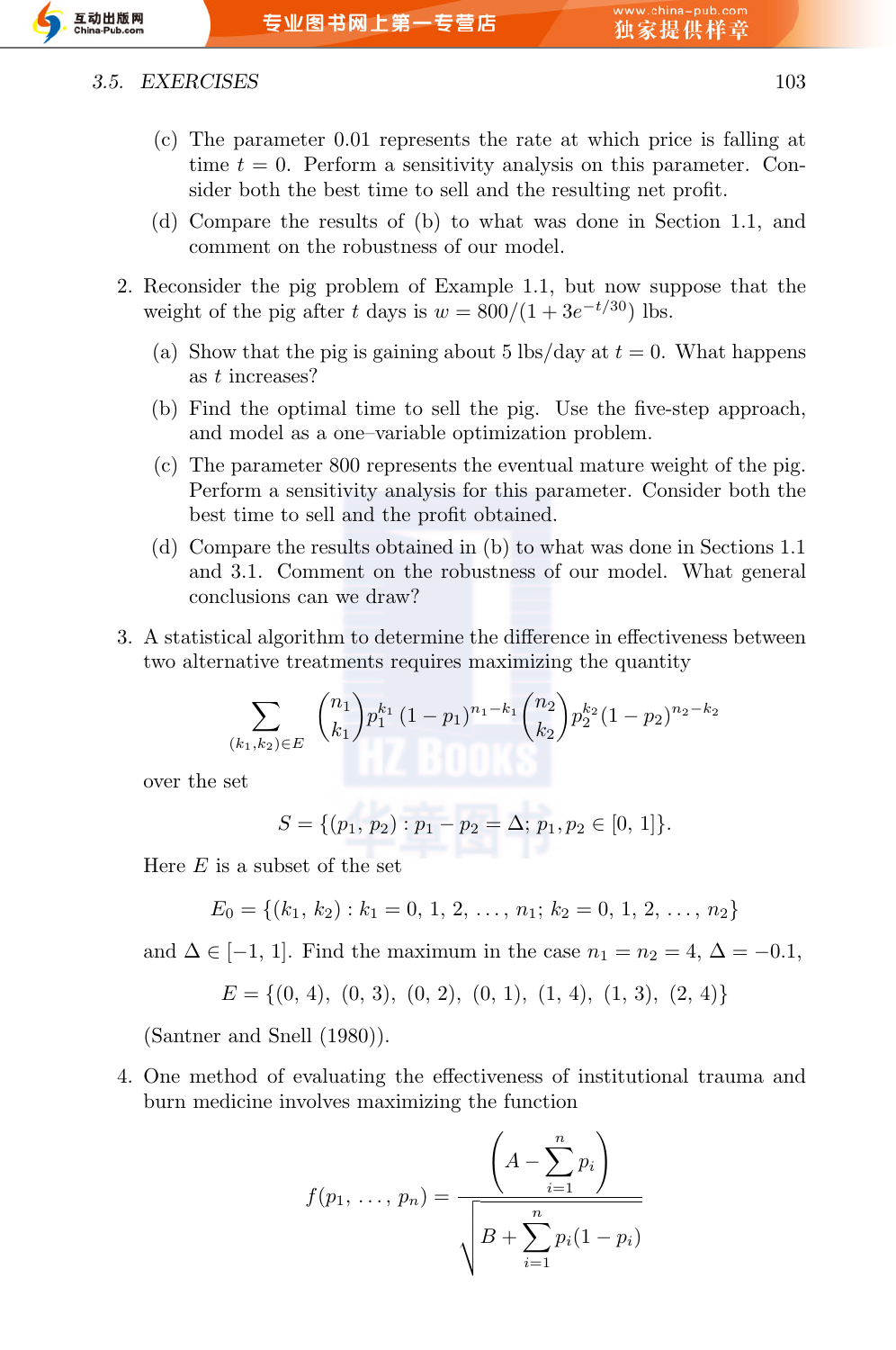(c) The parameter 0.01 represents the rate at which price is falling at time $t = 0$. Perform a sensitivity analysis on this parameter. Consider both the best time to sell and the resulting net profit.

(d) Compare the results of (b) to what was done in Section 1.1, and comment on the robustness of our model.

2. Reconsider the pig problem of Example 1.1, but now suppose that the weight of the pig after $t$ days is $w = 800/(1 + 3e^{-t/30})$ lbs.

   (a) Show that the pig is gaining about 5 lbs/day at $t = 0$. What happens as $t$ increases?

   (b) Find the optimal time to sell the pig. Use the five-step approach, and model as a one–variable optimization problem.

   (c) The parameter 800 represents the eventual mature weight of the pig. Perform a sensitivity analysis for this parameter. Consider both the best time to sell and the profit obtained.

   (d) Compare the results obtained in (b) to what was done in Sections 1.1 and 3.1. Comment on the robustness of our model. What general conclusions can we draw?

3. A statistical algorithm to determine the difference in effectiveness between two alternative treatments requires maximizing the quantity

$$\sum_{(k_1,k_2)\in E} \binom{n_1}{k_1} p_1^{k_1} (1-p_1)^{n_1-k_1} \binom{n_2}{k_2} p_2^{k_2} (1-p_2)^{n_2-k_2}$$

   over the set

$$S = \{(p_1,\, p_2) : p_1 - p_2 = \Delta;\ p_1, p_2 \in [0,\, 1]\}.$$

   Here $E$ is a subset of the set

$$E_0 = \{(k_1,\, k_2) : k_1 = 0,\, 1,\, 2,\, \ldots,\, n_1;\ k_2 = 0,\, 1,\, 2,\, \ldots,\, n_2\}$$

   and $\Delta \in [-1,\, 1]$. Find the maximum in the case $n_1 = n_2 = 4$, $\Delta = -0.1$,

$$E = \{(0,4),\ (0,3),\ (0,2),\ (0,1),\ (1,4),\ (1,3),\ (2,4)\}$$

   (Santner and Snell (1980)).

4. One method of evaluating the effectiveness of institutional trauma and burn medicine involves maximizing the function

$$f(p_1,\, \ldots,\, p_n) = \frac{\left(A - \displaystyle\sum_{i=1}^{n} p_i\right)}{\sqrt{B + \displaystyle\sum_{i=1}^{n} p_i(1-p_i)}}$$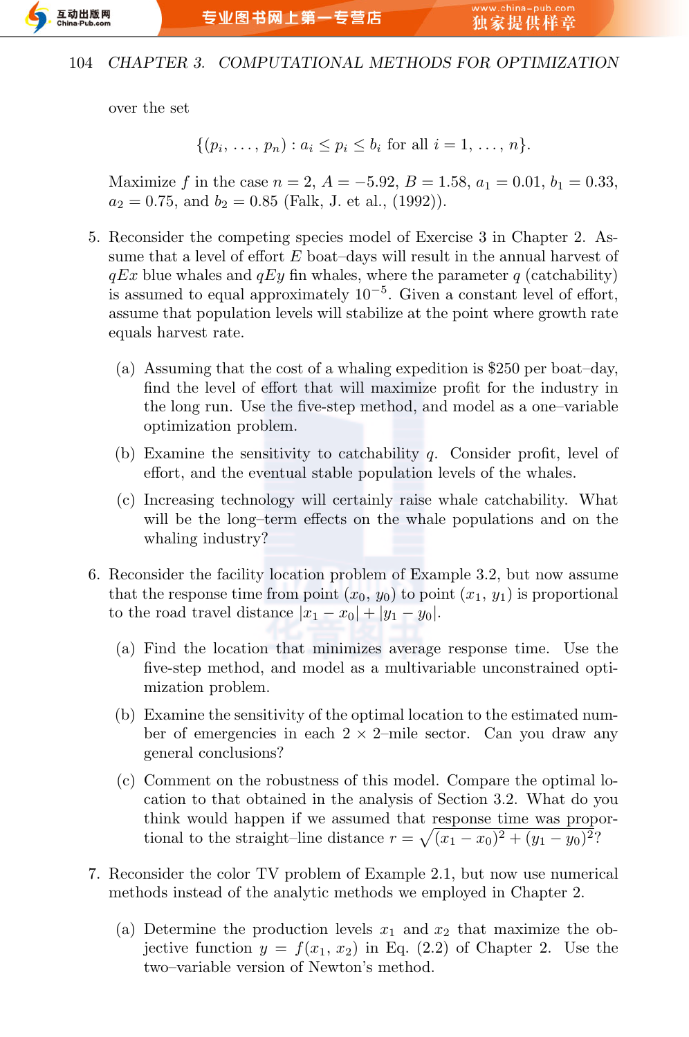over the set

$$\{(p_i, \ldots, p_n) : a_i \le p_i \le b_i \text{ for all } i = 1, \ldots, n\}.$$

Maximize $f$ in the case $n = 2$, $A = -5.92$, $B = 1.58$, $a_1 = 0.01$, $b_1 = 0.33$, $a_2 = 0.75$, and $b_2 = 0.85$ (Falk, J. et al., (1992)).

5. Reconsider the competing species model of Exercise 3 in Chapter 2. Assume that a level of effort $E$ boat–days will result in the annual harvest of $qEx$ blue whales and $qEy$ fin whales, where the parameter $q$ (catchability) is assumed to equal approximately $10^{-5}$. Given a constant level of effort, assume that population levels will stabilize at the point where growth rate equals harvest rate.

   (a) Assuming that the cost of a whaling expedition is \$250 per boat–day, find the level of effort that will maximize profit for the industry in the long run. Use the five-step method, and model as a one–variable optimization problem.

   (b) Examine the sensitivity to catchability $q$. Consider profit, level of effort, and the eventual stable population levels of the whales.

   (c) Increasing technology will certainly raise whale catchability. What will be the long–term effects on the whale populations and on the whaling industry?

6. Reconsider the facility location problem of Example 3.2, but now assume that the response time from point $(x_0, y_0)$ to point $(x_1, y_1)$ is proportional to the road travel distance $|x_1 - x_0| + |y_1 - y_0|$.

   (a) Find the location that minimizes average response time. Use the five-step method, and model as a multivariable unconstrained optimization problem.

   (b) Examine the sensitivity of the optimal location to the estimated number of emergencies in each $2 \times 2$–mile sector. Can you draw any general conclusions?

   (c) Comment on the robustness of this model. Compare the optimal location to that obtained in the analysis of Section 3.2. What do you think would happen if we assumed that response time was proportional to the straight–line distance $r = \sqrt{(x_1 - x_0)^2 + (y_1 - y_0)^2}$?

7. Reconsider the color TV problem of Example 2.1, but now use numerical methods instead of the analytic methods we employed in Chapter 2.

   (a) Determine the production levels $x_1$ and $x_2$ that maximize the objective function $y = f(x_1, x_2)$ in Eq. (2.2) of Chapter 2. Use the two–variable version of Newton's method.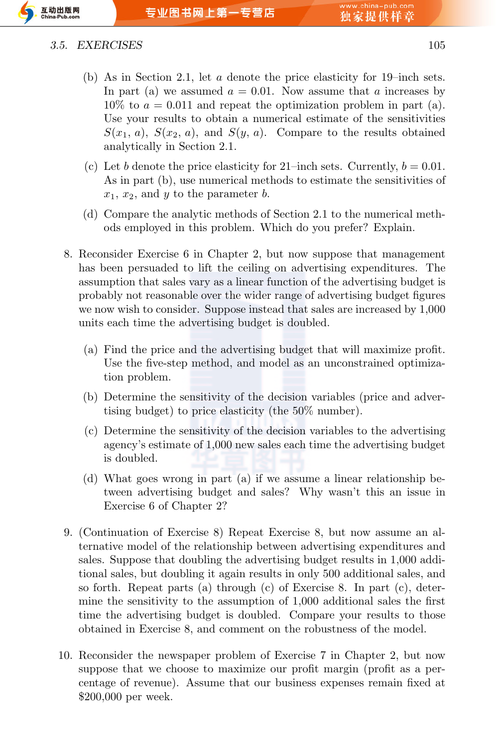(b) As in Section 2.1, let $a$ denote the price elasticity for 19–inch sets. In part (a) we assumed $a = 0.01$. Now assume that $a$ increases by 10% to $a = 0.011$ and repeat the optimization problem in part (a). Use your results to obtain a numerical estimate of the sensitivities $S(x_1, a)$, $S(x_2, a)$, and $S(y, a)$. Compare to the results obtained analytically in Section 2.1.

(c) Let $b$ denote the price elasticity for 21–inch sets. Currently, $b = 0.01$. As in part (b), use numerical methods to estimate the sensitivities of $x_1$, $x_2$, and $y$ to the parameter $b$.

(d) Compare the analytic methods of Section 2.1 to the numerical methods employed in this problem. Which do you prefer? Explain.

8. Reconsider Exercise 6 in Chapter 2, but now suppose that management has been persuaded to lift the ceiling on advertising expenditures. The assumption that sales vary as a linear function of the advertising budget is probably not reasonable over the wider range of advertising budget figures we now wish to consider. Suppose instead that sales are increased by 1,000 units each time the advertising budget is doubled.

   (a) Find the price and the advertising budget that will maximize profit. Use the five-step method, and model as an unconstrained optimization problem.

   (b) Determine the sensitivity of the decision variables (price and advertising budget) to price elasticity (the 50% number).

   (c) Determine the sensitivity of the decision variables to the advertising agency's estimate of 1,000 new sales each time the advertising budget is doubled.

   (d) What goes wrong in part (a) if we assume a linear relationship between advertising budget and sales? Why wasn't this an issue in Exercise 6 of Chapter 2?

9. (Continuation of Exercise 8) Repeat Exercise 8, but now assume an alternative model of the relationship between advertising expenditures and sales. Suppose that doubling the advertising budget results in 1,000 additional sales, but doubling it again results in only 500 additional sales, and so forth. Repeat parts (a) through (c) of Exercise 8. In part (c), determine the sensitivity to the assumption of 1,000 additional sales the first time the advertising budget is doubled. Compare your results to those obtained in Exercise 8, and comment on the robustness of the model.

10. Reconsider the newspaper problem of Exercise 7 in Chapter 2, but now suppose that we choose to maximize our profit margin (profit as a percentage of revenue). Assume that our business expenses remain fixed at $200,000 per week.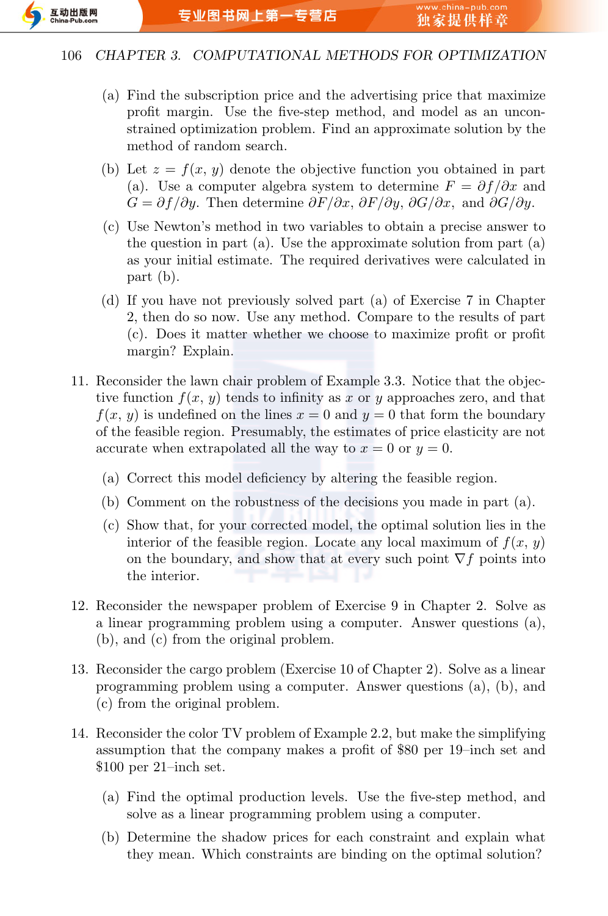(a) Find the subscription price and the advertising price that maximize profit margin. Use the five-step method, and model as an unconstrained optimization problem. Find an approximate solution by the method of random search.

(b) Let $z = f(x, y)$ denote the objective function you obtained in part (a). Use a computer algebra system to determine $F = \partial f/\partial x$ and $G = \partial f/\partial y$. Then determine $\partial F/\partial x$, $\partial F/\partial y$, $\partial G/\partial x$, and $\partial G/\partial y$.

(c) Use Newton's method in two variables to obtain a precise answer to the question in part (a). Use the approximate solution from part (a) as your initial estimate. The required derivatives were calculated in part (b).

(d) If you have not previously solved part (a) of Exercise 7 in Chapter 2, then do so now. Use any method. Compare to the results of part (c). Does it matter whether we choose to maximize profit or profit margin? Explain.

11. Reconsider the lawn chair problem of Example 3.3. Notice that the objective function $f(x, y)$ tends to infinity as $x$ or $y$ approaches zero, and that $f(x, y)$ is undefined on the lines $x = 0$ and $y = 0$ that form the boundary of the feasible region. Presumably, the estimates of price elasticity are not accurate when extrapolated all the way to $x = 0$ or $y = 0$.

    (a) Correct this model deficiency by altering the feasible region.

    (b) Comment on the robustness of the decisions you made in part (a).

    (c) Show that, for your corrected model, the optimal solution lies in the interior of the feasible region. Locate any local maximum of $f(x, y)$ on the boundary, and show that at every such point $\nabla f$ points into the interior.

12. Reconsider the newspaper problem of Exercise 9 in Chapter 2. Solve as a linear programming problem using a computer. Answer questions (a), (b), and (c) from the original problem.

13. Reconsider the cargo problem (Exercise 10 of Chapter 2). Solve as a linear programming problem using a computer. Answer questions (a), (b), and (c) from the original problem.

14. Reconsider the color TV problem of Example 2.2, but make the simplifying assumption that the company makes a profit of \$80 per 19–inch set and \$100 per 21–inch set.

    (a) Find the optimal production levels. Use the five-step method, and solve as a linear programming problem using a computer.

    (b) Determine the shadow prices for each constraint and explain what they mean. Which constraints are binding on the optimal solution?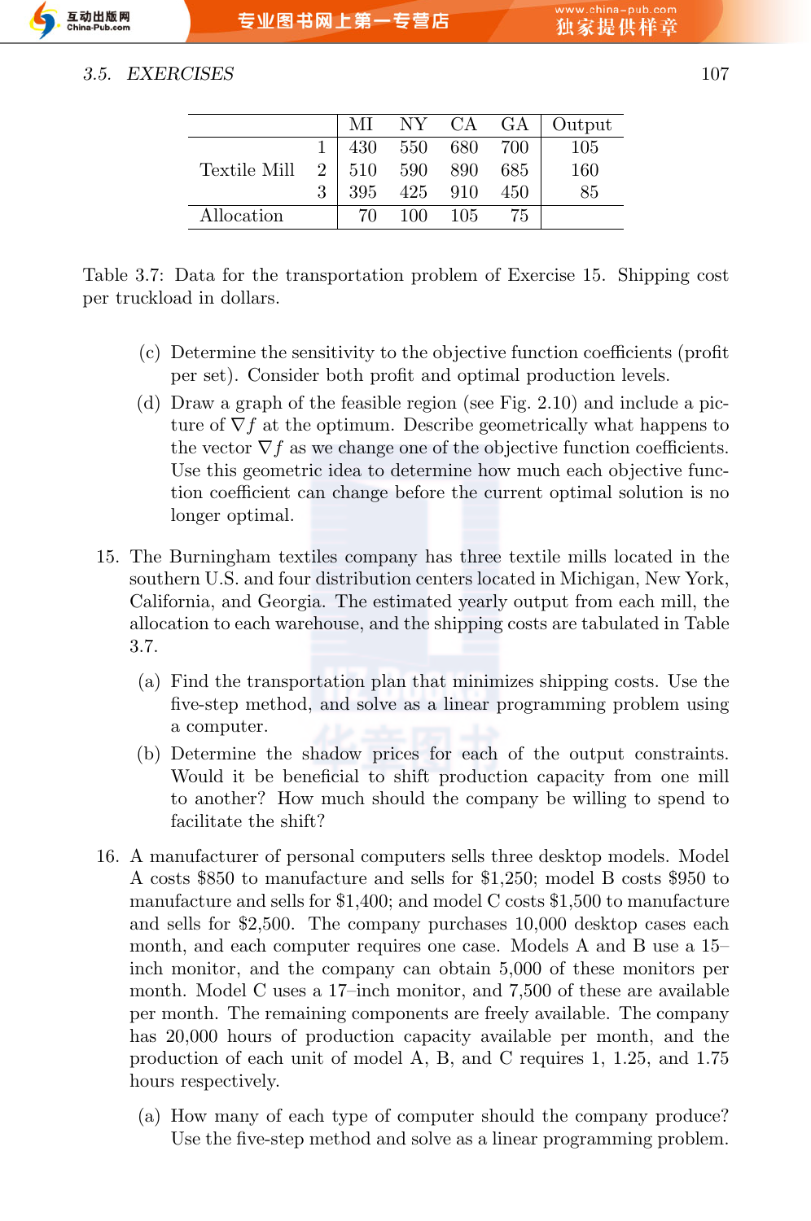| | | MI | NY | CA | GA | Output |
|---|---|---|---|---|---|---|
| | 1 | 430 | 550 | 680 | 700 | 105 |
| Textile Mill | 2 | 510 | 590 | 890 | 685 | 160 |
| | 3 | 395 | 425 | 910 | 450 | 85 |
| Allocation | | 70 | 100 | 105 | 75 | |

Table 3.7: Data for the transportation problem of Exercise 15. Shipping cost per truckload in dollars.

(c) Determine the sensitivity to the objective function coefficients (profit per set). Consider both profit and optimal production levels.

(d) Draw a graph of the feasible region (see Fig. 2.10) and include a picture of $\nabla f$ at the optimum. Describe geometrically what happens to the vector $\nabla f$ as we change one of the objective function coefficients. Use this geometric idea to determine how much each objective function coefficient can change before the current optimal solution is no longer optimal.

15. The Burningham textiles company has three textile mills located in the southern U.S. and four distribution centers located in Michigan, New York, California, and Georgia. The estimated yearly output from each mill, the allocation to each warehouse, and the shipping costs are tabulated in Table 3.7.

    (a) Find the transportation plan that minimizes shipping costs. Use the five-step method, and solve as a linear programming problem using a computer.

    (b) Determine the shadow prices for each of the output constraints. Would it be beneficial to shift production capacity from one mill to another? How much should the company be willing to spend to facilitate the shift?

16. A manufacturer of personal computers sells three desktop models. Model A costs \$850 to manufacture and sells for \$1,250; model B costs \$950 to manufacture and sells for \$1,400; and model C costs \$1,500 to manufacture and sells for \$2,500. The company purchases 10,000 desktop cases each month, and each computer requires one case. Models A and B use a 15–inch monitor, and the company can obtain 5,000 of these monitors per month. Model C uses a 17–inch monitor, and 7,500 of these are available per month. The remaining components are freely available. The company has 20,000 hours of production capacity available per month, and the production of each unit of model A, B, and C requires 1, 1.25, and 1.75 hours respectively.

    (a) How many of each type of computer should the company produce? Use the five-step method and solve as a linear programming problem.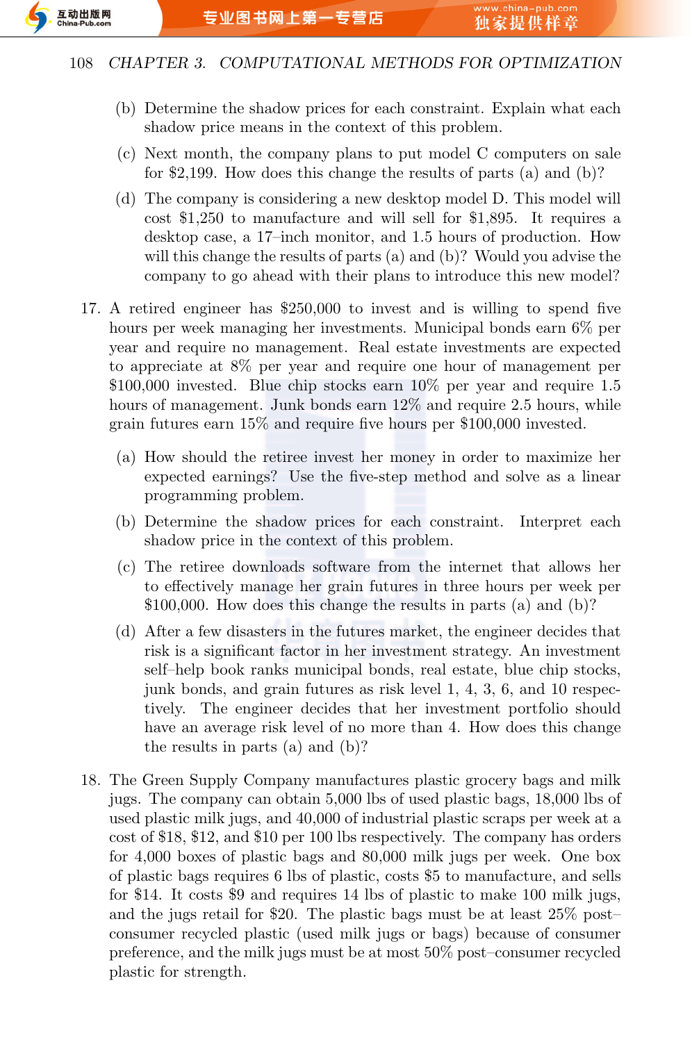(b) Determine the shadow prices for each constraint. Explain what each shadow price means in the context of this problem.

(c) Next month, the company plans to put model C computers on sale for $2,199. How does this change the results of parts (a) and (b)?

(d) The company is considering a new desktop model D. This model will cost $1,250 to manufacture and will sell for $1,895. It requires a desktop case, a 17–inch monitor, and 1.5 hours of production. How will this change the results of parts (a) and (b)? Would you advise the company to go ahead with their plans to introduce this new model?

17. A retired engineer has $250,000 to invest and is willing to spend five hours per week managing her investments. Municipal bonds earn 6% per year and require no management. Real estate investments are expected to appreciate at 8% per year and require one hour of management per $100,000 invested. Blue chip stocks earn 10% per year and require 1.5 hours of management. Junk bonds earn 12% and require 2.5 hours, while grain futures earn 15% and require five hours per $100,000 invested.

    (a) How should the retiree invest her money in order to maximize her expected earnings? Use the five-step method and solve as a linear programming problem.

    (b) Determine the shadow prices for each constraint. Interpret each shadow price in the context of this problem.

    (c) The retiree downloads software from the internet that allows her to effectively manage her grain futures in three hours per week per $100,000. How does this change the results in parts (a) and (b)?

    (d) After a few disasters in the futures market, the engineer decides that risk is a significant factor in her investment strategy. An investment self–help book ranks municipal bonds, real estate, blue chip stocks, junk bonds, and grain futures as risk level 1, 4, 3, 6, and 10 respectively. The engineer decides that her investment portfolio should have an average risk level of no more than 4. How does this change the results in parts (a) and (b)?

18. The Green Supply Company manufactures plastic grocery bags and milk jugs. The company can obtain 5,000 lbs of used plastic bags, 18,000 lbs of used plastic milk jugs, and 40,000 of industrial plastic scraps per week at a cost of $18, $12, and $10 per 100 lbs respectively. The company has orders for 4,000 boxes of plastic bags and 80,000 milk jugs per week. One box of plastic bags requires 6 lbs of plastic, costs $5 to manufacture, and sells for $14. It costs $9 and requires 14 lbs of plastic to make 100 milk jugs, and the jugs retail for $20. The plastic bags must be at least 25% post–consumer recycled plastic (used milk jugs or bags) because of consumer preference, and the milk jugs must be at most 50% post–consumer recycled plastic for strength.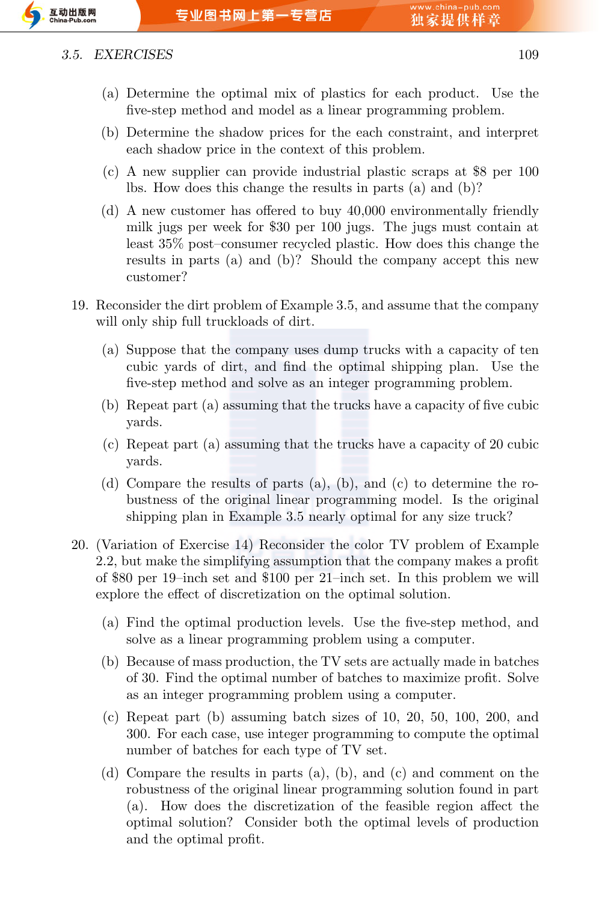(a) Determine the optimal mix of plastics for each product. Use the five-step method and model as a linear programming problem.

(b) Determine the shadow prices for the each constraint, and interpret each shadow price in the context of this problem.

(c) A new supplier can provide industrial plastic scraps at $8 per 100 lbs. How does this change the results in parts (a) and (b)?

(d) A new customer has offered to buy 40,000 environmentally friendly milk jugs per week for $30 per 100 jugs. The jugs must contain at least 35% post–consumer recycled plastic. How does this change the results in parts (a) and (b)? Should the company accept this new customer?

19. Reconsider the dirt problem of Example 3.5, and assume that the company will only ship full truckloads of dirt.

    (a) Suppose that the company uses dump trucks with a capacity of ten cubic yards of dirt, and find the optimal shipping plan. Use the five-step method and solve as an integer programming problem.

    (b) Repeat part (a) assuming that the trucks have a capacity of five cubic yards.

    (c) Repeat part (a) assuming that the trucks have a capacity of 20 cubic yards.

    (d) Compare the results of parts (a), (b), and (c) to determine the robustness of the original linear programming model. Is the original shipping plan in Example 3.5 nearly optimal for any size truck?

20. (Variation of Exercise 14) Reconsider the color TV problem of Example 2.2, but make the simplifying assumption that the company makes a profit of $80 per 19–inch set and $100 per 21–inch set. In this problem we will explore the effect of discretization on the optimal solution.

    (a) Find the optimal production levels. Use the five-step method, and solve as a linear programming problem using a computer.

    (b) Because of mass production, the TV sets are actually made in batches of 30. Find the optimal number of batches to maximize profit. Solve as an integer programming problem using a computer.

    (c) Repeat part (b) assuming batch sizes of 10, 20, 50, 100, 200, and 300. For each case, use integer programming to compute the optimal number of batches for each type of TV set.

    (d) Compare the results in parts (a), (b), and (c) and comment on the robustness of the original linear programming solution found in part (a). How does the discretization of the feasible region affect the optimal solution? Consider both the optimal levels of production and the optimal profit.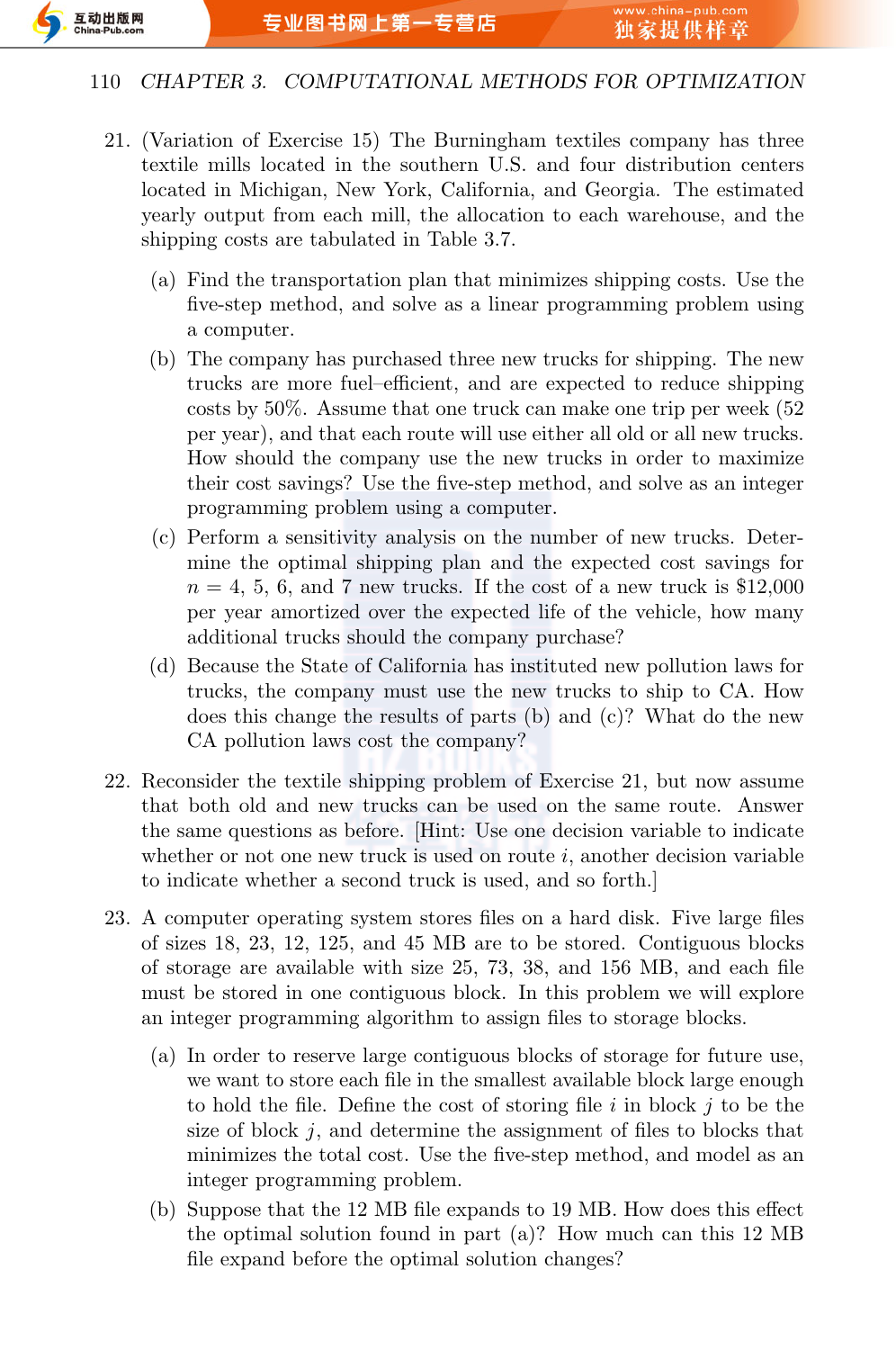21. (Variation of Exercise 15) The Burningham textiles company has three textile mills located in the southern U.S. and four distribution centers located in Michigan, New York, California, and Georgia. The estimated yearly output from each mill, the allocation to each warehouse, and the shipping costs are tabulated in Table 3.7.

    (a) Find the transportation plan that minimizes shipping costs. Use the five-step method, and solve as a linear programming problem using a computer.

    (b) The company has purchased three new trucks for shipping. The new trucks are more fuel–efficient, and are expected to reduce shipping costs by 50%. Assume that one truck can make one trip per week (52 per year), and that each route will use either all old or all new trucks. How should the company use the new trucks in order to maximize their cost savings? Use the five-step method, and solve as an integer programming problem using a computer.

    (c) Perform a sensitivity analysis on the number of new trucks. Determine the optimal shipping plan and the expected cost savings for $n = 4$, 5, 6, and 7 new trucks. If the cost of a new truck is $12,000 per year amortized over the expected life of the vehicle, how many additional trucks should the company purchase?

    (d) Because the State of California has instituted new pollution laws for trucks, the company must use the new trucks to ship to CA. How does this change the results of parts (b) and (c)? What do the new CA pollution laws cost the company?

22. Reconsider the textile shipping problem of Exercise 21, but now assume that both old and new trucks can be used on the same route. Answer the same questions as before. [Hint: Use one decision variable to indicate whether or not one new truck is used on route $i$, another decision variable to indicate whether a second truck is used, and so forth.]

23. A computer operating system stores files on a hard disk. Five large files of sizes 18, 23, 12, 125, and 45 MB are to be stored. Contiguous blocks of storage are available with size 25, 73, 38, and 156 MB, and each file must be stored in one contiguous block. In this problem we will explore an integer programming algorithm to assign files to storage blocks.

    (a) In order to reserve large contiguous blocks of storage for future use, we want to store each file in the smallest available block large enough to hold the file. Define the cost of storing file $i$ in block $j$ to be the size of block $j$, and determine the assignment of files to blocks that minimizes the total cost. Use the five-step method, and model as an integer programming problem.

    (b) Suppose that the 12 MB file expands to 19 MB. How does this effect the optimal solution found in part (a)? How much can this 12 MB file expand before the optimal solution changes?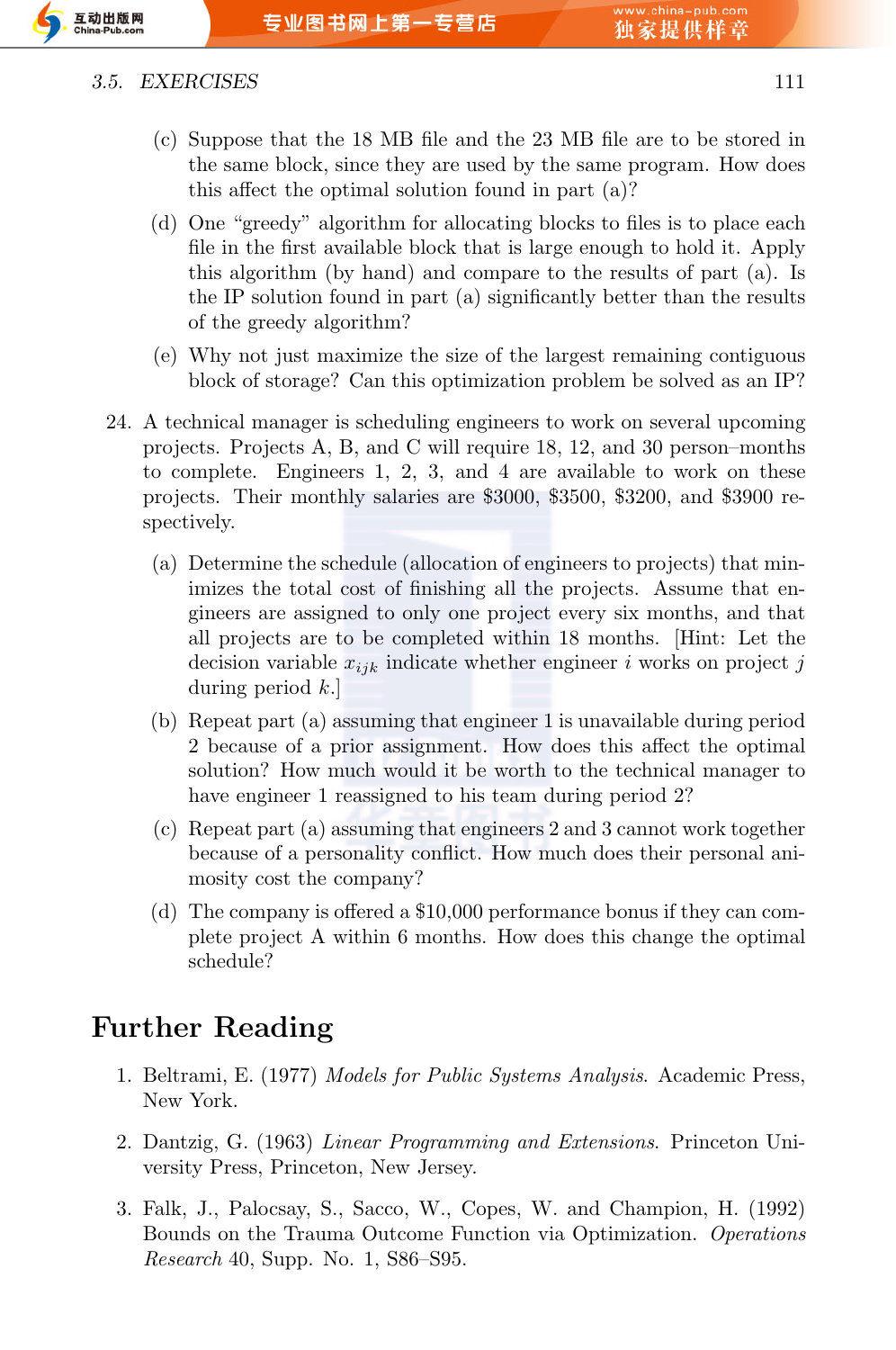(c) Suppose that the 18 MB file and the 23 MB file are to be stored in the same block, since they are used by the same program. How does this affect the optimal solution found in part (a)?

(d) One "greedy" algorithm for allocating blocks to files is to place each file in the first available block that is large enough to hold it. Apply this algorithm (by hand) and compare to the results of part (a). Is the IP solution found in part (a) significantly better than the results of the greedy algorithm?

(e) Why not just maximize the size of the largest remaining contiguous block of storage? Can this optimization problem be solved as an IP?

24. A technical manager is scheduling engineers to work on several upcoming projects. Projects A, B, and C will require 18, 12, and 30 person–months to complete. Engineers 1, 2, 3, and 4 are available to work on these projects. Their monthly salaries are $3000, $3500, $3200, and $3900 respectively.

    (a) Determine the schedule (allocation of engineers to projects) that minimizes the total cost of finishing all the projects. Assume that engineers are assigned to only one project every six months, and that all projects are to be completed within 18 months. [Hint: Let the decision variable $x_{ijk}$ indicate whether engineer $i$ works on project $j$ during period $k$.]

    (b) Repeat part (a) assuming that engineer 1 is unavailable during period 2 because of a prior assignment. How does this affect the optimal solution? How much would it be worth to the technical manager to have engineer 1 reassigned to his team during period 2?

    (c) Repeat part (a) assuming that engineers 2 and 3 cannot work together because of a personality conflict. How much does their personal animosity cost the company?

    (d) The company is offered a $10,000 performance bonus if they can complete project A within 6 months. How does this change the optimal schedule?

## Further Reading

1. Beltrami, E. (1977) *Models for Public Systems Analysis*. Academic Press, New York.

2. Dantzig, G. (1963) *Linear Programming and Extensions*. Princeton University Press, Princeton, New Jersey.

3. Falk, J., Palocsay, S., Sacco, W., Copes, W. and Champion, H. (1992) Bounds on the Trauma Outcome Function via Optimization. *Operations Research* 40, Supp. No. 1, S86–S95.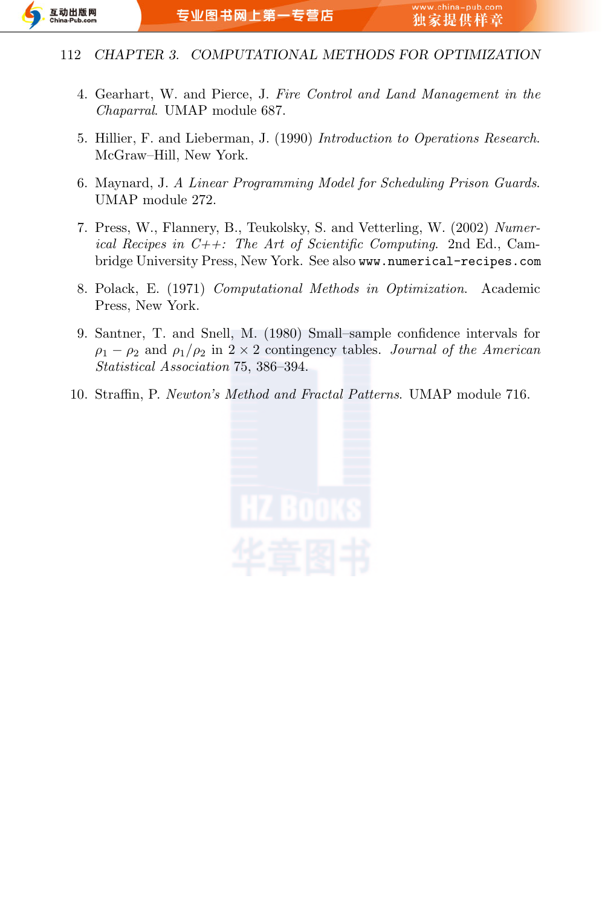4. Gearhart, W. and Pierce, J. *Fire Control and Land Management in the Chaparral*. UMAP module 687.

5. Hillier, F. and Lieberman, J. (1990) *Introduction to Operations Research*. McGraw–Hill, New York.

6. Maynard, J. *A Linear Programming Model for Scheduling Prison Guards*. UMAP module 272.

7. Press, W., Flannery, B., Teukolsky, S. and Vetterling, W. (2002) *Numerical Recipes in C++: The Art of Scientific Computing*. 2nd Ed., Cambridge University Press, New York. See also `www.numerical-recipes.com`

8. Polack, E. (1971) *Computational Methods in Optimization*. Academic Press, New York.

9. Santner, T. and Snell, M. (1980) Small–sample confidence intervals for $\rho_1 - \rho_2$ and $\rho_1/\rho_2$ in $2 \times 2$ contingency tables. *Journal of the American Statistical Association* 75, 386–394.

10. Straffin, P. *Newton's Method and Fractal Patterns*. UMAP module 716.